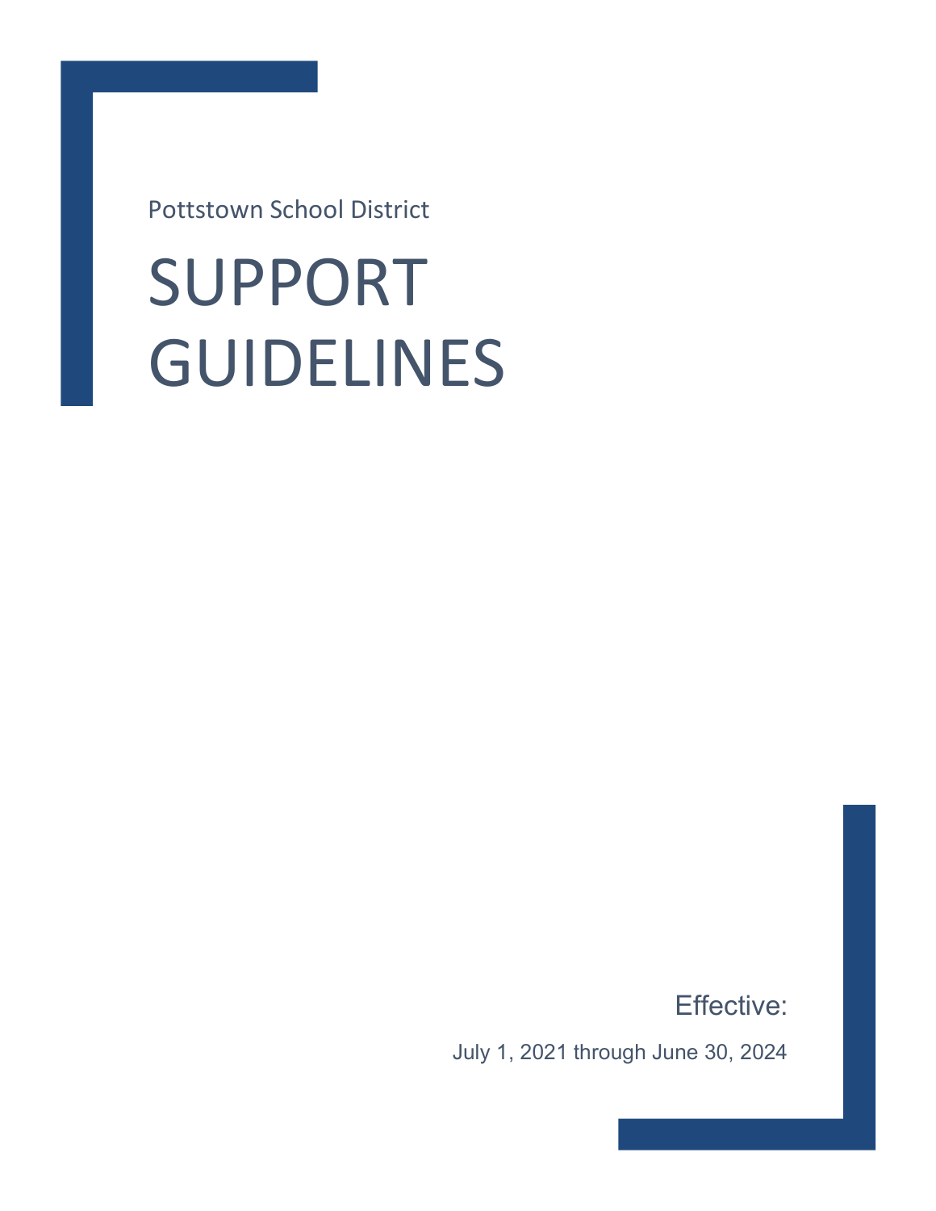Pottstown School District

# SUPPORT GUIDELINES

Effective:

July 1, 2021 through June 30, 2024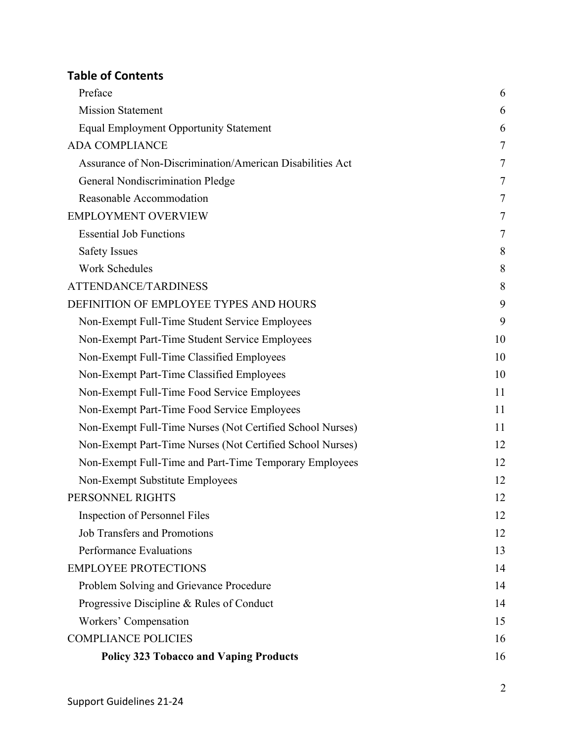## Table of Contents

| | |
|---|---|
| Preface | 6 |
| Mission Statement | 6 |
| Equal Employment Opportunity Statement | 6 |
| ADA COMPLIANCE | 7 |
| Assurance of Non-Discrimination/American Disabilities Act | 7 |
| General Nondiscrimination Pledge | 7 |
| Reasonable Accommodation | 7 |
| EMPLOYMENT OVERVIEW | 7 |
| Essential Job Functions | 7 |
| Safety Issues | 8 |
| Work Schedules | 8 |
| ATTENDANCE/TARDINESS | 8 |
| DEFINITION OF EMPLOYEE TYPES AND HOURS | 9 |
| Non-Exempt Full-Time Student Service Employees | 9 |
| Non-Exempt Part-Time Student Service Employees | 10 |
| Non-Exempt Full-Time Classified Employees | 10 |
| Non-Exempt Part-Time Classified Employees | 10 |
| Non-Exempt Full-Time Food Service Employees | 11 |
| Non-Exempt Part-Time Food Service Employees | 11 |
| Non-Exempt Full-Time Nurses (Not Certified School Nurses) | 11 |
| Non-Exempt Part-Time Nurses (Not Certified School Nurses) | 12 |
| Non-Exempt Full-Time and Part-Time Temporary Employees | 12 |
| Non-Exempt Substitute Employees | 12 |
| PERSONNEL RIGHTS | 12 |
| Inspection of Personnel Files | 12 |
| Job Transfers and Promotions | 12 |
| Performance Evaluations | 13 |
| EMPLOYEE PROTECTIONS | 14 |
| Problem Solving and Grievance Procedure | 14 |
| Progressive Discipline & Rules of Conduct | 14 |
| Workers' Compensation | 15 |
| COMPLIANCE POLICIES | 16 |
| **Policy 323 Tobacco and Vaping Products** | 16 |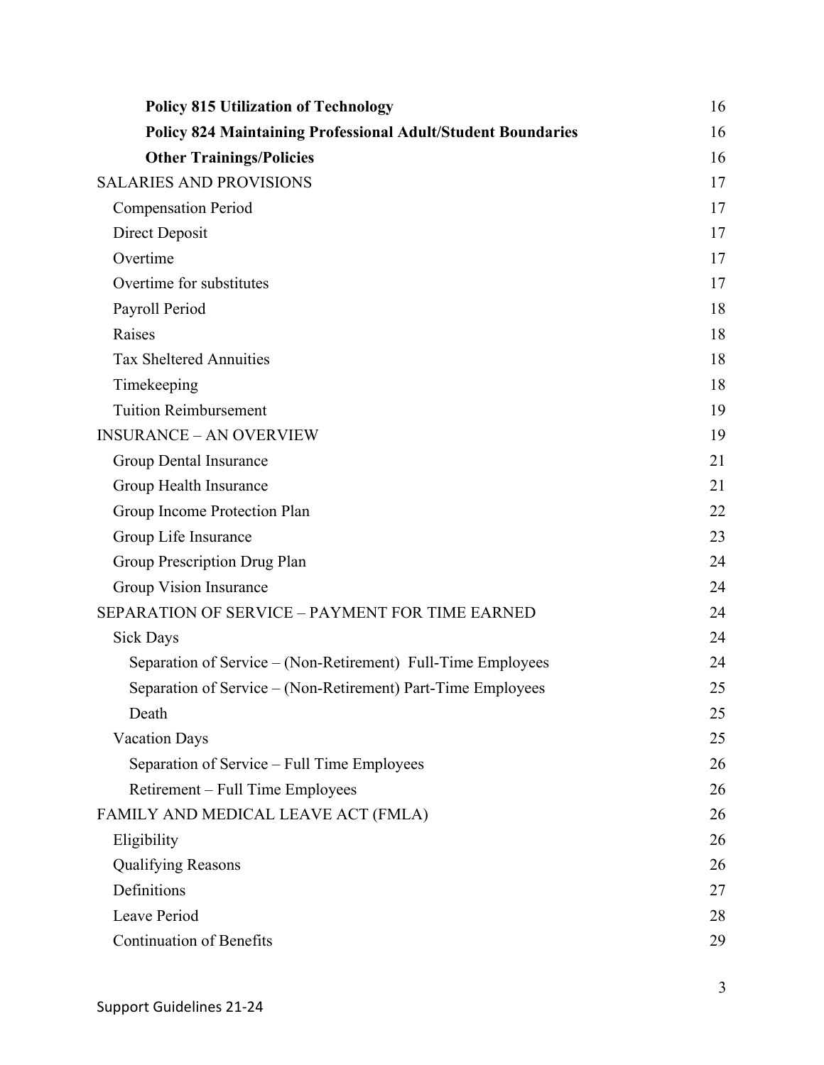| | |
|---|---|
| **Policy 815 Utilization of Technology** | 16 |
| **Policy 824 Maintaining Professional Adult/Student Boundaries** | 16 |
| **Other Trainings/Policies** | 16 |
| SALARIES AND PROVISIONS | 17 |
| Compensation Period | 17 |
| Direct Deposit | 17 |
| Overtime | 17 |
| Overtime for substitutes | 17 |
| Payroll Period | 18 |
| Raises | 18 |
| Tax Sheltered Annuities | 18 |
| Timekeeping | 18 |
| Tuition Reimbursement | 19 |
| INSURANCE – AN OVERVIEW | 19 |
| Group Dental Insurance | 21 |
| Group Health Insurance | 21 |
| Group Income Protection Plan | 22 |
| Group Life Insurance | 23 |
| Group Prescription Drug Plan | 24 |
| Group Vision Insurance | 24 |
| SEPARATION OF SERVICE – PAYMENT FOR TIME EARNED | 24 |
| Sick Days | 24 |
| Separation of Service – (Non-Retirement) Full-Time Employees | 24 |
| Separation of Service – (Non-Retirement) Part-Time Employees | 25 |
| Death | 25 |
| Vacation Days | 25 |
| Separation of Service – Full Time Employees | 26 |
| Retirement – Full Time Employees | 26 |
| FAMILY AND MEDICAL LEAVE ACT (FMLA) | 26 |
| Eligibility | 26 |
| Qualifying Reasons | 26 |
| Definitions | 27 |
| Leave Period | 28 |
| Continuation of Benefits | 29 |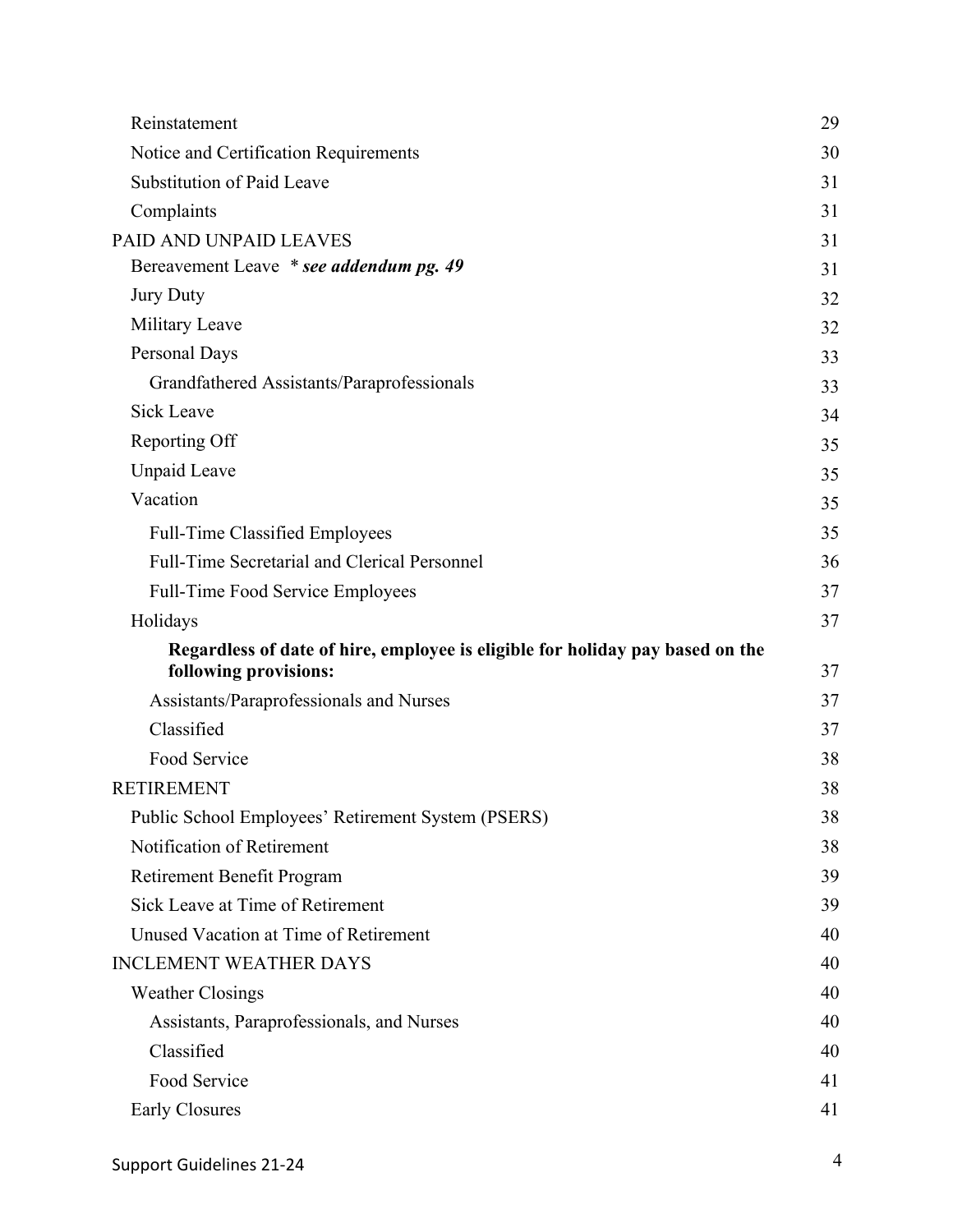| | |
|---|---|
| Reinstatement | 29 |
| Notice and Certification Requirements | 30 |
| Substitution of Paid Leave | 31 |
| Complaints | 31 |
| PAID AND UNPAID LEAVES | 31 |
| Bereavement Leave *\* see addendum pg. 49* | 31 |
| Jury Duty | 32 |
| Military Leave | 32 |
| Personal Days | 33 |
| Grandfathered Assistants/Paraprofessionals | 33 |
| Sick Leave | 34 |
| Reporting Off | 35 |
| Unpaid Leave | 35 |
| Vacation | 35 |
| Full-Time Classified Employees | 35 |
| Full-Time Secretarial and Clerical Personnel | 36 |
| Full-Time Food Service Employees | 37 |
| Holidays | 37 |
| **Regardless of date of hire, employee is eligible for holiday pay based on the following provisions:** | 37 |
| Assistants/Paraprofessionals and Nurses | 37 |
| Classified | 37 |
| Food Service | 38 |
| RETIREMENT | 38 |
| Public School Employees' Retirement System (PSERS) | 38 |
| Notification of Retirement | 38 |
| Retirement Benefit Program | 39 |
| Sick Leave at Time of Retirement | 39 |
| Unused Vacation at Time of Retirement | 40 |
| INCLEMENT WEATHER DAYS | 40 |
| Weather Closings | 40 |
| Assistants, Paraprofessionals, and Nurses | 40 |
| Classified | 40 |
| Food Service | 41 |
| Early Closures | 41 |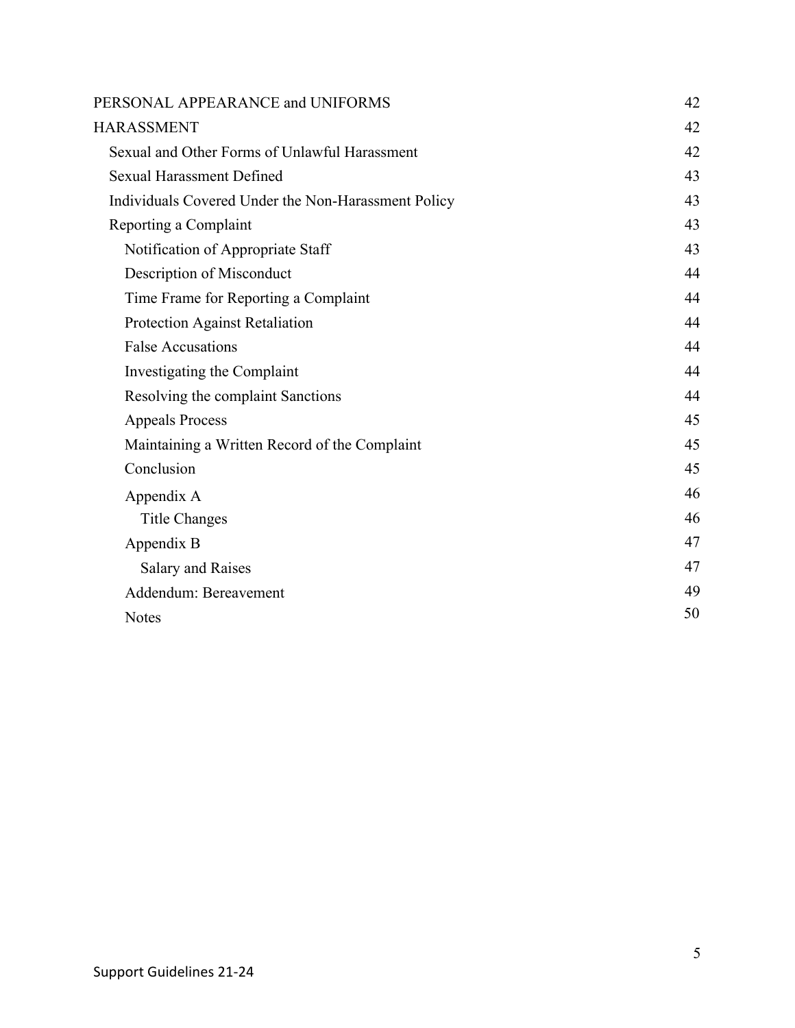| | |
|---|---|
| PERSONAL APPEARANCE and UNIFORMS | 42 |
| HARASSMENT | 42 |
| Sexual and Other Forms of Unlawful Harassment | 42 |
| Sexual Harassment Defined | 43 |
| Individuals Covered Under the Non-Harassment Policy | 43 |
| Reporting a Complaint | 43 |
| Notification of Appropriate Staff | 43 |
| Description of Misconduct | 44 |
| Time Frame for Reporting a Complaint | 44 |
| Protection Against Retaliation | 44 |
| False Accusations | 44 |
| Investigating the Complaint | 44 |
| Resolving the complaint Sanctions | 44 |
| Appeals Process | 45 |
| Maintaining a Written Record of the Complaint | 45 |
| Conclusion | 45 |
| Appendix A | 46 |
| Title Changes | 46 |
| Appendix B | 47 |
| Salary and Raises | 47 |
| Addendum: Bereavement | 49 |
| Notes | 50 |

Support Guidelines 21-24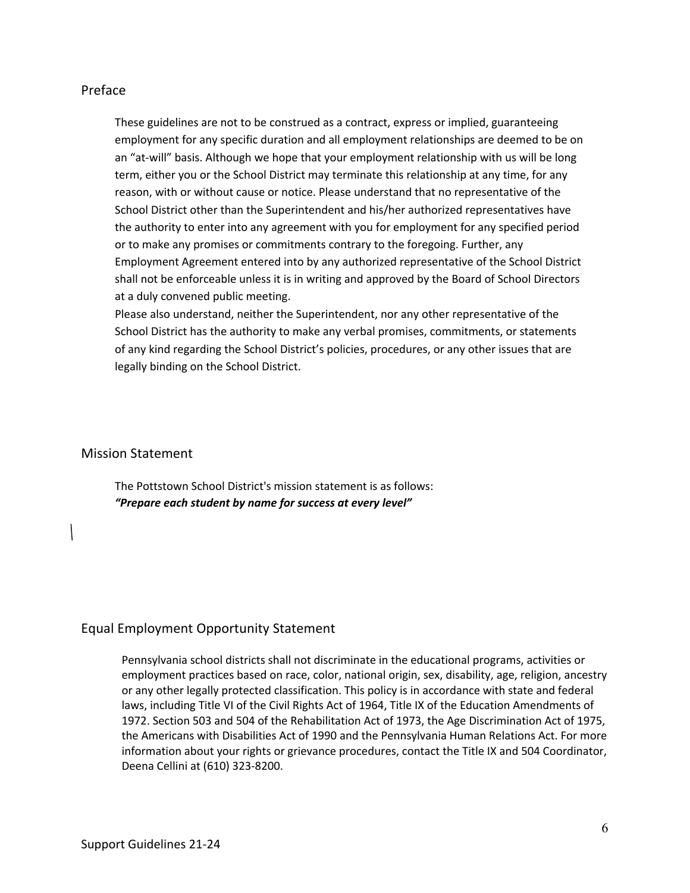## Preface

These guidelines are not to be construed as a contract, express or implied, guaranteeing employment for any specific duration and all employment relationships are deemed to be on an "at-will" basis. Although we hope that your employment relationship with us will be long term, either you or the School District may terminate this relationship at any time, for any reason, with or without cause or notice. Please understand that no representative of the School District other than the Superintendent and his/her authorized representatives have the authority to enter into any agreement with you for employment for any specified period or to make any promises or commitments contrary to the foregoing. Further, any Employment Agreement entered into by any authorized representative of the School District shall not be enforceable unless it is in writing and approved by the Board of School Directors at a duly convened public meeting.

Please also understand, neither the Superintendent, nor any other representative of the School District has the authority to make any verbal promises, commitments, or statements of any kind regarding the School District's policies, procedures, or any other issues that are legally binding on the School District.

## Mission Statement

The Pottstown School District's mission statement is as follows:

***"Prepare each student by name for success at every level"***

## Equal Employment Opportunity Statement

Pennsylvania school districts shall not discriminate in the educational programs, activities or employment practices based on race, color, national origin, sex, disability, age, religion, ancestry or any other legally protected classification. This policy is in accordance with state and federal laws, including Title VI of the Civil Rights Act of 1964, Title IX of the Education Amendments of 1972. Section 503 and 504 of the Rehabilitation Act of 1973, the Age Discrimination Act of 1975, the Americans with Disabilities Act of 1990 and the Pennsylvania Human Relations Act. For more information about your rights or grievance procedures, contact the Title IX and 504 Coordinator, Deena Cellini at (610) 323-8200.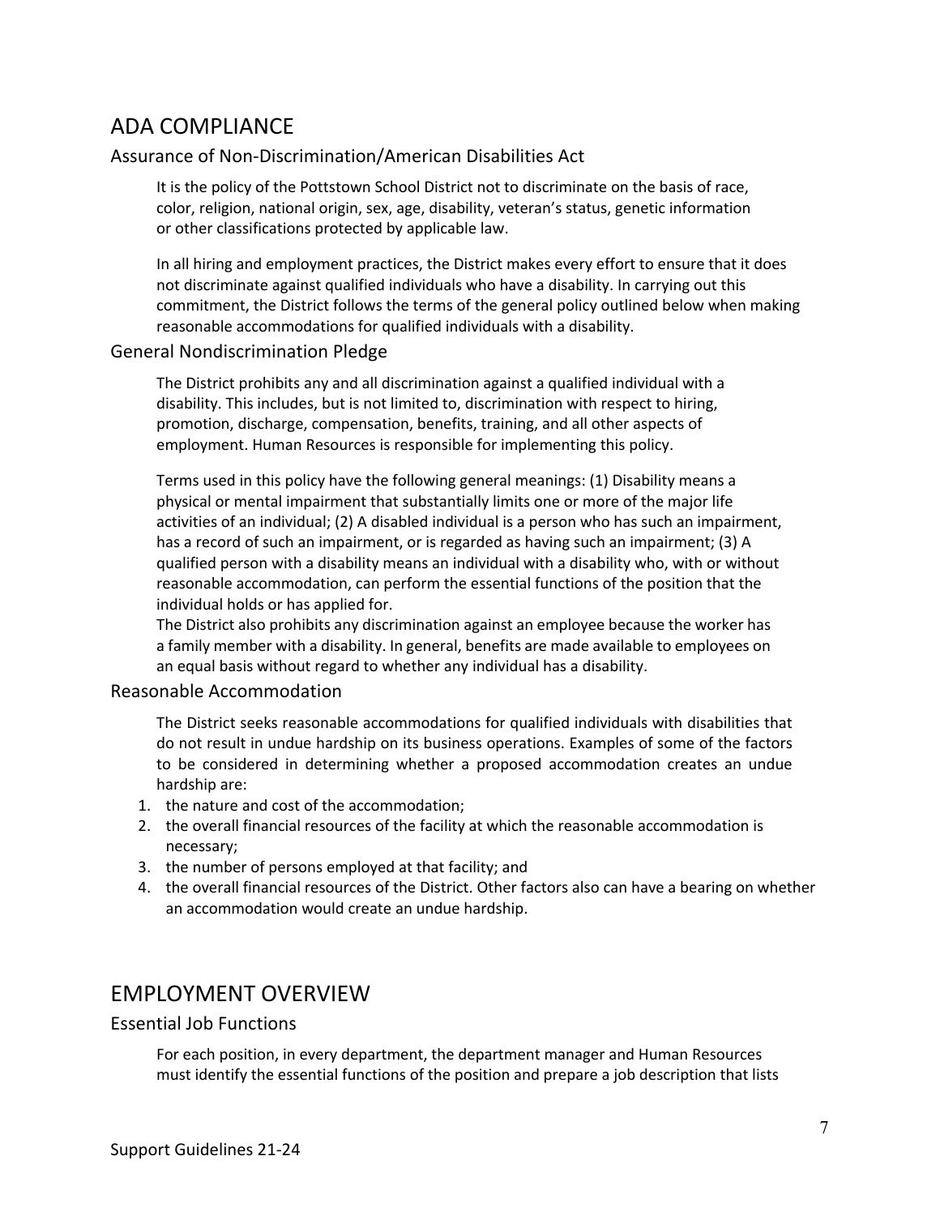# ADA COMPLIANCE

## Assurance of Non-Discrimination/American Disabilities Act

It is the policy of the Pottstown School District not to discriminate on the basis of race, color, religion, national origin, sex, age, disability, veteran's status, genetic information or other classifications protected by applicable law.

In all hiring and employment practices, the District makes every effort to ensure that it does not discriminate against qualified individuals who have a disability. In carrying out this commitment, the District follows the terms of the general policy outlined below when making reasonable accommodations for qualified individuals with a disability.

## General Nondiscrimination Pledge

The District prohibits any and all discrimination against a qualified individual with a disability. This includes, but is not limited to, discrimination with respect to hiring, promotion, discharge, compensation, benefits, training, and all other aspects of employment. Human Resources is responsible for implementing this policy.

Terms used in this policy have the following general meanings: (1) Disability means a physical or mental impairment that substantially limits one or more of the major life activities of an individual; (2) A disabled individual is a person who has such an impairment, has a record of such an impairment, or is regarded as having such an impairment; (3) A qualified person with a disability means an individual with a disability who, with or without reasonable accommodation, can perform the essential functions of the position that the individual holds or has applied for.
The District also prohibits any discrimination against an employee because the worker has a family member with a disability. In general, benefits are made available to employees on an equal basis without regard to whether any individual has a disability.

## Reasonable Accommodation

The District seeks reasonable accommodations for qualified individuals with disabilities that do not result in undue hardship on its business operations. Examples of some of the factors to be considered in determining whether a proposed accommodation creates an undue hardship are:

1. the nature and cost of the accommodation;
2. the overall financial resources of the facility at which the reasonable accommodation is necessary;
3. the number of persons employed at that facility; and
4. the overall financial resources of the District. Other factors also can have a bearing on whether an accommodation would create an undue hardship.

# EMPLOYMENT OVERVIEW

## Essential Job Functions

For each position, in every department, the department manager and Human Resources must identify the essential functions of the position and prepare a job description that lists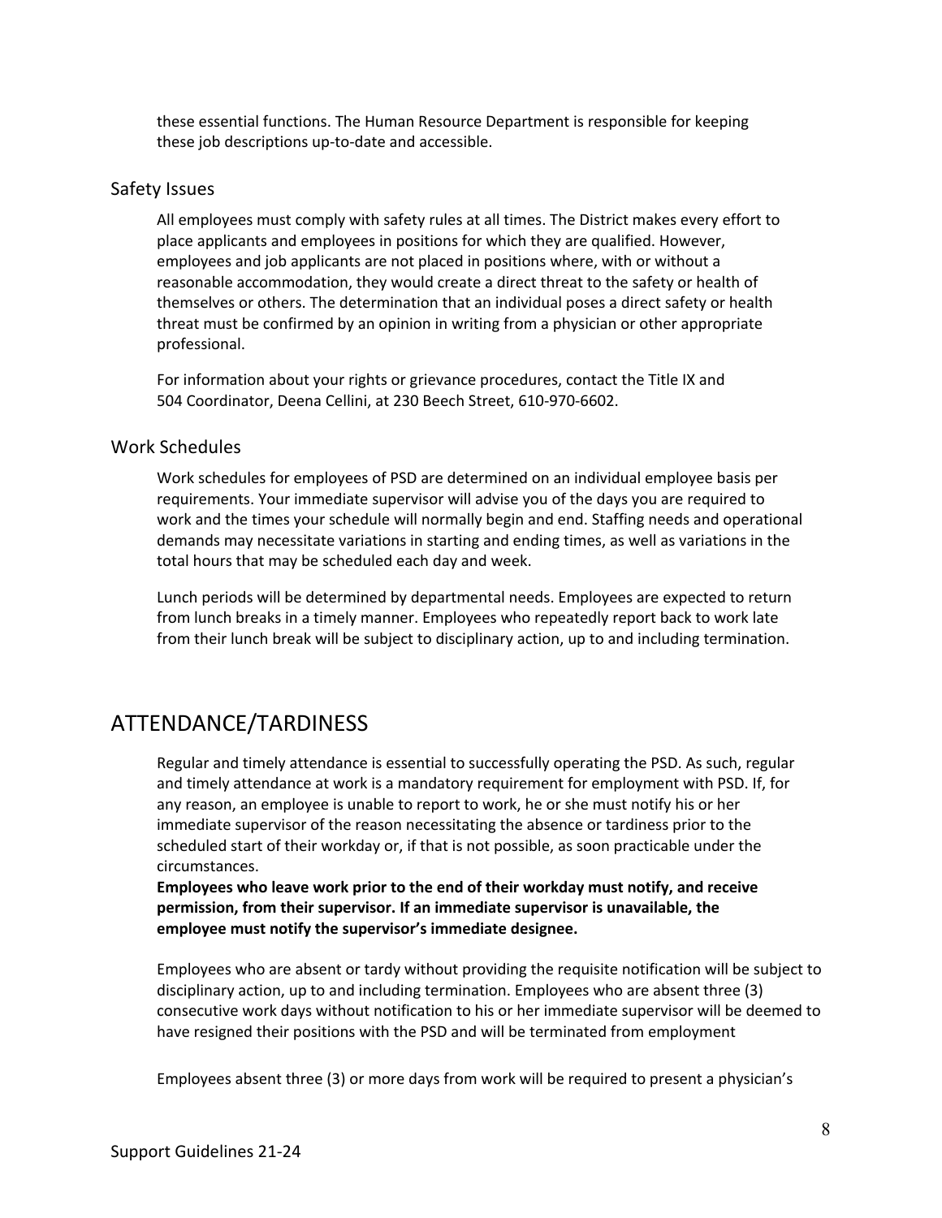these essential functions. The Human Resource Department is responsible for keeping these job descriptions up-to-date and accessible.

### Safety Issues

All employees must comply with safety rules at all times. The District makes every effort to place applicants and employees in positions for which they are qualified. However, employees and job applicants are not placed in positions where, with or without a reasonable accommodation, they would create a direct threat to the safety or health of themselves or others. The determination that an individual poses a direct safety or health threat must be confirmed by an opinion in writing from a physician or other appropriate professional.

For information about your rights or grievance procedures, contact the Title IX and 504 Coordinator, Deena Cellini, at 230 Beech Street, 610-970-6602.

### Work Schedules

Work schedules for employees of PSD are determined on an individual employee basis per requirements. Your immediate supervisor will advise you of the days you are required to work and the times your schedule will normally begin and end. Staffing needs and operational demands may necessitate variations in starting and ending times, as well as variations in the total hours that may be scheduled each day and week.

Lunch periods will be determined by departmental needs. Employees are expected to return from lunch breaks in a timely manner. Employees who repeatedly report back to work late from their lunch break will be subject to disciplinary action, up to and including termination.

## ATTENDANCE/TARDINESS

Regular and timely attendance is essential to successfully operating the PSD. As such, regular and timely attendance at work is a mandatory requirement for employment with PSD. If, for any reason, an employee is unable to report to work, he or she must notify his or her immediate supervisor of the reason necessitating the absence or tardiness prior to the scheduled start of their workday or, if that is not possible, as soon practicable under the circumstances.
**Employees who leave work prior to the end of their workday must notify, and receive permission, from their supervisor. If an immediate supervisor is unavailable, the employee must notify the supervisor's immediate designee.**

Employees who are absent or tardy without providing the requisite notification will be subject to disciplinary action, up to and including termination. Employees who are absent three (3) consecutive work days without notification to his or her immediate supervisor will be deemed to have resigned their positions with the PSD and will be terminated from employment

Employees absent three (3) or more days from work will be required to present a physician's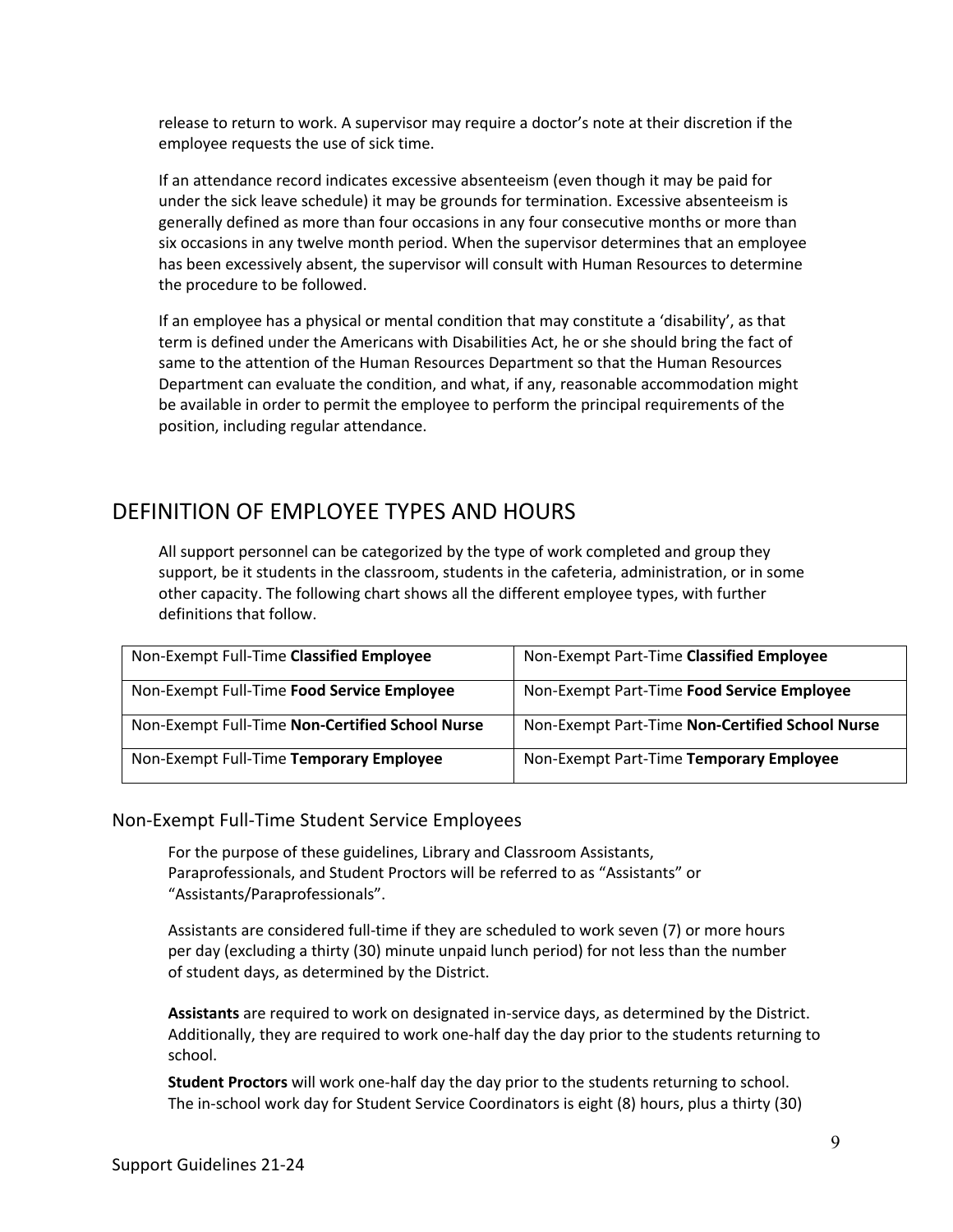release to return to work. A supervisor may require a doctor's note at their discretion if the employee requests the use of sick time.

If an attendance record indicates excessive absenteeism (even though it may be paid for under the sick leave schedule) it may be grounds for termination. Excessive absenteeism is generally defined as more than four occasions in any four consecutive months or more than six occasions in any twelve month period. When the supervisor determines that an employee has been excessively absent, the supervisor will consult with Human Resources to determine the procedure to be followed.

If an employee has a physical or mental condition that may constitute a 'disability', as that term is defined under the Americans with Disabilities Act, he or she should bring the fact of same to the attention of the Human Resources Department so that the Human Resources Department can evaluate the condition, and what, if any, reasonable accommodation might be available in order to permit the employee to perform the principal requirements of the position, including regular attendance.

## DEFINITION OF EMPLOYEE TYPES AND HOURS

All support personnel can be categorized by the type of work completed and group they support, be it students in the classroom, students in the cafeteria, administration, or in some other capacity. The following chart shows all the different employee types, with further definitions that follow.

| | |
|---|---|
| Non-Exempt Full-Time **Classified Employee** | Non-Exempt Part-Time **Classified Employee** |
| Non-Exempt Full-Time **Food Service Employee** | Non-Exempt Part-Time **Food Service Employee** |
| Non-Exempt Full-Time **Non-Certified School Nurse** | Non-Exempt Part-Time **Non-Certified School Nurse** |
| Non-Exempt Full-Time **Temporary Employee** | Non-Exempt Part-Time **Temporary Employee** |

### Non-Exempt Full-Time Student Service Employees

For the purpose of these guidelines, Library and Classroom Assistants, Paraprofessionals, and Student Proctors will be referred to as "Assistants" or "Assistants/Paraprofessionals".

Assistants are considered full-time if they are scheduled to work seven (7) or more hours per day (excluding a thirty (30) minute unpaid lunch period) for not less than the number of student days, as determined by the District.

**Assistants** are required to work on designated in-service days, as determined by the District. Additionally, they are required to work one-half day the day prior to the students returning to school.

**Student Proctors** will work one-half day the day prior to the students returning to school. The in-school work day for Student Service Coordinators is eight (8) hours, plus a thirty (30)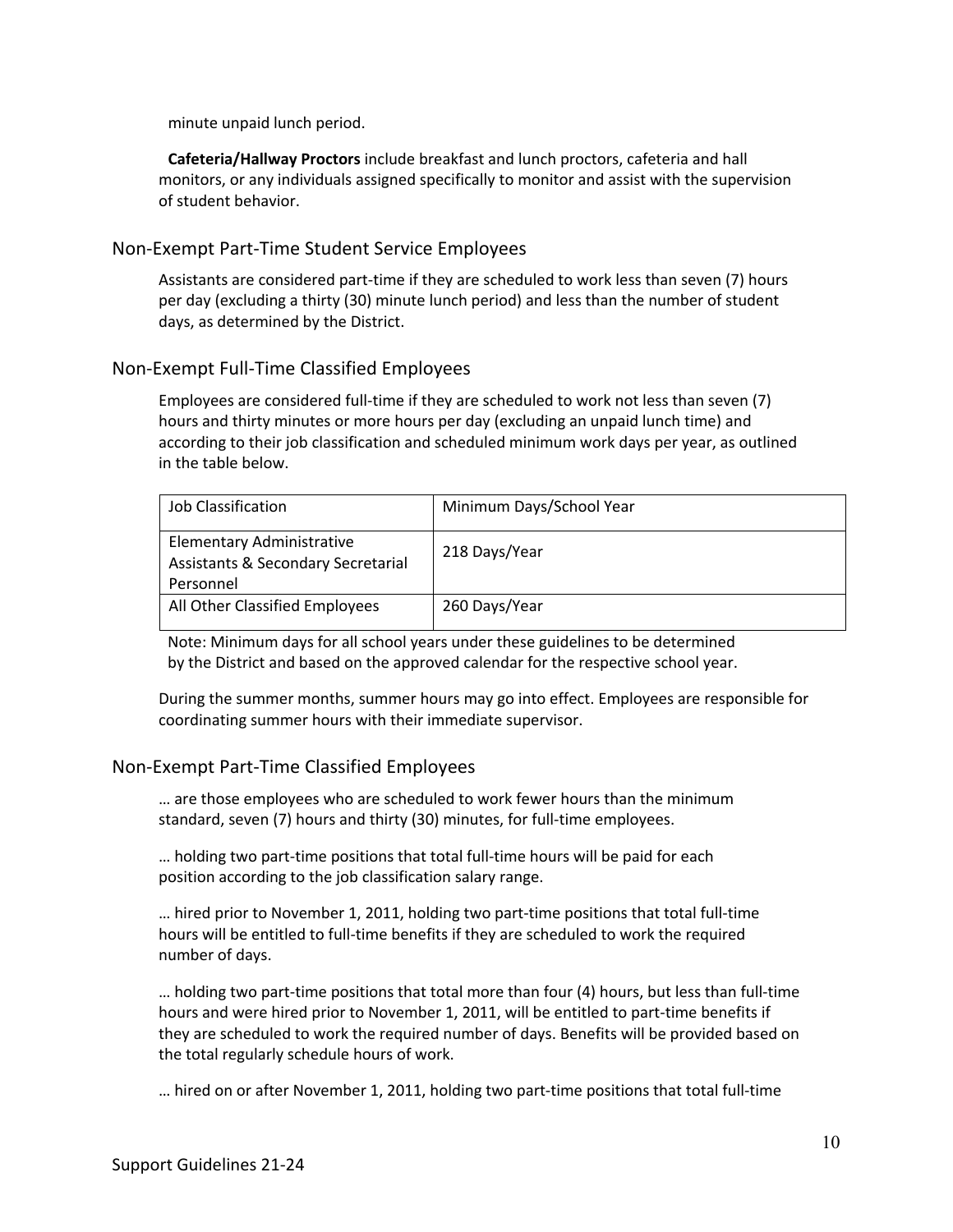minute unpaid lunch period.

**Cafeteria/Hallway Proctors** include breakfast and lunch proctors, cafeteria and hall monitors, or any individuals assigned specifically to monitor and assist with the supervision of student behavior.

## Non-Exempt Part-Time Student Service Employees

Assistants are considered part-time if they are scheduled to work less than seven (7) hours per day (excluding a thirty (30) minute lunch period) and less than the number of student days, as determined by the District.

## Non-Exempt Full-Time Classified Employees

Employees are considered full-time if they are scheduled to work not less than seven (7) hours and thirty minutes or more hours per day (excluding an unpaid lunch time) and according to their job classification and scheduled minimum work days per year, as outlined in the table below.

| Job Classification | Minimum Days/School Year |
|---|---|
| Elementary Administrative Assistants & Secondary Secretarial Personnel | 218 Days/Year |
| All Other Classified Employees | 260 Days/Year |

Note: Minimum days for all school years under these guidelines to be determined by the District and based on the approved calendar for the respective school year.

During the summer months, summer hours may go into effect. Employees are responsible for coordinating summer hours with their immediate supervisor.

## Non-Exempt Part-Time Classified Employees

… are those employees who are scheduled to work fewer hours than the minimum standard, seven (7) hours and thirty (30) minutes, for full-time employees.

… holding two part-time positions that total full-time hours will be paid for each position according to the job classification salary range.

… hired prior to November 1, 2011, holding two part-time positions that total full-time hours will be entitled to full-time benefits if they are scheduled to work the required number of days.

… holding two part-time positions that total more than four (4) hours, but less than full-time hours and were hired prior to November 1, 2011, will be entitled to part-time benefits if they are scheduled to work the required number of days. Benefits will be provided based on the total regularly schedule hours of work.

… hired on or after November 1, 2011, holding two part-time positions that total full-time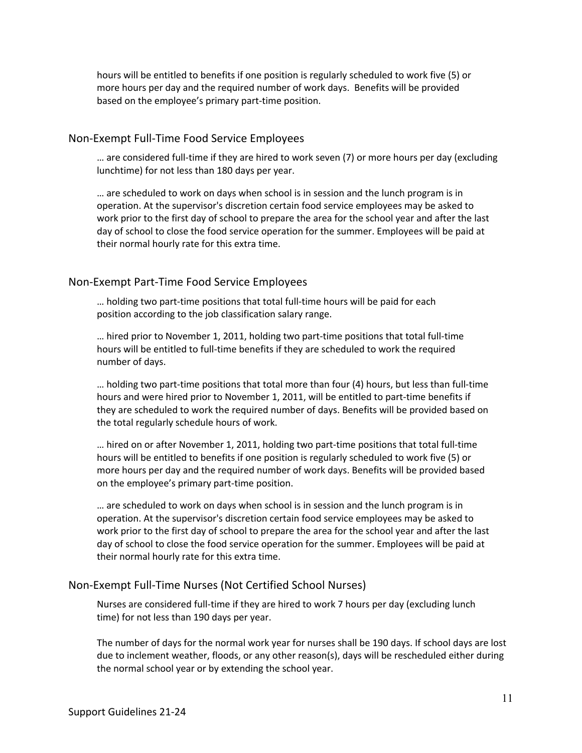hours will be entitled to benefits if one position is regularly scheduled to work five (5) or more hours per day and the required number of work days. Benefits will be provided based on the employee's primary part-time position.

## Non-Exempt Full-Time Food Service Employees

… are considered full-time if they are hired to work seven (7) or more hours per day (excluding lunchtime) for not less than 180 days per year.

… are scheduled to work on days when school is in session and the lunch program is in operation. At the supervisor's discretion certain food service employees may be asked to work prior to the first day of school to prepare the area for the school year and after the last day of school to close the food service operation for the summer. Employees will be paid at their normal hourly rate for this extra time.

## Non-Exempt Part-Time Food Service Employees

… holding two part-time positions that total full-time hours will be paid for each position according to the job classification salary range.

… hired prior to November 1, 2011, holding two part-time positions that total full-time hours will be entitled to full-time benefits if they are scheduled to work the required number of days.

… holding two part-time positions that total more than four (4) hours, but less than full-time hours and were hired prior to November 1, 2011, will be entitled to part-time benefits if they are scheduled to work the required number of days. Benefits will be provided based on the total regularly schedule hours of work.

… hired on or after November 1, 2011, holding two part-time positions that total full-time hours will be entitled to benefits if one position is regularly scheduled to work five (5) or more hours per day and the required number of work days. Benefits will be provided based on the employee's primary part-time position.

… are scheduled to work on days when school is in session and the lunch program is in operation. At the supervisor's discretion certain food service employees may be asked to work prior to the first day of school to prepare the area for the school year and after the last day of school to close the food service operation for the summer. Employees will be paid at their normal hourly rate for this extra time.

## Non-Exempt Full-Time Nurses (Not Certified School Nurses)

Nurses are considered full-time if they are hired to work 7 hours per day (excluding lunch time) for not less than 190 days per year.

The number of days for the normal work year for nurses shall be 190 days. If school days are lost due to inclement weather, floods, or any other reason(s), days will be rescheduled either during the normal school year or by extending the school year.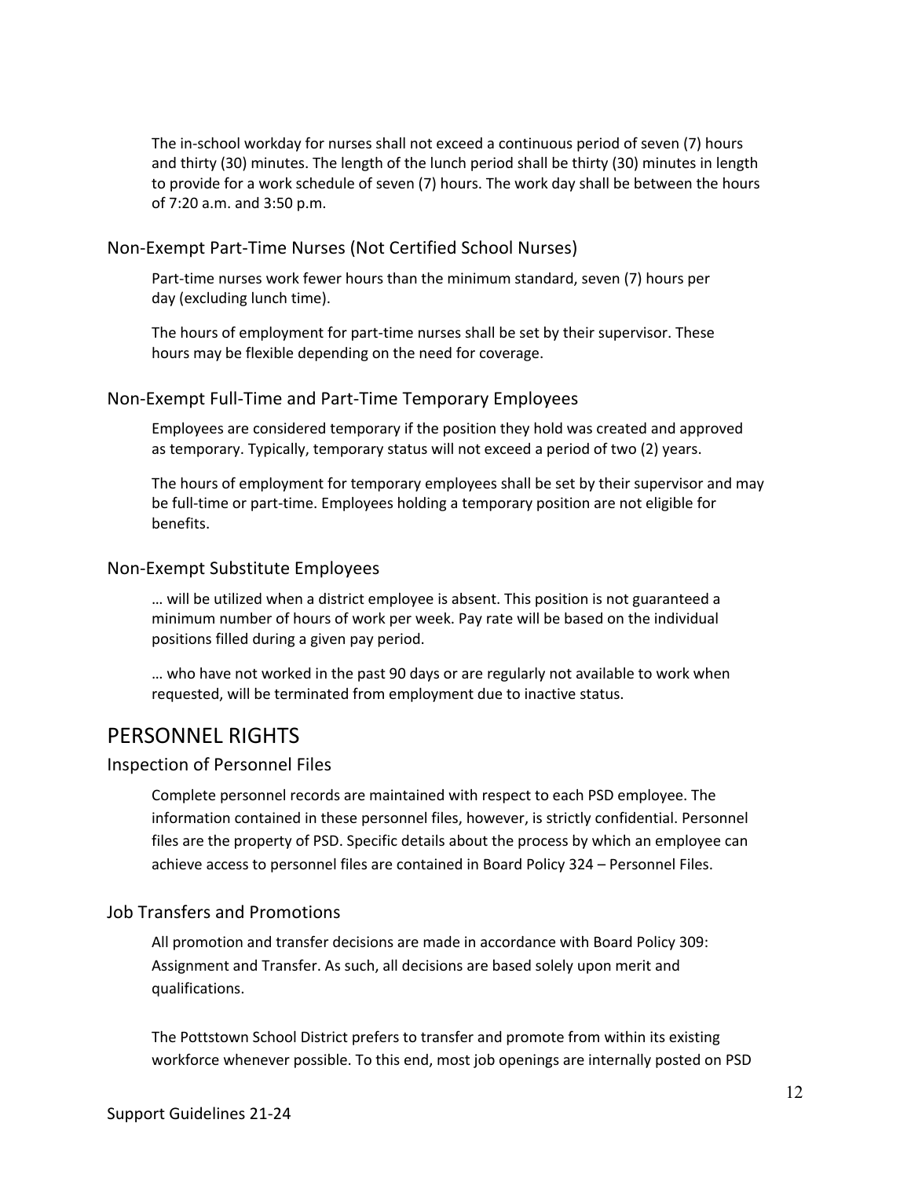The in-school workday for nurses shall not exceed a continuous period of seven (7) hours and thirty (30) minutes. The length of the lunch period shall be thirty (30) minutes in length to provide for a work schedule of seven (7) hours. The work day shall be between the hours of 7:20 a.m. and 3:50 p.m.

### Non-Exempt Part-Time Nurses (Not Certified School Nurses)

Part-time nurses work fewer hours than the minimum standard, seven (7) hours per day (excluding lunch time).

The hours of employment for part-time nurses shall be set by their supervisor. These hours may be flexible depending on the need for coverage.

### Non-Exempt Full-Time and Part-Time Temporary Employees

Employees are considered temporary if the position they hold was created and approved as temporary. Typically, temporary status will not exceed a period of two (2) years.

The hours of employment for temporary employees shall be set by their supervisor and may be full-time or part-time. Employees holding a temporary position are not eligible for benefits.

### Non-Exempt Substitute Employees

… will be utilized when a district employee is absent. This position is not guaranteed a minimum number of hours of work per week. Pay rate will be based on the individual positions filled during a given pay period.

… who have not worked in the past 90 days or are regularly not available to work when requested, will be terminated from employment due to inactive status.

## PERSONNEL RIGHTS

### Inspection of Personnel Files

Complete personnel records are maintained with respect to each PSD employee. The information contained in these personnel files, however, is strictly confidential. Personnel files are the property of PSD. Specific details about the process by which an employee can achieve access to personnel files are contained in Board Policy 324 – Personnel Files.

### Job Transfers and Promotions

All promotion and transfer decisions are made in accordance with Board Policy 309: Assignment and Transfer. As such, all decisions are based solely upon merit and qualifications.

The Pottstown School District prefers to transfer and promote from within its existing workforce whenever possible. To this end, most job openings are internally posted on PSD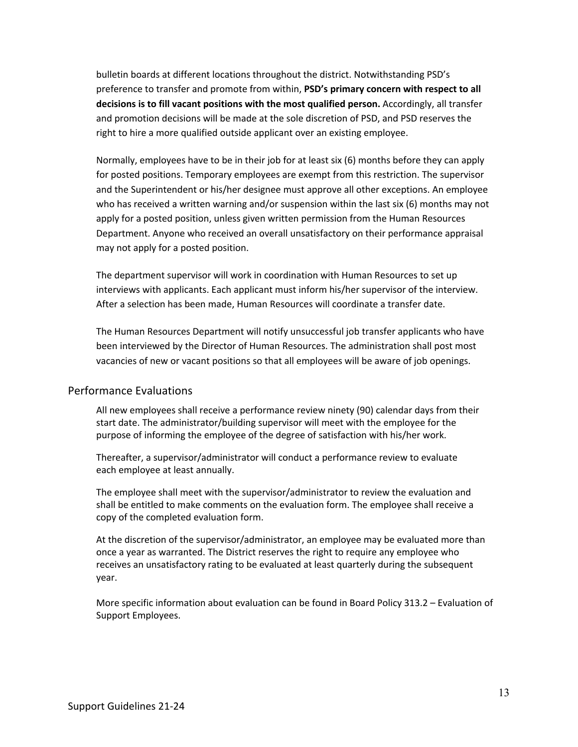bulletin boards at different locations throughout the district. Notwithstanding PSD's preference to transfer and promote from within, **PSD's primary concern with respect to all decisions is to fill vacant positions with the most qualified person.** Accordingly, all transfer and promotion decisions will be made at the sole discretion of PSD, and PSD reserves the right to hire a more qualified outside applicant over an existing employee.

Normally, employees have to be in their job for at least six (6) months before they can apply for posted positions. Temporary employees are exempt from this restriction. The supervisor and the Superintendent or his/her designee must approve all other exceptions. An employee who has received a written warning and/or suspension within the last six (6) months may not apply for a posted position, unless given written permission from the Human Resources Department. Anyone who received an overall unsatisfactory on their performance appraisal may not apply for a posted position.

The department supervisor will work in coordination with Human Resources to set up interviews with applicants. Each applicant must inform his/her supervisor of the interview. After a selection has been made, Human Resources will coordinate a transfer date.

The Human Resources Department will notify unsuccessful job transfer applicants who have been interviewed by the Director of Human Resources. The administration shall post most vacancies of new or vacant positions so that all employees will be aware of job openings.

## Performance Evaluations

All new employees shall receive a performance review ninety (90) calendar days from their start date. The administrator/building supervisor will meet with the employee for the purpose of informing the employee of the degree of satisfaction with his/her work.

Thereafter, a supervisor/administrator will conduct a performance review to evaluate each employee at least annually.

The employee shall meet with the supervisor/administrator to review the evaluation and shall be entitled to make comments on the evaluation form. The employee shall receive a copy of the completed evaluation form.

At the discretion of the supervisor/administrator, an employee may be evaluated more than once a year as warranted. The District reserves the right to require any employee who receives an unsatisfactory rating to be evaluated at least quarterly during the subsequent year.

More specific information about evaluation can be found in Board Policy 313.2 – Evaluation of Support Employees.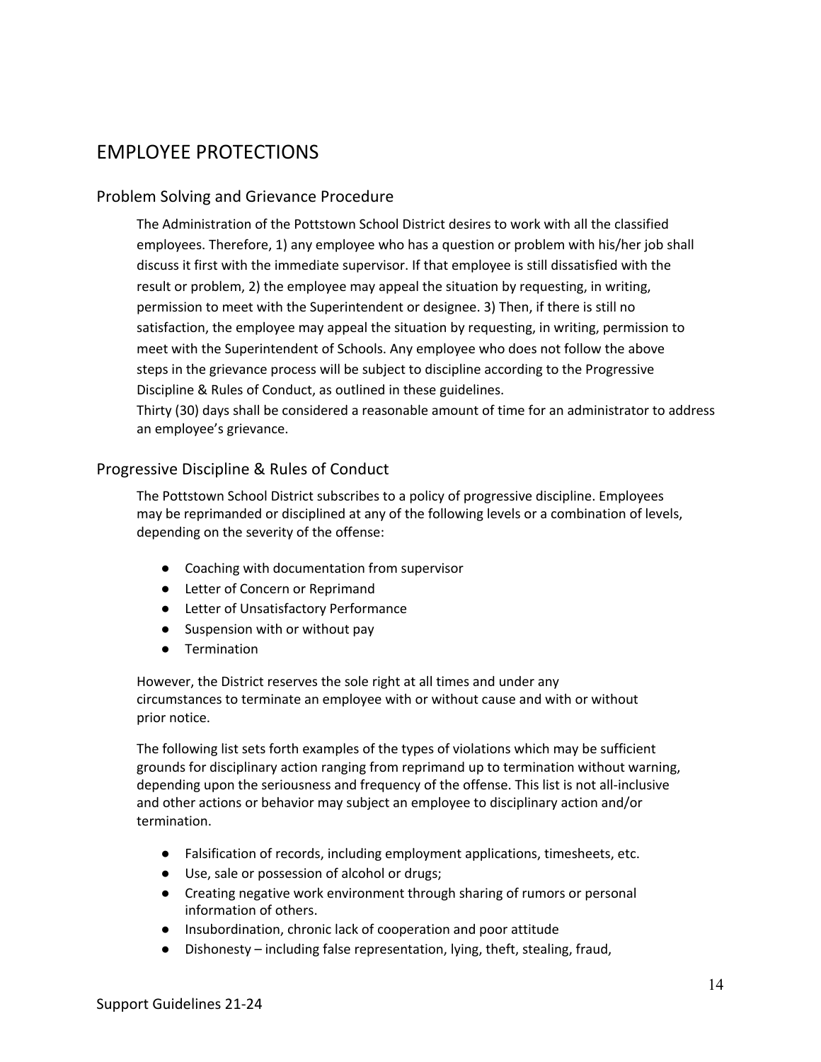# EMPLOYEE PROTECTIONS

## Problem Solving and Grievance Procedure

The Administration of the Pottstown School District desires to work with all the classified employees. Therefore, 1) any employee who has a question or problem with his/her job shall discuss it first with the immediate supervisor. If that employee is still dissatisfied with the result or problem, 2) the employee may appeal the situation by requesting, in writing, permission to meet with the Superintendent or designee. 3) Then, if there is still no satisfaction, the employee may appeal the situation by requesting, in writing, permission to meet with the Superintendent of Schools. Any employee who does not follow the above steps in the grievance process will be subject to discipline according to the Progressive Discipline & Rules of Conduct, as outlined in these guidelines.
Thirty (30) days shall be considered a reasonable amount of time for an administrator to address an employee's grievance.

## Progressive Discipline & Rules of Conduct

The Pottstown School District subscribes to a policy of progressive discipline. Employees may be reprimanded or disciplined at any of the following levels or a combination of levels, depending on the severity of the offense:

- Coaching with documentation from supervisor
- Letter of Concern or Reprimand
- Letter of Unsatisfactory Performance
- Suspension with or without pay
- Termination

However, the District reserves the sole right at all times and under any circumstances to terminate an employee with or without cause and with or without prior notice.

The following list sets forth examples of the types of violations which may be sufficient grounds for disciplinary action ranging from reprimand up to termination without warning, depending upon the seriousness and frequency of the offense. This list is not all-inclusive and other actions or behavior may subject an employee to disciplinary action and/or termination.

- Falsification of records, including employment applications, timesheets, etc.
- Use, sale or possession of alcohol or drugs;
- Creating negative work environment through sharing of rumors or personal information of others.
- Insubordination, chronic lack of cooperation and poor attitude
- Dishonesty – including false representation, lying, theft, stealing, fraud,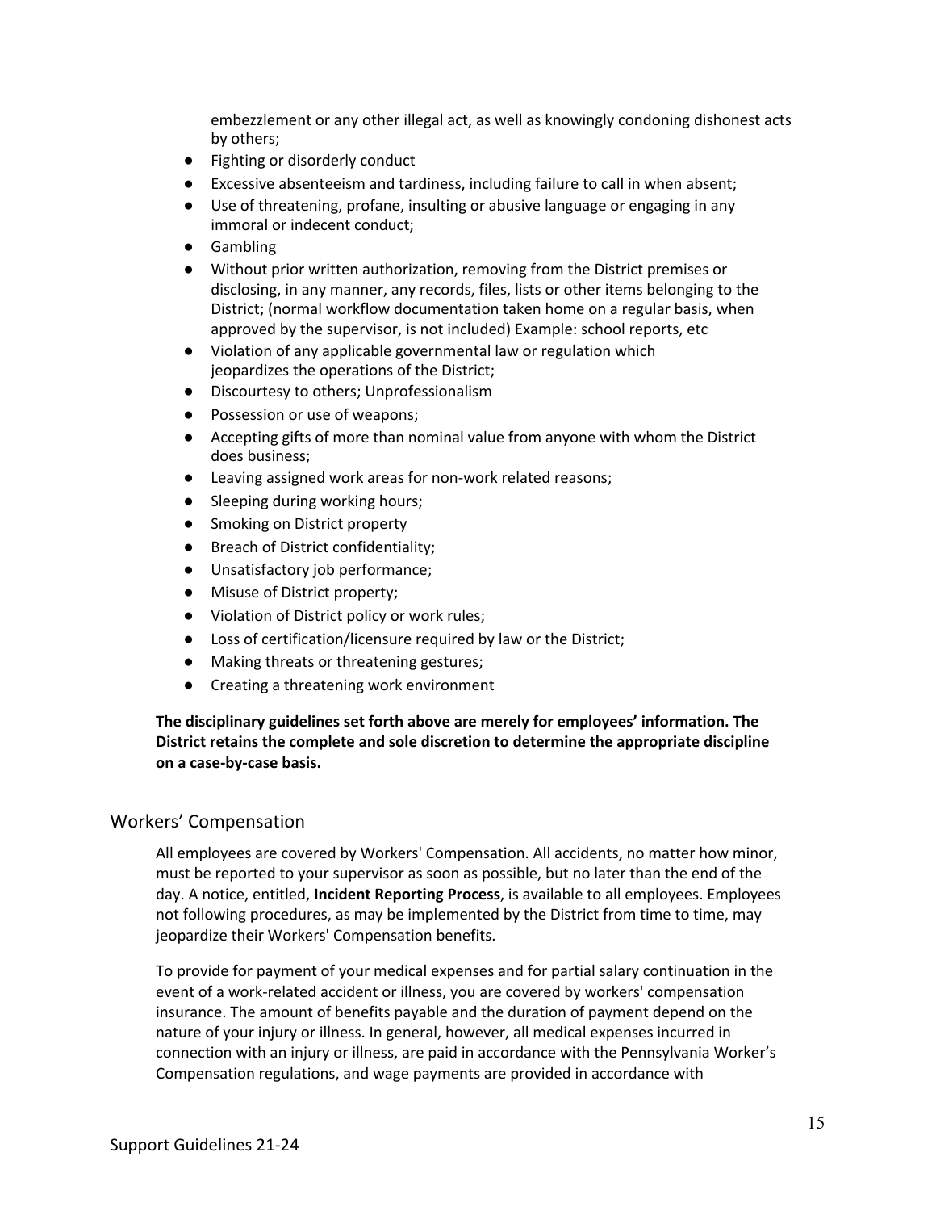embezzlement or any other illegal act, as well as knowingly condoning dishonest acts by others;

- Fighting or disorderly conduct
- Excessive absenteeism and tardiness, including failure to call in when absent;
- Use of threatening, profane, insulting or abusive language or engaging in any immoral or indecent conduct;
- Gambling
- Without prior written authorization, removing from the District premises or disclosing, in any manner, any records, files, lists or other items belonging to the District; (normal workflow documentation taken home on a regular basis, when approved by the supervisor, is not included) Example: school reports, etc
- Violation of any applicable governmental law or regulation which jeopardizes the operations of the District;
- Discourtesy to others; Unprofessionalism
- Possession or use of weapons;
- Accepting gifts of more than nominal value from anyone with whom the District does business;
- Leaving assigned work areas for non-work related reasons;
- Sleeping during working hours;
- Smoking on District property
- Breach of District confidentiality;
- Unsatisfactory job performance;
- Misuse of District property;
- Violation of District policy or work rules;
- Loss of certification/licensure required by law or the District;
- Making threats or threatening gestures;
- Creating a threatening work environment

**The disciplinary guidelines set forth above are merely for employees' information. The District retains the complete and sole discretion to determine the appropriate discipline on a case-by-case basis.**

## Workers' Compensation

All employees are covered by Workers' Compensation. All accidents, no matter how minor, must be reported to your supervisor as soon as possible, but no later than the end of the day. A notice, entitled, **Incident Reporting Process**, is available to all employees. Employees not following procedures, as may be implemented by the District from time to time, may jeopardize their Workers' Compensation benefits.

To provide for payment of your medical expenses and for partial salary continuation in the event of a work-related accident or illness, you are covered by workers' compensation insurance. The amount of benefits payable and the duration of payment depend on the nature of your injury or illness. In general, however, all medical expenses incurred in connection with an injury or illness, are paid in accordance with the Pennsylvania Worker's Compensation regulations, and wage payments are provided in accordance with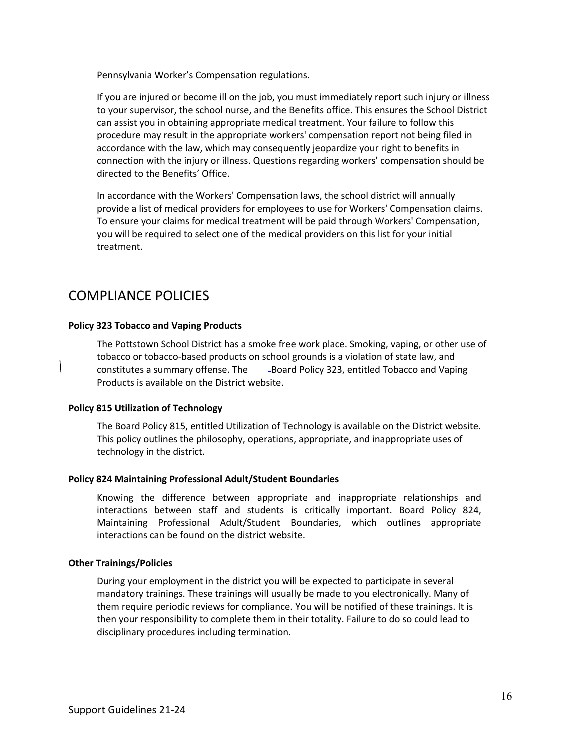Pennsylvania Worker's Compensation regulations.

If you are injured or become ill on the job, you must immediately report such injury or illness to your supervisor, the school nurse, and the Benefits office. This ensures the School District can assist you in obtaining appropriate medical treatment. Your failure to follow this procedure may result in the appropriate workers' compensation report not being filed in accordance with the law, which may consequently jeopardize your right to benefits in connection with the injury or illness. Questions regarding workers' compensation should be directed to the Benefits' Office.

In accordance with the Workers' Compensation laws, the school district will annually provide a list of medical providers for employees to use for Workers' Compensation claims. To ensure your claims for medical treatment will be paid through Workers' Compensation, you will be required to select one of the medical providers on this list for your initial treatment.

## COMPLIANCE POLICIES

**Policy 323 Tobacco and Vaping Products**

The Pottstown School District has a smoke free work place. Smoking, vaping, or other use of tobacco or tobacco-based products on school grounds is a violation of state law, and constitutes a summary offense. The Board Policy 323, entitled Tobacco and Vaping Products is available on the District website.

**Policy 815 Utilization of Technology**

The Board Policy 815, entitled Utilization of Technology is available on the District website. This policy outlines the philosophy, operations, appropriate, and inappropriate uses of technology in the district.

**Policy 824 Maintaining Professional Adult/Student Boundaries**

Knowing the difference between appropriate and inappropriate relationships and interactions between staff and students is critically important. Board Policy 824, Maintaining Professional Adult/Student Boundaries, which outlines appropriate interactions can be found on the district website.

**Other Trainings/Policies**

During your employment in the district you will be expected to participate in several mandatory trainings. These trainings will usually be made to you electronically. Many of them require periodic reviews for compliance. You will be notified of these trainings. It is then your responsibility to complete them in their totality. Failure to do so could lead to disciplinary procedures including termination.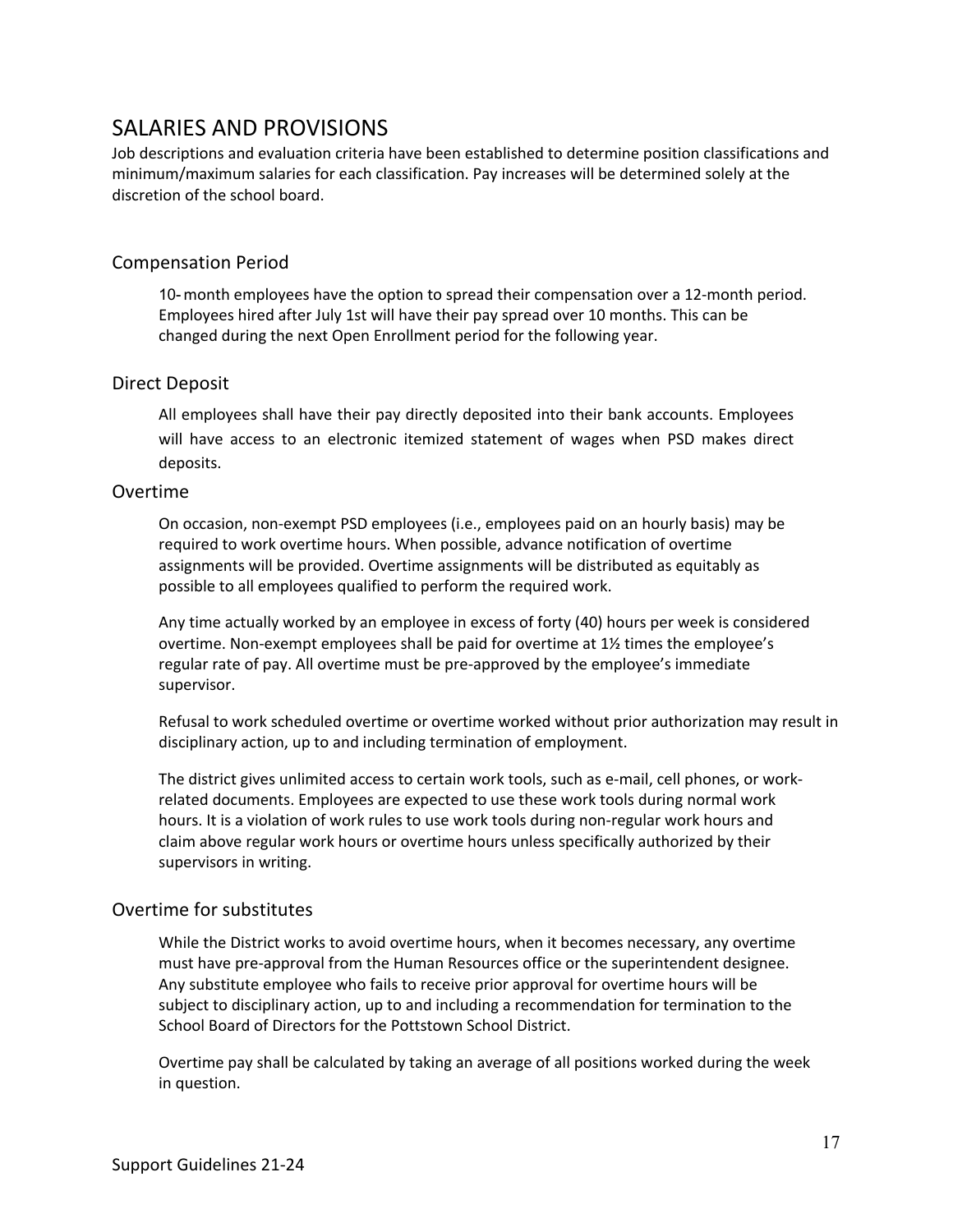# SALARIES AND PROVISIONS

Job descriptions and evaluation criteria have been established to determine position classifications and minimum/maximum salaries for each classification. Pay increases will be determined solely at the discretion of the school board.

## Compensation Period

10-month employees have the option to spread their compensation over a 12-month period. Employees hired after July 1st will have their pay spread over 10 months. This can be changed during the next Open Enrollment period for the following year.

## Direct Deposit

All employees shall have their pay directly deposited into their bank accounts. Employees will have access to an electronic itemized statement of wages when PSD makes direct deposits.

## Overtime

On occasion, non-exempt PSD employees (i.e., employees paid on an hourly basis) may be required to work overtime hours. When possible, advance notification of overtime assignments will be provided. Overtime assignments will be distributed as equitably as possible to all employees qualified to perform the required work.

Any time actually worked by an employee in excess of forty (40) hours per week is considered overtime. Non-exempt employees shall be paid for overtime at 1½ times the employee's regular rate of pay. All overtime must be pre-approved by the employee's immediate supervisor.

Refusal to work scheduled overtime or overtime worked without prior authorization may result in disciplinary action, up to and including termination of employment.

The district gives unlimited access to certain work tools, such as e-mail, cell phones, or work-related documents. Employees are expected to use these work tools during normal work hours. It is a violation of work rules to use work tools during non-regular work hours and claim above regular work hours or overtime hours unless specifically authorized by their supervisors in writing.

## Overtime for substitutes

While the District works to avoid overtime hours, when it becomes necessary, any overtime must have pre-approval from the Human Resources office or the superintendent designee. Any substitute employee who fails to receive prior approval for overtime hours will be subject to disciplinary action, up to and including a recommendation for termination to the School Board of Directors for the Pottstown School District.

Overtime pay shall be calculated by taking an average of all positions worked during the week in question.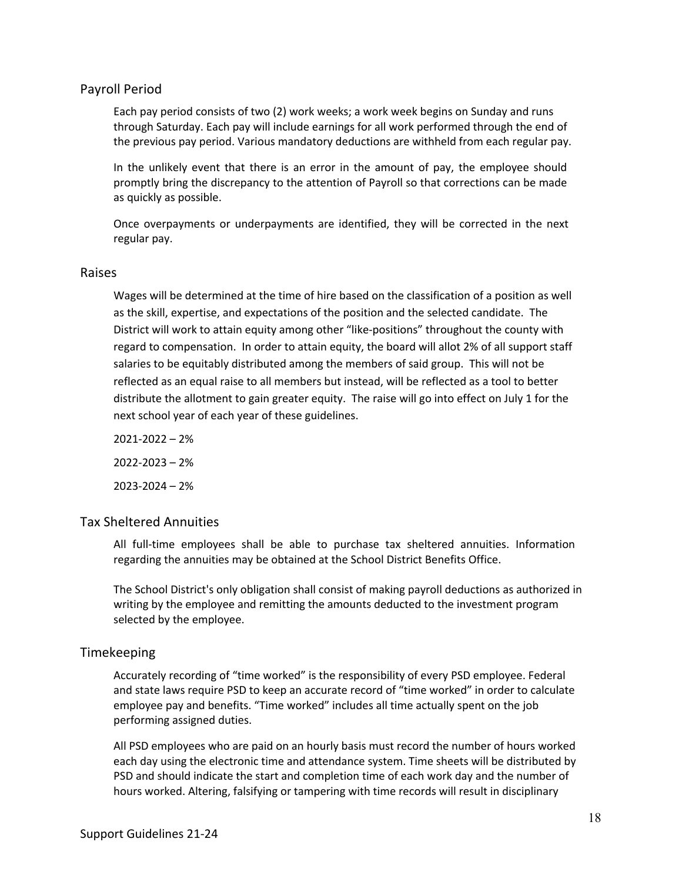## Payroll Period

Each pay period consists of two (2) work weeks; a work week begins on Sunday and runs through Saturday. Each pay will include earnings for all work performed through the end of the previous pay period. Various mandatory deductions are withheld from each regular pay.

In the unlikely event that there is an error in the amount of pay, the employee should promptly bring the discrepancy to the attention of Payroll so that corrections can be made as quickly as possible.

Once overpayments or underpayments are identified, they will be corrected in the next regular pay.

## Raises

Wages will be determined at the time of hire based on the classification of a position as well as the skill, expertise, and expectations of the position and the selected candidate. The District will work to attain equity among other "like-positions" throughout the county with regard to compensation. In order to attain equity, the board will allot 2% of all support staff salaries to be equitably distributed among the members of said group. This will not be reflected as an equal raise to all members but instead, will be reflected as a tool to better distribute the allotment to gain greater equity. The raise will go into effect on July 1 for the next school year of each year of these guidelines.

2021-2022 – 2%

2022-2023 – 2%

2023-2024 – 2%

## Tax Sheltered Annuities

All full-time employees shall be able to purchase tax sheltered annuities. Information regarding the annuities may be obtained at the School District Benefits Office.

The School District's only obligation shall consist of making payroll deductions as authorized in writing by the employee and remitting the amounts deducted to the investment program selected by the employee.

## Timekeeping

Accurately recording of "time worked" is the responsibility of every PSD employee. Federal and state laws require PSD to keep an accurate record of "time worked" in order to calculate employee pay and benefits. "Time worked" includes all time actually spent on the job performing assigned duties.

All PSD employees who are paid on an hourly basis must record the number of hours worked each day using the electronic time and attendance system. Time sheets will be distributed by PSD and should indicate the start and completion time of each work day and the number of hours worked. Altering, falsifying or tampering with time records will result in disciplinary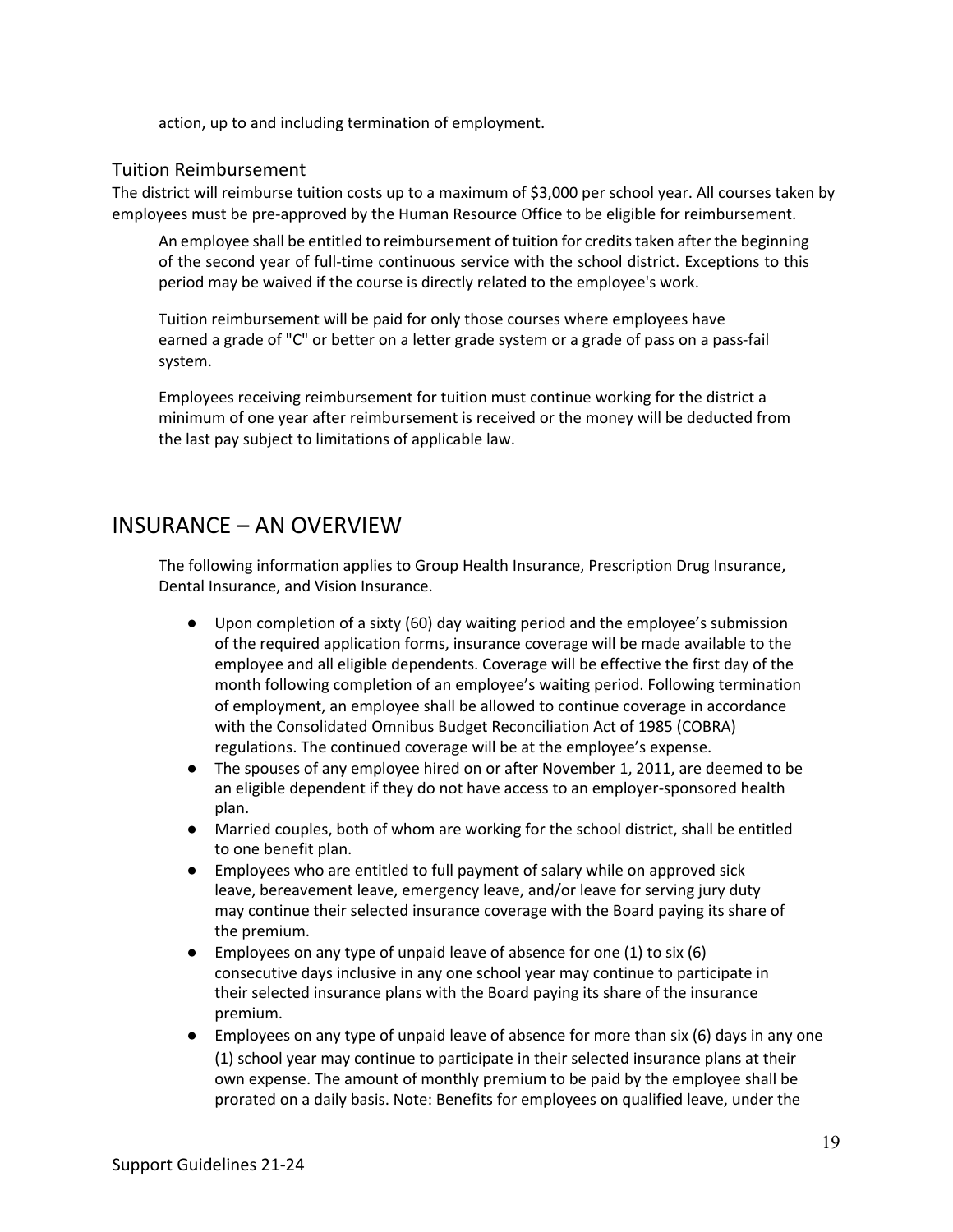action, up to and including termination of employment.

### Tuition Reimbursement

The district will reimburse tuition costs up to a maximum of $3,000 per school year. All courses taken by employees must be pre-approved by the Human Resource Office to be eligible for reimbursement.

An employee shall be entitled to reimbursement of tuition for credits taken after the beginning of the second year of full-time continuous service with the school district. Exceptions to this period may be waived if the course is directly related to the employee's work.

Tuition reimbursement will be paid for only those courses where employees have earned a grade of "C" or better on a letter grade system or a grade of pass on a pass-fail system.

Employees receiving reimbursement for tuition must continue working for the district a minimum of one year after reimbursement is received or the money will be deducted from the last pay subject to limitations of applicable law.

## INSURANCE – AN OVERVIEW

The following information applies to Group Health Insurance, Prescription Drug Insurance, Dental Insurance, and Vision Insurance.

- Upon completion of a sixty (60) day waiting period and the employee's submission of the required application forms, insurance coverage will be made available to the employee and all eligible dependents. Coverage will be effective the first day of the month following completion of an employee's waiting period. Following termination of employment, an employee shall be allowed to continue coverage in accordance with the Consolidated Omnibus Budget Reconciliation Act of 1985 (COBRA) regulations. The continued coverage will be at the employee's expense.
- The spouses of any employee hired on or after November 1, 2011, are deemed to be an eligible dependent if they do not have access to an employer-sponsored health plan.
- Married couples, both of whom are working for the school district, shall be entitled to one benefit plan.
- Employees who are entitled to full payment of salary while on approved sick leave, bereavement leave, emergency leave, and/or leave for serving jury duty may continue their selected insurance coverage with the Board paying its share of the premium.
- Employees on any type of unpaid leave of absence for one (1) to six (6) consecutive days inclusive in any one school year may continue to participate in their selected insurance plans with the Board paying its share of the insurance premium.
- Employees on any type of unpaid leave of absence for more than six (6) days in any one (1) school year may continue to participate in their selected insurance plans at their own expense. The amount of monthly premium to be paid by the employee shall be prorated on a daily basis. Note: Benefits for employees on qualified leave, under the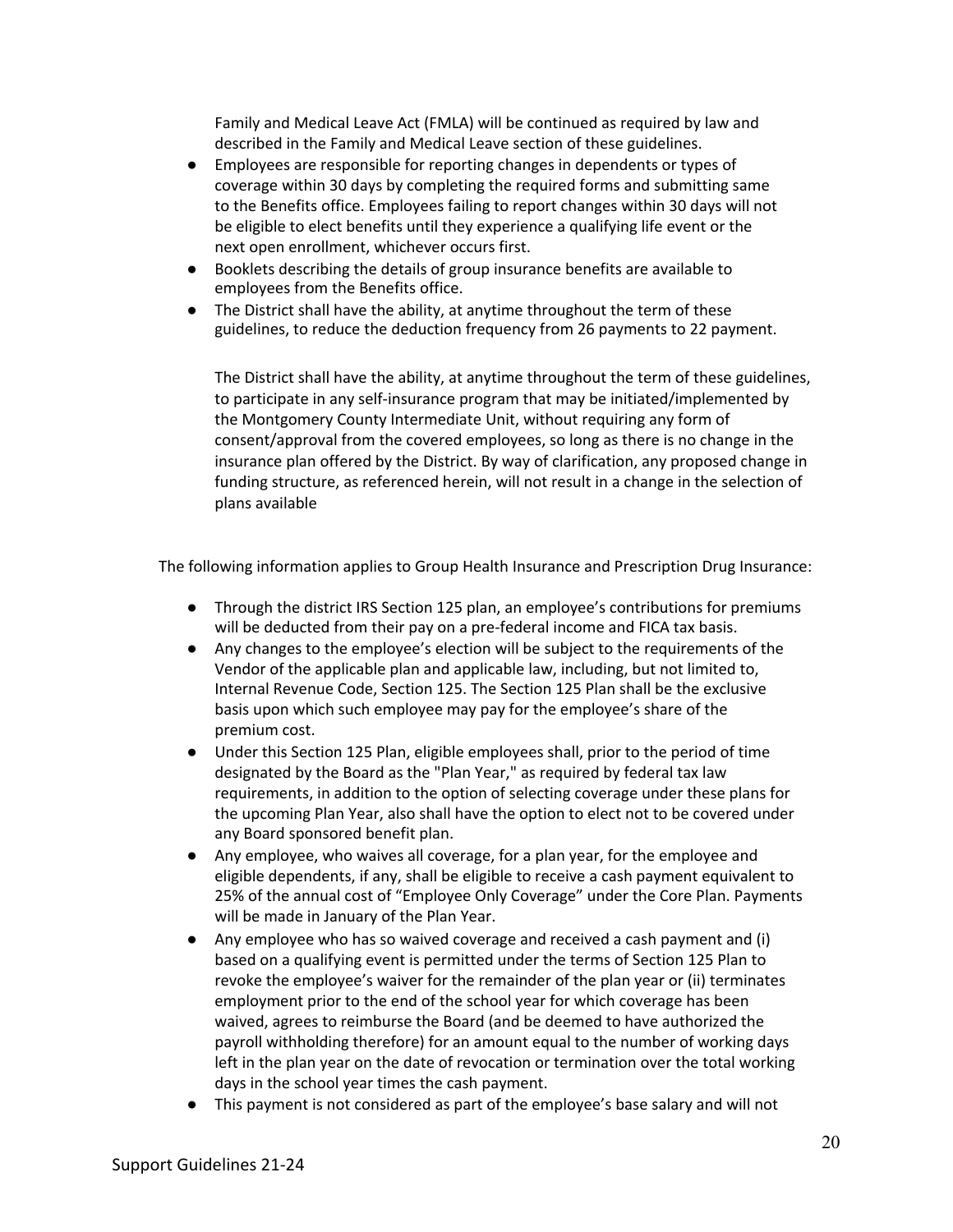Family and Medical Leave Act (FMLA) will be continued as required by law and described in the Family and Medical Leave section of these guidelines.

- Employees are responsible for reporting changes in dependents or types of coverage within 30 days by completing the required forms and submitting same to the Benefits office. Employees failing to report changes within 30 days will not be eligible to elect benefits until they experience a qualifying life event or the next open enrollment, whichever occurs first.
- Booklets describing the details of group insurance benefits are available to employees from the Benefits office.
- The District shall have the ability, at anytime throughout the term of these guidelines, to reduce the deduction frequency from 26 payments to 22 payment.

  The District shall have the ability, at anytime throughout the term of these guidelines, to participate in any self-insurance program that may be initiated/implemented by the Montgomery County Intermediate Unit, without requiring any form of consent/approval from the covered employees, so long as there is no change in the insurance plan offered by the District. By way of clarification, any proposed change in funding structure, as referenced herein, will not result in a change in the selection of plans available

The following information applies to Group Health Insurance and Prescription Drug Insurance:

- Through the district IRS Section 125 plan, an employee's contributions for premiums will be deducted from their pay on a pre-federal income and FICA tax basis.
- Any changes to the employee's election will be subject to the requirements of the Vendor of the applicable plan and applicable law, including, but not limited to, Internal Revenue Code, Section 125. The Section 125 Plan shall be the exclusive basis upon which such employee may pay for the employee's share of the premium cost.
- Under this Section 125 Plan, eligible employees shall, prior to the period of time designated by the Board as the "Plan Year," as required by federal tax law requirements, in addition to the option of selecting coverage under these plans for the upcoming Plan Year, also shall have the option to elect not to be covered under any Board sponsored benefit plan.
- Any employee, who waives all coverage, for a plan year, for the employee and eligible dependents, if any, shall be eligible to receive a cash payment equivalent to 25% of the annual cost of "Employee Only Coverage" under the Core Plan. Payments will be made in January of the Plan Year.
- Any employee who has so waived coverage and received a cash payment and (i) based on a qualifying event is permitted under the terms of Section 125 Plan to revoke the employee's waiver for the remainder of the plan year or (ii) terminates employment prior to the end of the school year for which coverage has been waived, agrees to reimburse the Board (and be deemed to have authorized the payroll withholding therefore) for an amount equal to the number of working days left in the plan year on the date of revocation or termination over the total working days in the school year times the cash payment.
- This payment is not considered as part of the employee's base salary and will not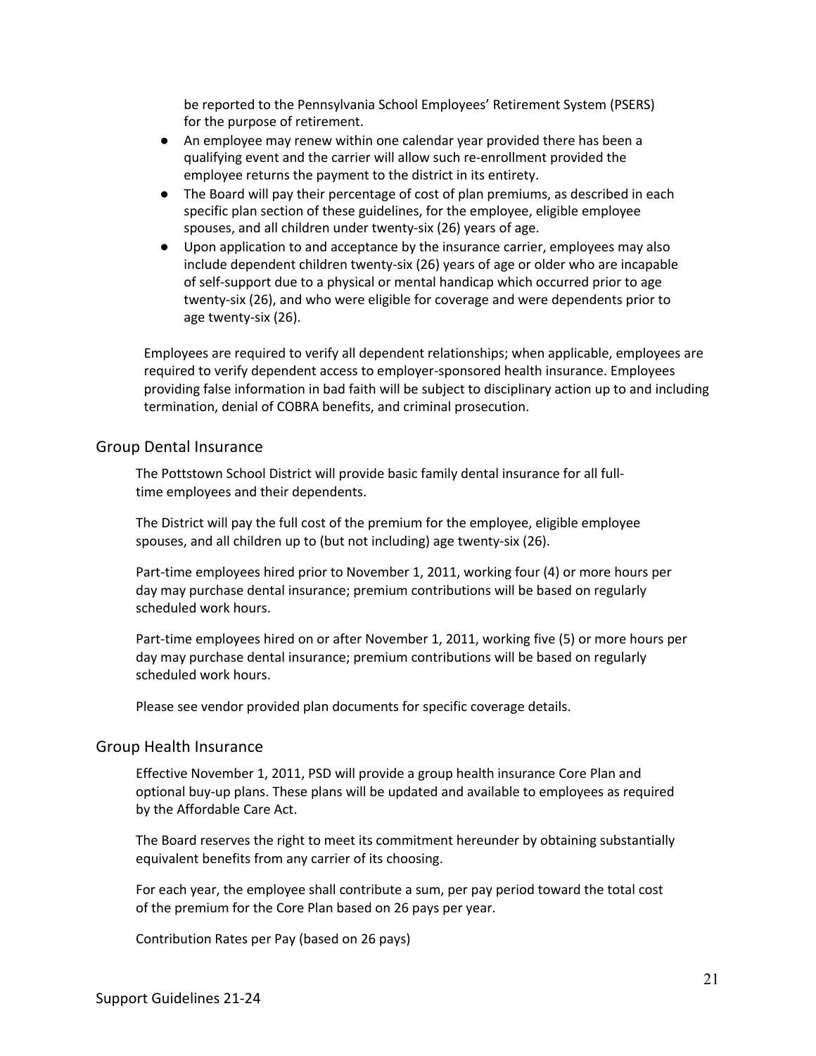be reported to the Pennsylvania School Employees' Retirement System (PSERS) for the purpose of retirement.

- An employee may renew within one calendar year provided there has been a qualifying event and the carrier will allow such re-enrollment provided the employee returns the payment to the district in its entirety.
- The Board will pay their percentage of cost of plan premiums, as described in each specific plan section of these guidelines, for the employee, eligible employee spouses, and all children under twenty-six (26) years of age.
- Upon application to and acceptance by the insurance carrier, employees may also include dependent children twenty-six (26) years of age or older who are incapable of self-support due to a physical or mental handicap which occurred prior to age twenty-six (26), and who were eligible for coverage and were dependents prior to age twenty-six (26).

Employees are required to verify all dependent relationships; when applicable, employees are required to verify dependent access to employer-sponsored health insurance. Employees providing false information in bad faith will be subject to disciplinary action up to and including termination, denial of COBRA benefits, and criminal prosecution.

## Group Dental Insurance

The Pottstown School District will provide basic family dental insurance for all full-time employees and their dependents.

The District will pay the full cost of the premium for the employee, eligible employee spouses, and all children up to (but not including) age twenty-six (26).

Part-time employees hired prior to November 1, 2011, working four (4) or more hours per day may purchase dental insurance; premium contributions will be based on regularly scheduled work hours.

Part-time employees hired on or after November 1, 2011, working five (5) or more hours per day may purchase dental insurance; premium contributions will be based on regularly scheduled work hours.

Please see vendor provided plan documents for specific coverage details.

## Group Health Insurance

Effective November 1, 2011, PSD will provide a group health insurance Core Plan and optional buy-up plans. These plans will be updated and available to employees as required by the Affordable Care Act.

The Board reserves the right to meet its commitment hereunder by obtaining substantially equivalent benefits from any carrier of its choosing.

For each year, the employee shall contribute a sum, per pay period toward the total cost of the premium for the Core Plan based on 26 pays per year.

Contribution Rates per Pay (based on 26 pays)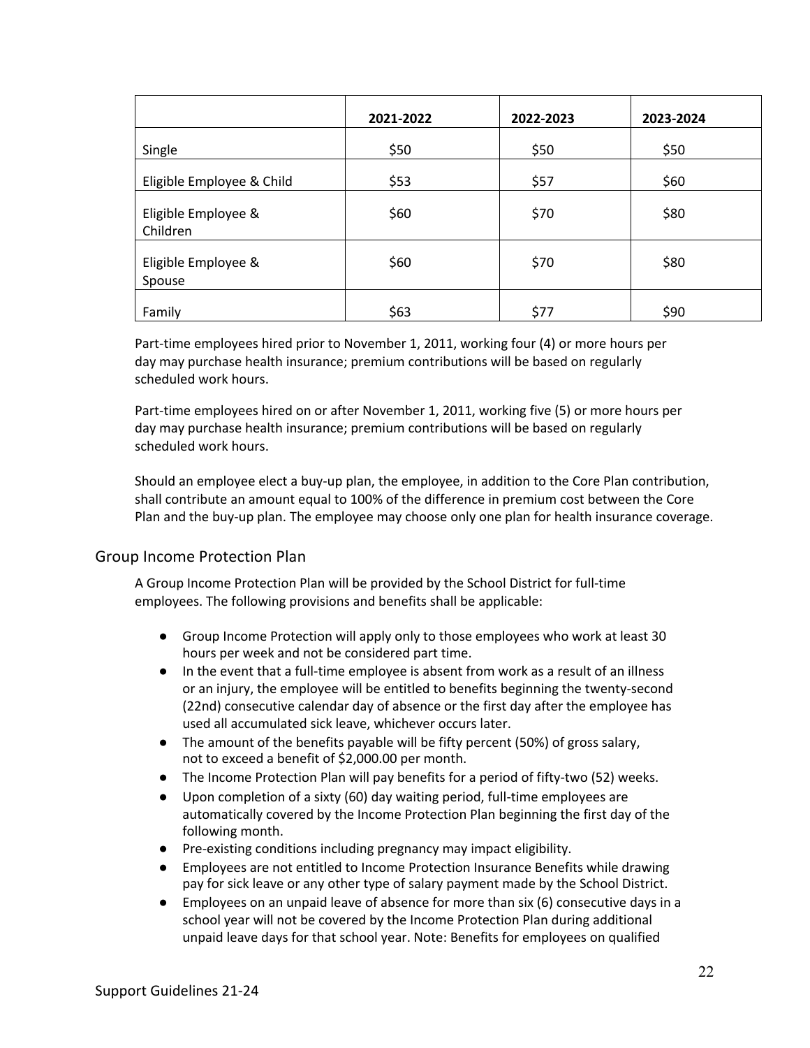| | 2021-2022 | 2022-2023 | 2023-2024 |
|---|---|---|---|
| Single | $50 | $50 | $50 |
| Eligible Employee & Child | $53 | $57 | $60 |
| Eligible Employee & Children | $60 | $70 | $80 |
| Eligible Employee & Spouse | $60 | $70 | $80 |
| Family | $63 | $77 | $90 |

Part-time employees hired prior to November 1, 2011, working four (4) or more hours per day may purchase health insurance; premium contributions will be based on regularly scheduled work hours.

Part-time employees hired on or after November 1, 2011, working five (5) or more hours per day may purchase health insurance; premium contributions will be based on regularly scheduled work hours.

Should an employee elect a buy-up plan, the employee, in addition to the Core Plan contribution, shall contribute an amount equal to 100% of the difference in premium cost between the Core Plan and the buy-up plan. The employee may choose only one plan for health insurance coverage.

## Group Income Protection Plan

A Group Income Protection Plan will be provided by the School District for full-time employees. The following provisions and benefits shall be applicable:

- Group Income Protection will apply only to those employees who work at least 30 hours per week and not be considered part time.
- In the event that a full-time employee is absent from work as a result of an illness or an injury, the employee will be entitled to benefits beginning the twenty-second (22nd) consecutive calendar day of absence or the first day after the employee has used all accumulated sick leave, whichever occurs later.
- The amount of the benefits payable will be fifty percent (50%) of gross salary, not to exceed a benefit of $2,000.00 per month.
- The Income Protection Plan will pay benefits for a period of fifty-two (52) weeks.
- Upon completion of a sixty (60) day waiting period, full-time employees are automatically covered by the Income Protection Plan beginning the first day of the following month.
- Pre-existing conditions including pregnancy may impact eligibility.
- Employees are not entitled to Income Protection Insurance Benefits while drawing pay for sick leave or any other type of salary payment made by the School District.
- Employees on an unpaid leave of absence for more than six (6) consecutive days in a school year will not be covered by the Income Protection Plan during additional unpaid leave days for that school year. Note: Benefits for employees on qualified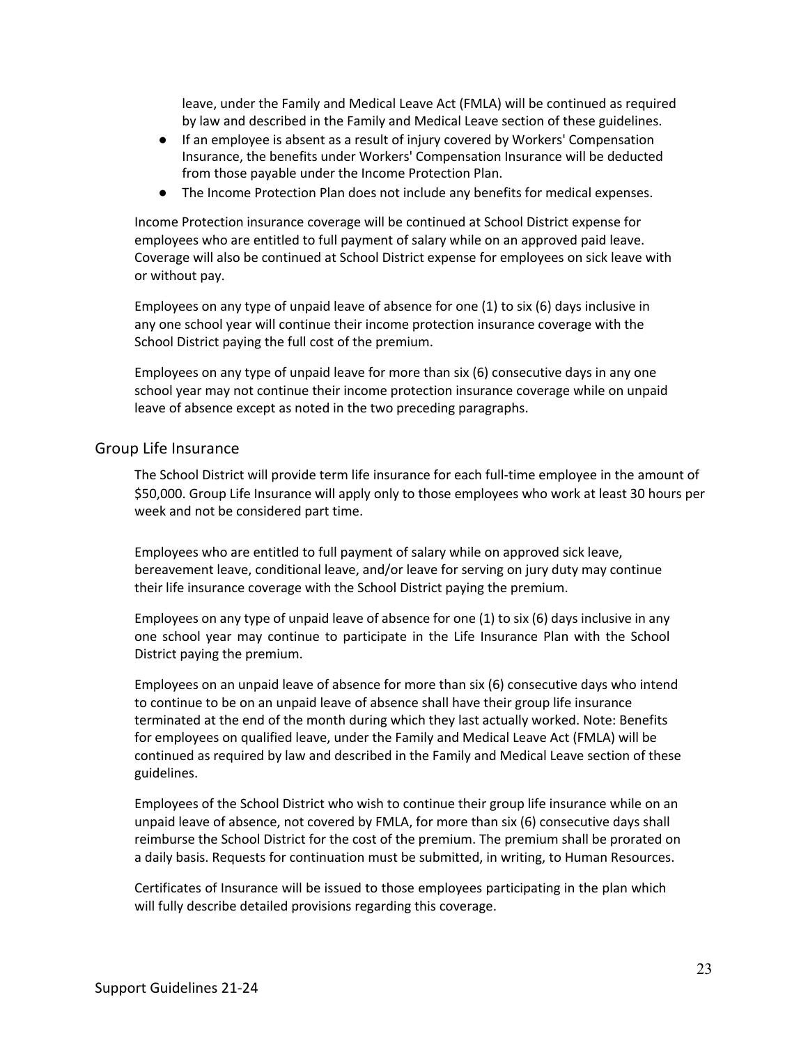leave, under the Family and Medical Leave Act (FMLA) will be continued as required by law and described in the Family and Medical Leave section of these guidelines.

- If an employee is absent as a result of injury covered by Workers' Compensation Insurance, the benefits under Workers' Compensation Insurance will be deducted from those payable under the Income Protection Plan.
- The Income Protection Plan does not include any benefits for medical expenses.

Income Protection insurance coverage will be continued at School District expense for employees who are entitled to full payment of salary while on an approved paid leave. Coverage will also be continued at School District expense for employees on sick leave with or without pay.

Employees on any type of unpaid leave of absence for one (1) to six (6) days inclusive in any one school year will continue their income protection insurance coverage with the School District paying the full cost of the premium.

Employees on any type of unpaid leave for more than six (6) consecutive days in any one school year may not continue their income protection insurance coverage while on unpaid leave of absence except as noted in the two preceding paragraphs.

## Group Life Insurance

The School District will provide term life insurance for each full-time employee in the amount of $50,000. Group Life Insurance will apply only to those employees who work at least 30 hours per week and not be considered part time.

Employees who are entitled to full payment of salary while on approved sick leave, bereavement leave, conditional leave, and/or leave for serving on jury duty may continue their life insurance coverage with the School District paying the premium.

Employees on any type of unpaid leave of absence for one (1) to six (6) days inclusive in any one school year may continue to participate in the Life Insurance Plan with the School District paying the premium.

Employees on an unpaid leave of absence for more than six (6) consecutive days who intend to continue to be on an unpaid leave of absence shall have their group life insurance terminated at the end of the month during which they last actually worked. Note: Benefits for employees on qualified leave, under the Family and Medical Leave Act (FMLA) will be continued as required by law and described in the Family and Medical Leave section of these guidelines.

Employees of the School District who wish to continue their group life insurance while on an unpaid leave of absence, not covered by FMLA, for more than six (6) consecutive days shall reimburse the School District for the cost of the premium. The premium shall be prorated on a daily basis. Requests for continuation must be submitted, in writing, to Human Resources.

Certificates of Insurance will be issued to those employees participating in the plan which will fully describe detailed provisions regarding this coverage.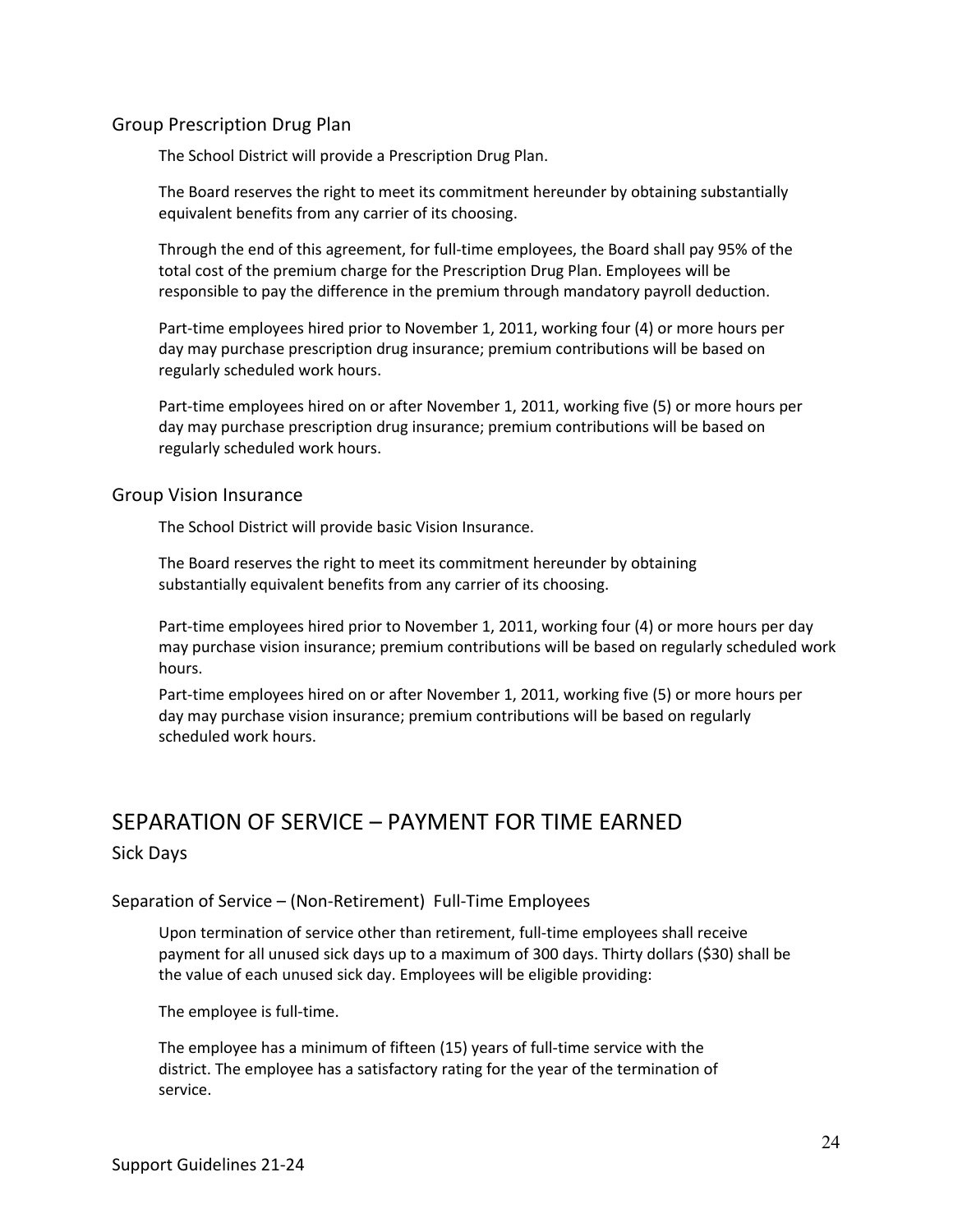### Group Prescription Drug Plan

The School District will provide a Prescription Drug Plan.

The Board reserves the right to meet its commitment hereunder by obtaining substantially equivalent benefits from any carrier of its choosing.

Through the end of this agreement, for full-time employees, the Board shall pay 95% of the total cost of the premium charge for the Prescription Drug Plan. Employees will be responsible to pay the difference in the premium through mandatory payroll deduction.

Part-time employees hired prior to November 1, 2011, working four (4) or more hours per day may purchase prescription drug insurance; premium contributions will be based on regularly scheduled work hours.

Part-time employees hired on or after November 1, 2011, working five (5) or more hours per day may purchase prescription drug insurance; premium contributions will be based on regularly scheduled work hours.

### Group Vision Insurance

The School District will provide basic Vision Insurance.

The Board reserves the right to meet its commitment hereunder by obtaining substantially equivalent benefits from any carrier of its choosing.

Part-time employees hired prior to November 1, 2011, working four (4) or more hours per day may purchase vision insurance; premium contributions will be based on regularly scheduled work hours.

Part-time employees hired on or after November 1, 2011, working five (5) or more hours per day may purchase vision insurance; premium contributions will be based on regularly scheduled work hours.

## SEPARATION OF SERVICE – PAYMENT FOR TIME EARNED

### Sick Days

### Separation of Service – (Non-Retirement) Full-Time Employees

Upon termination of service other than retirement, full-time employees shall receive payment for all unused sick days up to a maximum of 300 days. Thirty dollars ($30) shall be the value of each unused sick day. Employees will be eligible providing:

The employee is full-time.

The employee has a minimum of fifteen (15) years of full-time service with the district. The employee has a satisfactory rating for the year of the termination of service.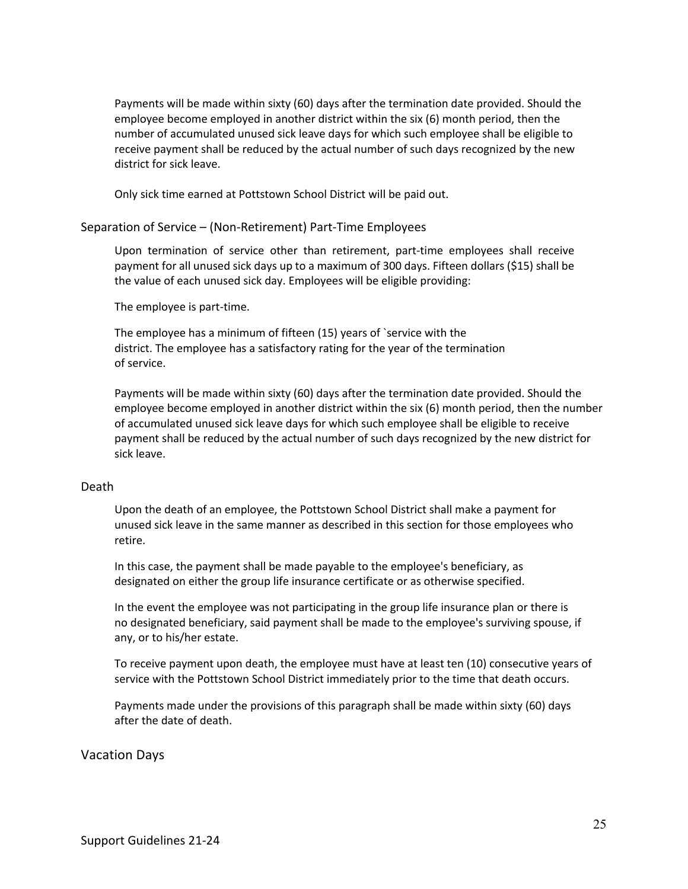Payments will be made within sixty (60) days after the termination date provided. Should the employee become employed in another district within the six (6) month period, then the number of accumulated unused sick leave days for which such employee shall be eligible to receive payment shall be reduced by the actual number of such days recognized by the new district for sick leave.

Only sick time earned at Pottstown School District will be paid out.

## Separation of Service – (Non-Retirement) Part-Time Employees

Upon termination of service other than retirement, part-time employees shall receive payment for all unused sick days up to a maximum of 300 days. Fifteen dollars ($15) shall be the value of each unused sick day. Employees will be eligible providing:

The employee is part-time.

The employee has a minimum of fifteen (15) years of `service with the district. The employee has a satisfactory rating for the year of the termination of service.

Payments will be made within sixty (60) days after the termination date provided. Should the employee become employed in another district within the six (6) month period, then the number of accumulated unused sick leave days for which such employee shall be eligible to receive payment shall be reduced by the actual number of such days recognized by the new district for sick leave.

## Death

Upon the death of an employee, the Pottstown School District shall make a payment for unused sick leave in the same manner as described in this section for those employees who retire.

In this case, the payment shall be made payable to the employee's beneficiary, as designated on either the group life insurance certificate or as otherwise specified.

In the event the employee was not participating in the group life insurance plan or there is no designated beneficiary, said payment shall be made to the employee's surviving spouse, if any, or to his/her estate.

To receive payment upon death, the employee must have at least ten (10) consecutive years of service with the Pottstown School District immediately prior to the time that death occurs.

Payments made under the provisions of this paragraph shall be made within sixty (60) days after the date of death.

## Vacation Days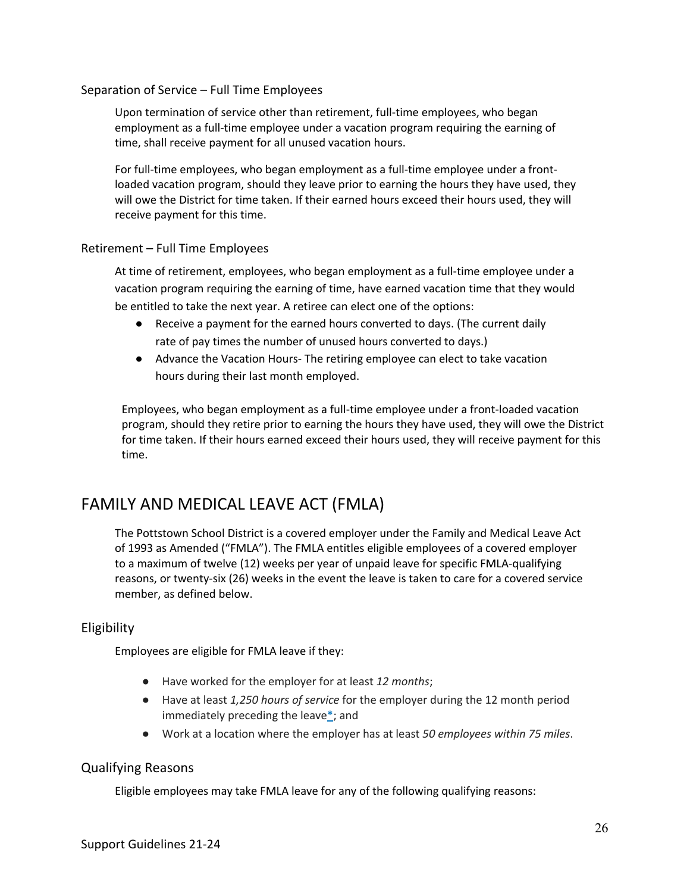### Separation of Service – Full Time Employees

Upon termination of service other than retirement, full-time employees, who began employment as a full-time employee under a vacation program requiring the earning of time, shall receive payment for all unused vacation hours.

For full-time employees, who began employment as a full-time employee under a front-loaded vacation program, should they leave prior to earning the hours they have used, they will owe the District for time taken. If their earned hours exceed their hours used, they will receive payment for this time.

### Retirement – Full Time Employees

At time of retirement, employees, who began employment as a full-time employee under a vacation program requiring the earning of time, have earned vacation time that they would be entitled to take the next year. A retiree can elect one of the options:

- Receive a payment for the earned hours converted to days. (The current daily rate of pay times the number of unused hours converted to days.)
- Advance the Vacation Hours- The retiring employee can elect to take vacation hours during their last month employed.

Employees, who began employment as a full-time employee under a front-loaded vacation program, should they retire prior to earning the hours they have used, they will owe the District for time taken. If their hours earned exceed their hours used, they will receive payment for this time.

## FAMILY AND MEDICAL LEAVE ACT (FMLA)

The Pottstown School District is a covered employer under the Family and Medical Leave Act of 1993 as Amended ("FMLA"). The FMLA entitles eligible employees of a covered employer to a maximum of twelve (12) weeks per year of unpaid leave for specific FMLA-qualifying reasons, or twenty-six (26) weeks in the event the leave is taken to care for a covered service member, as defined below.

### Eligibility

Employees are eligible for FMLA leave if they:

- Have worked for the employer for at least *12 months*;
- Have at least *1,250 hours of service* for the employer during the 12 month period immediately preceding the leave*; and
- Work at a location where the employer has at least *50 employees within 75 miles*.

### Qualifying Reasons

Eligible employees may take FMLA leave for any of the following qualifying reasons: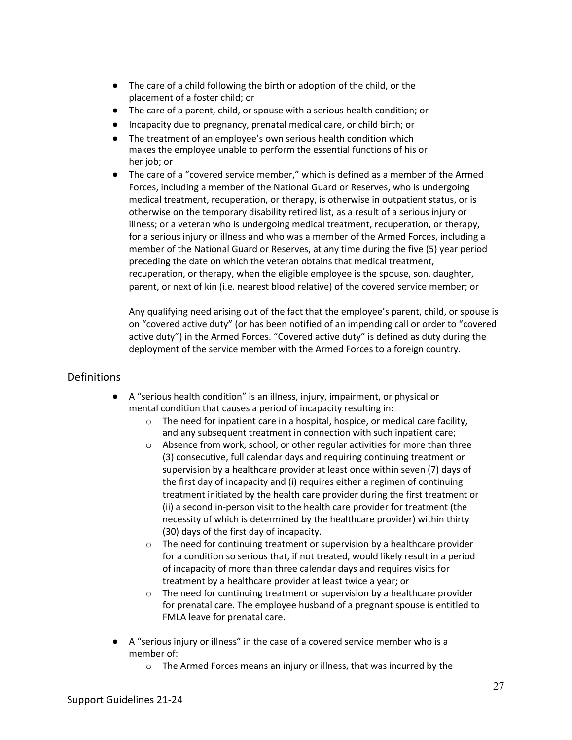- The care of a child following the birth or adoption of the child, or the placement of a foster child; or
- The care of a parent, child, or spouse with a serious health condition; or
- Incapacity due to pregnancy, prenatal medical care, or child birth; or
- The treatment of an employee's own serious health condition which makes the employee unable to perform the essential functions of his or her job; or
- The care of a "covered service member," which is defined as a member of the Armed Forces, including a member of the National Guard or Reserves, who is undergoing medical treatment, recuperation, or therapy, is otherwise in outpatient status, or is otherwise on the temporary disability retired list, as a result of a serious injury or illness; or a veteran who is undergoing medical treatment, recuperation, or therapy, for a serious injury or illness and who was a member of the Armed Forces, including a member of the National Guard or Reserves, at any time during the five (5) year period preceding the date on which the veteran obtains that medical treatment, recuperation, or therapy, when the eligible employee is the spouse, son, daughter, parent, or next of kin (i.e. nearest blood relative) of the covered service member; or

  Any qualifying need arising out of the fact that the employee's parent, child, or spouse is on "covered active duty" (or has been notified of an impending call or order to "covered active duty") in the Armed Forces. "Covered active duty" is defined as duty during the deployment of the service member with the Armed Forces to a foreign country.

## Definitions

- A "serious health condition" is an illness, injury, impairment, or physical or mental condition that causes a period of incapacity resulting in:
  - The need for inpatient care in a hospital, hospice, or medical care facility, and any subsequent treatment in connection with such inpatient care;
  - Absence from work, school, or other regular activities for more than three (3) consecutive, full calendar days and requiring continuing treatment or supervision by a healthcare provider at least once within seven (7) days of the first day of incapacity and (i) requires either a regimen of continuing treatment initiated by the health care provider during the first treatment or (ii) a second in-person visit to the health care provider for treatment (the necessity of which is determined by the healthcare provider) within thirty (30) days of the first day of incapacity.
  - The need for continuing treatment or supervision by a healthcare provider for a condition so serious that, if not treated, would likely result in a period of incapacity of more than three calendar days and requires visits for treatment by a healthcare provider at least twice a year; or
  - The need for continuing treatment or supervision by a healthcare provider for prenatal care. The employee husband of a pregnant spouse is entitled to FMLA leave for prenatal care.

- A "serious injury or illness" in the case of a covered service member who is a member of:
  - The Armed Forces means an injury or illness, that was incurred by the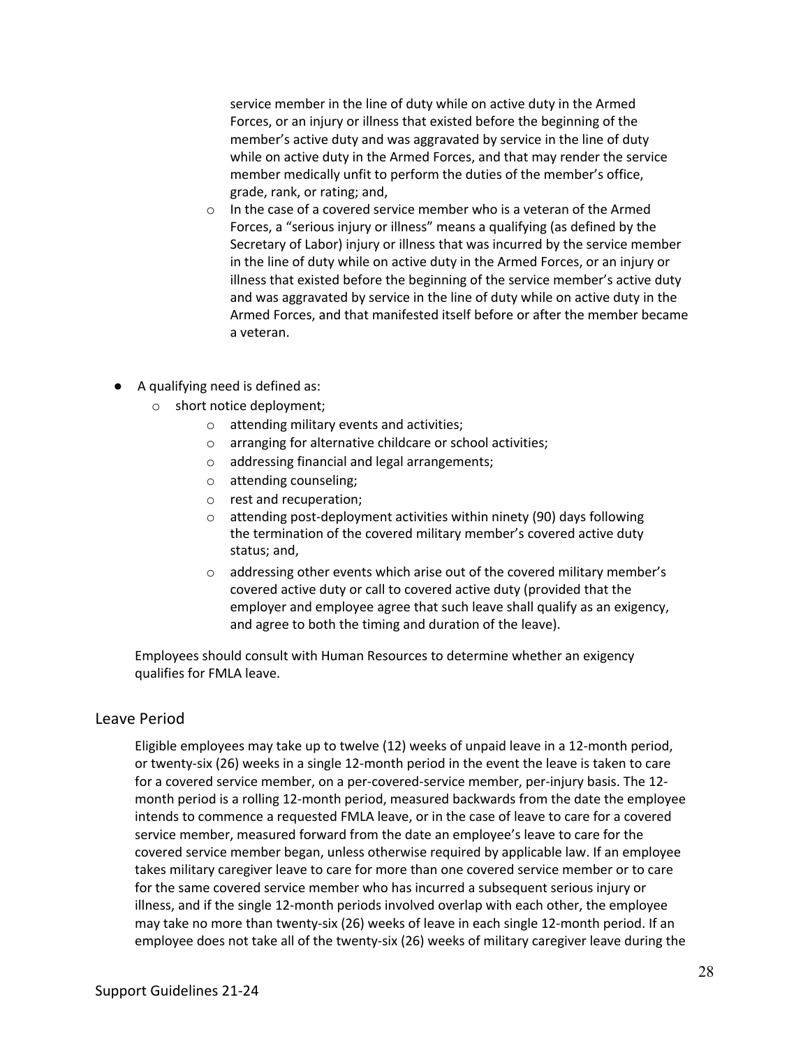service member in the line of duty while on active duty in the Armed Forces, or an injury or illness that existed before the beginning of the member's active duty and was aggravated by service in the line of duty while on active duty in the Armed Forces, and that may render the service member medically unfit to perform the duties of the member's office, grade, rank, or rating; and,

    - In the case of a covered service member who is a veteran of the Armed Forces, a "serious injury or illness" means a qualifying (as defined by the Secretary of Labor) injury or illness that was incurred by the service member in the line of duty while on active duty in the Armed Forces, or an injury or illness that existed before the beginning of the service member's active duty and was aggravated by service in the line of duty while on active duty in the Armed Forces, and that manifested itself before or after the member became a veteran.

- A qualifying need is defined as:
  - short notice deployment;
    - attending military events and activities;
    - arranging for alternative childcare or school activities;
    - addressing financial and legal arrangements;
    - attending counseling;
    - rest and recuperation;
    - attending post-deployment activities within ninety (90) days following the termination of the covered military member's covered active duty status; and,
    - addressing other events which arise out of the covered military member's covered active duty or call to covered active duty (provided that the employer and employee agree that such leave shall qualify as an exigency, and agree to both the timing and duration of the leave).

Employees should consult with Human Resources to determine whether an exigency qualifies for FMLA leave.

## Leave Period

Eligible employees may take up to twelve (12) weeks of unpaid leave in a 12-month period, or twenty-six (26) weeks in a single 12-month period in the event the leave is taken to care for a covered service member, on a per-covered-service member, per-injury basis. The 12-month period is a rolling 12-month period, measured backwards from the date the employee intends to commence a requested FMLA leave, or in the case of leave to care for a covered service member, measured forward from the date an employee's leave to care for the covered service member began, unless otherwise required by applicable law. If an employee takes military caregiver leave to care for more than one covered service member or to care for the same covered service member who has incurred a subsequent serious injury or illness, and if the single 12-month periods involved overlap with each other, the employee may take no more than twenty-six (26) weeks of leave in each single 12-month period. If an employee does not take all of the twenty-six (26) weeks of military caregiver leave during the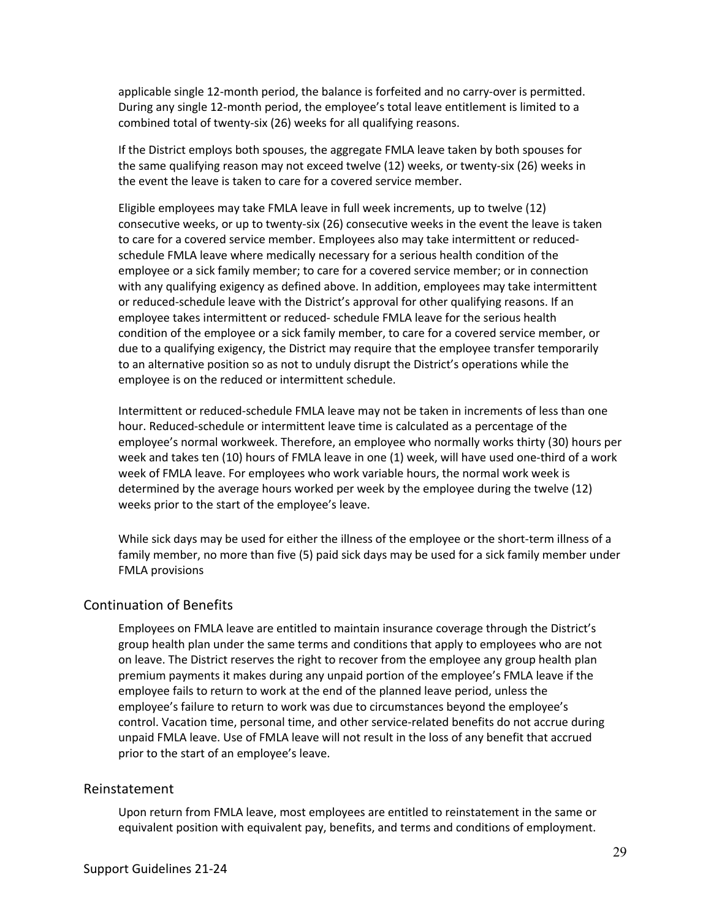applicable single 12-month period, the balance is forfeited and no carry-over is permitted. During any single 12-month period, the employee's total leave entitlement is limited to a combined total of twenty-six (26) weeks for all qualifying reasons.

If the District employs both spouses, the aggregate FMLA leave taken by both spouses for the same qualifying reason may not exceed twelve (12) weeks, or twenty-six (26) weeks in the event the leave is taken to care for a covered service member.

Eligible employees may take FMLA leave in full week increments, up to twelve (12) consecutive weeks, or up to twenty-six (26) consecutive weeks in the event the leave is taken to care for a covered service member. Employees also may take intermittent or reduced-schedule FMLA leave where medically necessary for a serious health condition of the employee or a sick family member; to care for a covered service member; or in connection with any qualifying exigency as defined above. In addition, employees may take intermittent or reduced-schedule leave with the District's approval for other qualifying reasons. If an employee takes intermittent or reduced- schedule FMLA leave for the serious health condition of the employee or a sick family member, to care for a covered service member, or due to a qualifying exigency, the District may require that the employee transfer temporarily to an alternative position so as not to unduly disrupt the District's operations while the employee is on the reduced or intermittent schedule.

Intermittent or reduced-schedule FMLA leave may not be taken in increments of less than one hour. Reduced-schedule or intermittent leave time is calculated as a percentage of the employee's normal workweek. Therefore, an employee who normally works thirty (30) hours per week and takes ten (10) hours of FMLA leave in one (1) week, will have used one-third of a work week of FMLA leave. For employees who work variable hours, the normal work week is determined by the average hours worked per week by the employee during the twelve (12) weeks prior to the start of the employee's leave.

While sick days may be used for either the illness of the employee or the short-term illness of a family member, no more than five (5) paid sick days may be used for a sick family member under FMLA provisions

## Continuation of Benefits

Employees on FMLA leave are entitled to maintain insurance coverage through the District's group health plan under the same terms and conditions that apply to employees who are not on leave. The District reserves the right to recover from the employee any group health plan premium payments it makes during any unpaid portion of the employee's FMLA leave if the employee fails to return to work at the end of the planned leave period, unless the employee's failure to return to work was due to circumstances beyond the employee's control. Vacation time, personal time, and other service-related benefits do not accrue during unpaid FMLA leave. Use of FMLA leave will not result in the loss of any benefit that accrued prior to the start of an employee's leave.

## Reinstatement

Upon return from FMLA leave, most employees are entitled to reinstatement in the same or equivalent position with equivalent pay, benefits, and terms and conditions of employment.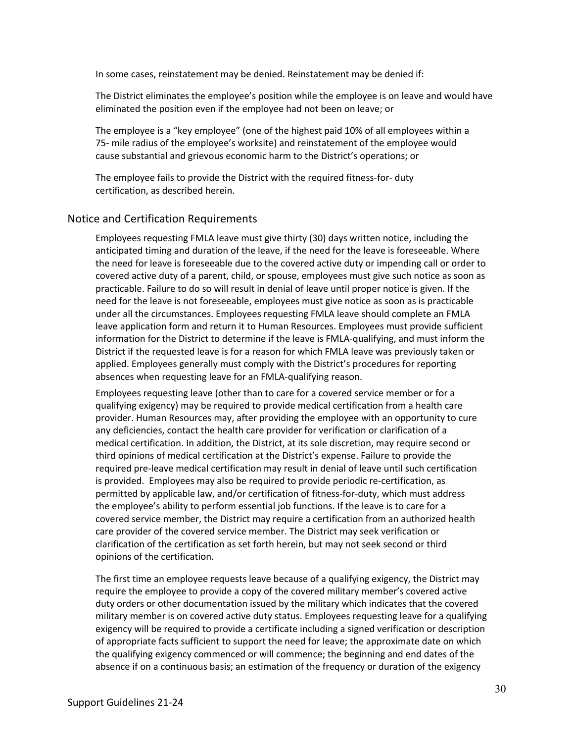In some cases, reinstatement may be denied. Reinstatement may be denied if:

The District eliminates the employee's position while the employee is on leave and would have eliminated the position even if the employee had not been on leave; or

The employee is a "key employee" (one of the highest paid 10% of all employees within a 75- mile radius of the employee's worksite) and reinstatement of the employee would cause substantial and grievous economic harm to the District's operations; or

The employee fails to provide the District with the required fitness-for- duty certification, as described herein.

## Notice and Certification Requirements

Employees requesting FMLA leave must give thirty (30) days written notice, including the anticipated timing and duration of the leave, if the need for the leave is foreseeable. Where the need for leave is foreseeable due to the covered active duty or impending call or order to covered active duty of a parent, child, or spouse, employees must give such notice as soon as practicable. Failure to do so will result in denial of leave until proper notice is given. If the need for the leave is not foreseeable, employees must give notice as soon as is practicable under all the circumstances. Employees requesting FMLA leave should complete an FMLA leave application form and return it to Human Resources. Employees must provide sufficient information for the District to determine if the leave is FMLA-qualifying, and must inform the District if the requested leave is for a reason for which FMLA leave was previously taken or applied. Employees generally must comply with the District's procedures for reporting absences when requesting leave for an FMLA-qualifying reason.

Employees requesting leave (other than to care for a covered service member or for a qualifying exigency) may be required to provide medical certification from a health care provider. Human Resources may, after providing the employee with an opportunity to cure any deficiencies, contact the health care provider for verification or clarification of a medical certification. In addition, the District, at its sole discretion, may require second or third opinions of medical certification at the District's expense. Failure to provide the required pre-leave medical certification may result in denial of leave until such certification is provided. Employees may also be required to provide periodic re-certification, as permitted by applicable law, and/or certification of fitness-for-duty, which must address the employee's ability to perform essential job functions. If the leave is to care for a covered service member, the District may require a certification from an authorized health care provider of the covered service member. The District may seek verification or clarification of the certification as set forth herein, but may not seek second or third opinions of the certification.

The first time an employee requests leave because of a qualifying exigency, the District may require the employee to provide a copy of the covered military member's covered active duty orders or other documentation issued by the military which indicates that the covered military member is on covered active duty status. Employees requesting leave for a qualifying exigency will be required to provide a certificate including a signed verification or description of appropriate facts sufficient to support the need for leave; the approximate date on which the qualifying exigency commenced or will commence; the beginning and end dates of the absence if on a continuous basis; an estimation of the frequency or duration of the exigency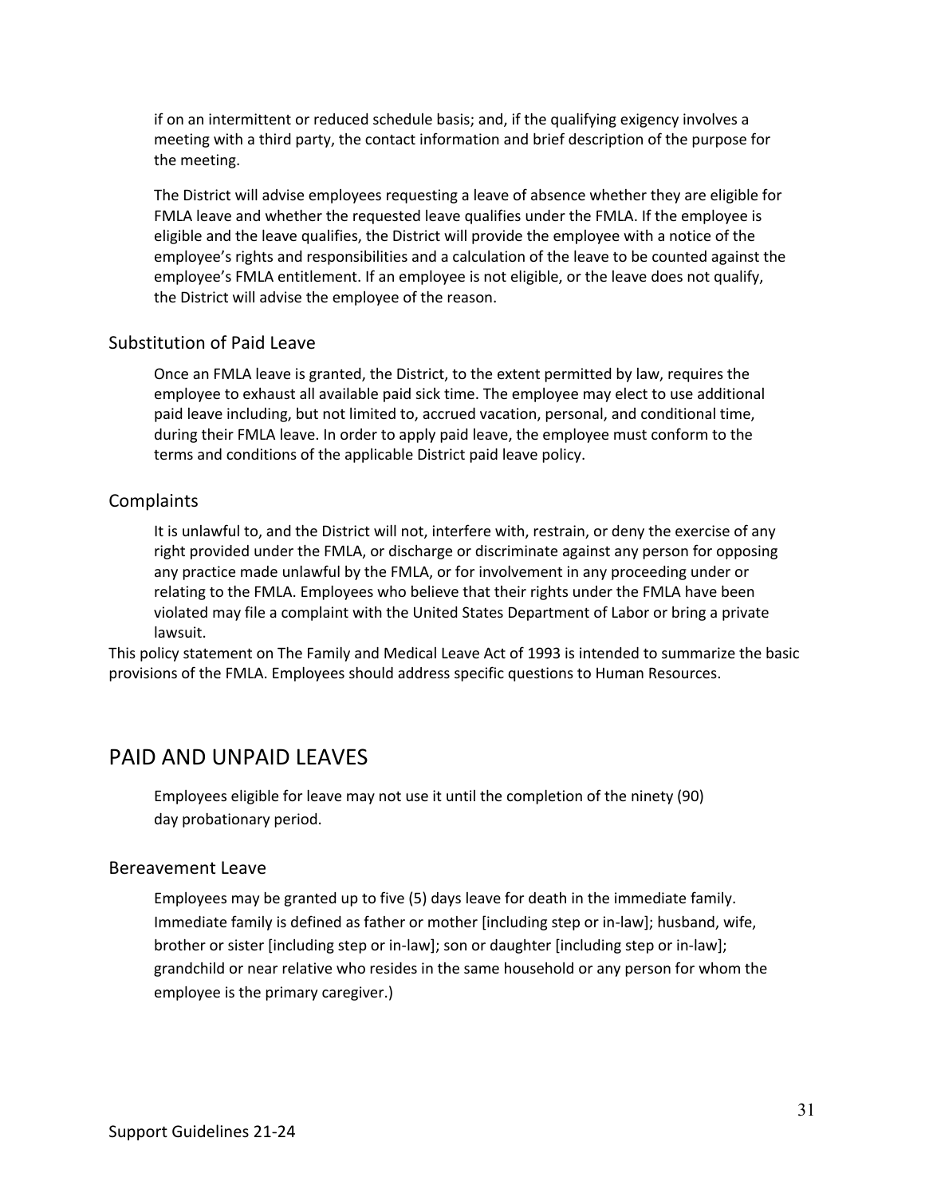if on an intermittent or reduced schedule basis; and, if the qualifying exigency involves a meeting with a third party, the contact information and brief description of the purpose for the meeting.

The District will advise employees requesting a leave of absence whether they are eligible for FMLA leave and whether the requested leave qualifies under the FMLA. If the employee is eligible and the leave qualifies, the District will provide the employee with a notice of the employee's rights and responsibilities and a calculation of the leave to be counted against the employee's FMLA entitlement. If an employee is not eligible, or the leave does not qualify, the District will advise the employee of the reason.

### Substitution of Paid Leave

Once an FMLA leave is granted, the District, to the extent permitted by law, requires the employee to exhaust all available paid sick time. The employee may elect to use additional paid leave including, but not limited to, accrued vacation, personal, and conditional time, during their FMLA leave. In order to apply paid leave, the employee must conform to the terms and conditions of the applicable District paid leave policy.

### Complaints

It is unlawful to, and the District will not, interfere with, restrain, or deny the exercise of any right provided under the FMLA, or discharge or discriminate against any person for opposing any practice made unlawful by the FMLA, or for involvement in any proceeding under or relating to the FMLA. Employees who believe that their rights under the FMLA have been violated may file a complaint with the United States Department of Labor or bring a private lawsuit.

This policy statement on The Family and Medical Leave Act of 1993 is intended to summarize the basic provisions of the FMLA. Employees should address specific questions to Human Resources.

## PAID AND UNPAID LEAVES

Employees eligible for leave may not use it until the completion of the ninety (90) day probationary period.

### Bereavement Leave

Employees may be granted up to five (5) days leave for death in the immediate family. Immediate family is defined as father or mother [including step or in-law]; husband, wife, brother or sister [including step or in-law]; son or daughter [including step or in-law]; grandchild or near relative who resides in the same household or any person for whom the employee is the primary caregiver.)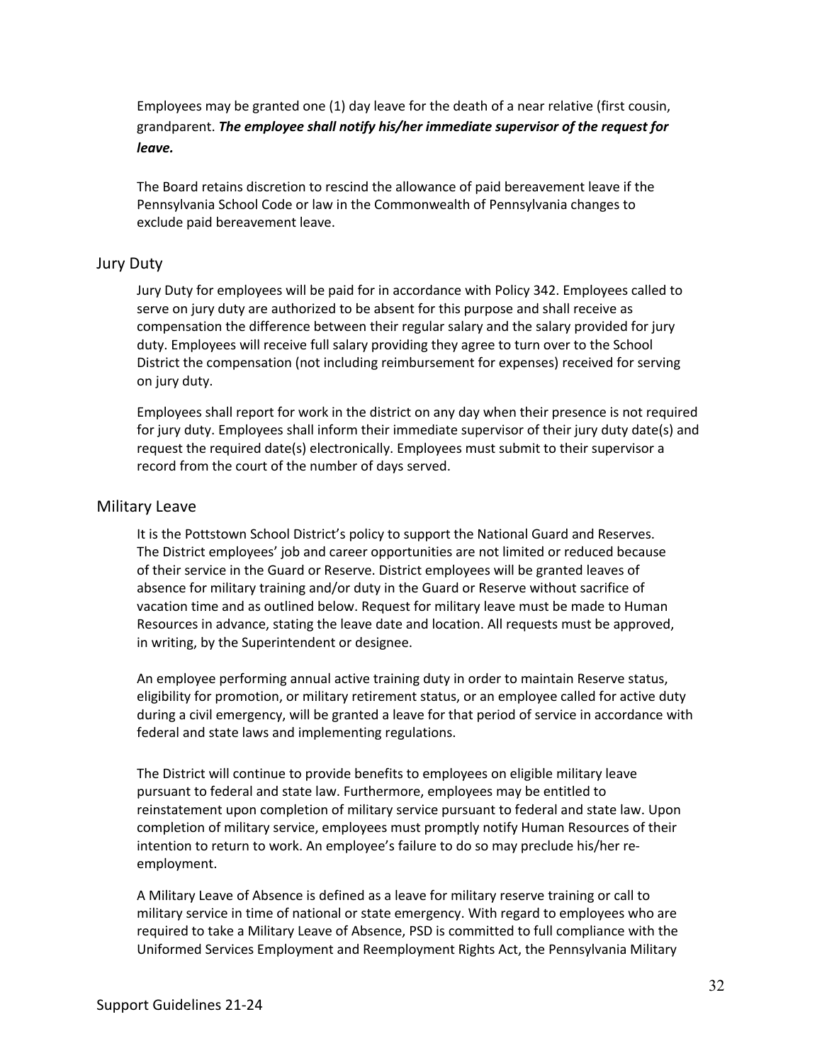Employees may be granted one (1) day leave for the death of a near relative (first cousin, grandparent. ***The employee shall notify his/her immediate supervisor of the request for leave.***

The Board retains discretion to rescind the allowance of paid bereavement leave if the Pennsylvania School Code or law in the Commonwealth of Pennsylvania changes to exclude paid bereavement leave.

## Jury Duty

Jury Duty for employees will be paid for in accordance with Policy 342. Employees called to serve on jury duty are authorized to be absent for this purpose and shall receive as compensation the difference between their regular salary and the salary provided for jury duty. Employees will receive full salary providing they agree to turn over to the School District the compensation (not including reimbursement for expenses) received for serving on jury duty.

Employees shall report for work in the district on any day when their presence is not required for jury duty. Employees shall inform their immediate supervisor of their jury duty date(s) and request the required date(s) electronically. Employees must submit to their supervisor a record from the court of the number of days served.

## Military Leave

It is the Pottstown School District's policy to support the National Guard and Reserves. The District employees' job and career opportunities are not limited or reduced because of their service in the Guard or Reserve. District employees will be granted leaves of absence for military training and/or duty in the Guard or Reserve without sacrifice of vacation time and as outlined below. Request for military leave must be made to Human Resources in advance, stating the leave date and location. All requests must be approved, in writing, by the Superintendent or designee.

An employee performing annual active training duty in order to maintain Reserve status, eligibility for promotion, or military retirement status, or an employee called for active duty during a civil emergency, will be granted a leave for that period of service in accordance with federal and state laws and implementing regulations.

The District will continue to provide benefits to employees on eligible military leave pursuant to federal and state law. Furthermore, employees may be entitled to reinstatement upon completion of military service pursuant to federal and state law. Upon completion of military service, employees must promptly notify Human Resources of their intention to return to work. An employee's failure to do so may preclude his/her re-employment.

A Military Leave of Absence is defined as a leave for military reserve training or call to military service in time of national or state emergency. With regard to employees who are required to take a Military Leave of Absence, PSD is committed to full compliance with the Uniformed Services Employment and Reemployment Rights Act, the Pennsylvania Military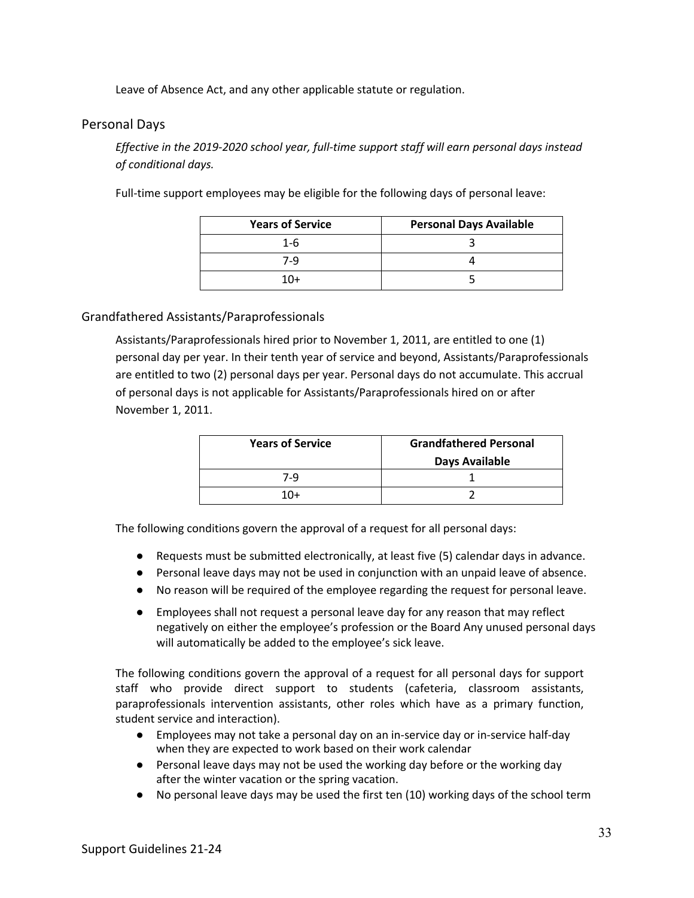Leave of Absence Act, and any other applicable statute or regulation.

## Personal Days

*Effective in the 2019-2020 school year, full-time support staff will earn personal days instead of conditional days.*

Full-time support employees may be eligible for the following days of personal leave:

| Years of Service | Personal Days Available |
| --- | --- |
| 1-6 | 3 |
| 7-9 | 4 |
| 10+ | 5 |

### Grandfathered Assistants/Paraprofessionals

Assistants/Paraprofessionals hired prior to November 1, 2011, are entitled to one (1) personal day per year. In their tenth year of service and beyond, Assistants/Paraprofessionals are entitled to two (2) personal days per year. Personal days do not accumulate. This accrual of personal days is not applicable for Assistants/Paraprofessionals hired on or after November 1, 2011.

| Years of Service | Grandfathered Personal Days Available |
| --- | --- |
| 7-9 | 1 |
| 10+ | 2 |

The following conditions govern the approval of a request for all personal days:

- Requests must be submitted electronically, at least five (5) calendar days in advance.
- Personal leave days may not be used in conjunction with an unpaid leave of absence.
- No reason will be required of the employee regarding the request for personal leave.
- Employees shall not request a personal leave day for any reason that may reflect negatively on either the employee's profession or the Board Any unused personal days will automatically be added to the employee's sick leave.

The following conditions govern the approval of a request for all personal days for support staff who provide direct support to students (cafeteria, classroom assistants, paraprofessionals intervention assistants, other roles which have as a primary function, student service and interaction).

- Employees may not take a personal day on an in-service day or in-service half-day when they are expected to work based on their work calendar
- Personal leave days may not be used the working day before or the working day after the winter vacation or the spring vacation.
- No personal leave days may be used the first ten (10) working days of the school term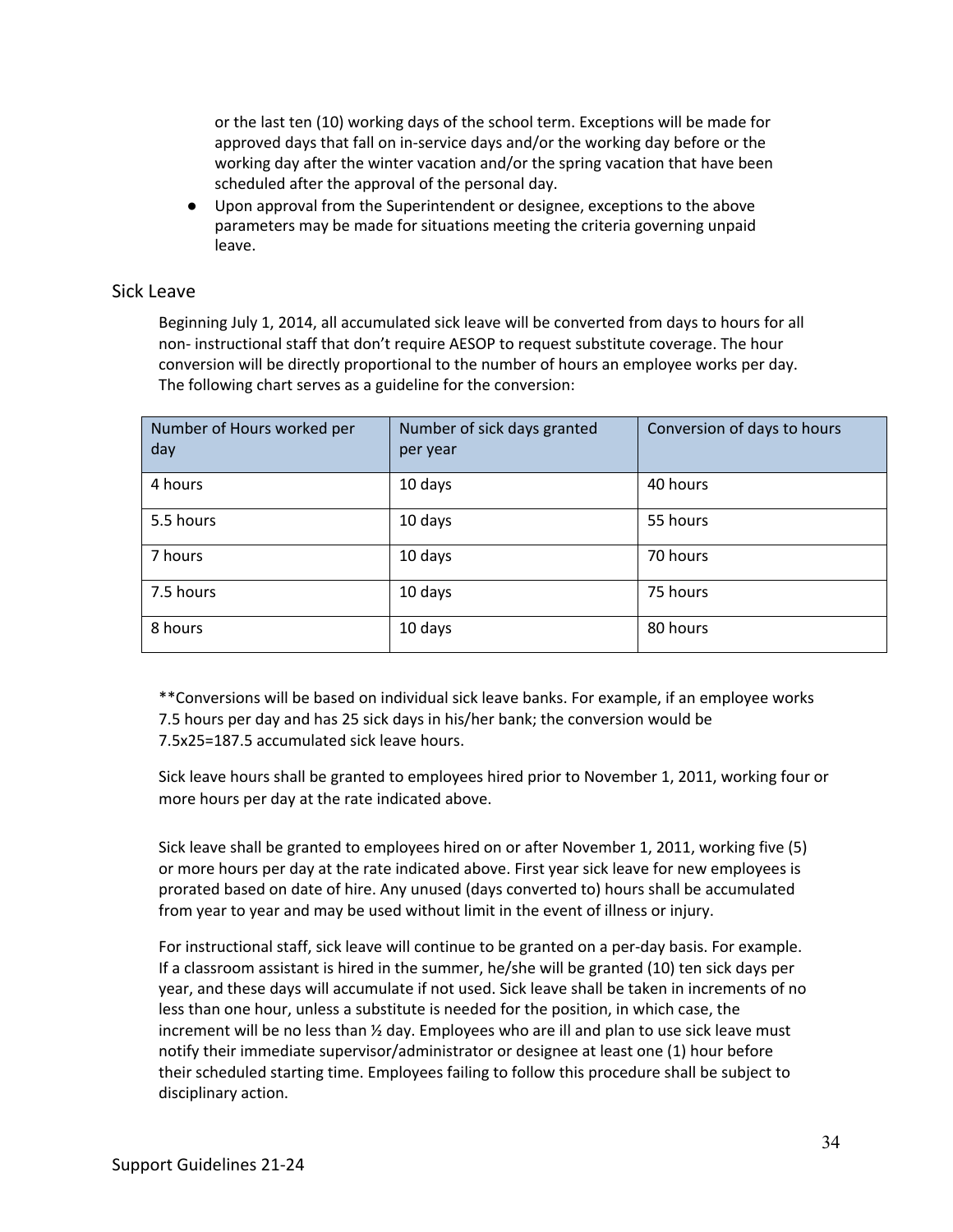or the last ten (10) working days of the school term. Exceptions will be made for approved days that fall on in-service days and/or the working day before or the working day after the winter vacation and/or the spring vacation that have been scheduled after the approval of the personal day.

- Upon approval from the Superintendent or designee, exceptions to the above parameters may be made for situations meeting the criteria governing unpaid leave.

## Sick Leave

Beginning July 1, 2014, all accumulated sick leave will be converted from days to hours for all non- instructional staff that don't require AESOP to request substitute coverage. The hour conversion will be directly proportional to the number of hours an employee works per day. The following chart serves as a guideline for the conversion:

| Number of Hours worked per day | Number of sick days granted per year | Conversion of days to hours |
|---|---|---|
| 4 hours | 10 days | 40 hours |
| 5.5 hours | 10 days | 55 hours |
| 7 hours | 10 days | 70 hours |
| 7.5 hours | 10 days | 75 hours |
| 8 hours | 10 days | 80 hours |

**Conversions will be based on individual sick leave banks. For example, if an employee works 7.5 hours per day and has 25 sick days in his/her bank; the conversion would be 7.5x25=187.5 accumulated sick leave hours.

Sick leave hours shall be granted to employees hired prior to November 1, 2011, working four or more hours per day at the rate indicated above.

Sick leave shall be granted to employees hired on or after November 1, 2011, working five (5) or more hours per day at the rate indicated above. First year sick leave for new employees is prorated based on date of hire. Any unused (days converted to) hours shall be accumulated from year to year and may be used without limit in the event of illness or injury.

For instructional staff, sick leave will continue to be granted on a per-day basis. For example. If a classroom assistant is hired in the summer, he/she will be granted (10) ten sick days per year, and these days will accumulate if not used. Sick leave shall be taken in increments of no less than one hour, unless a substitute is needed for the position, in which case, the increment will be no less than ½ day. Employees who are ill and plan to use sick leave must notify their immediate supervisor/administrator or designee at least one (1) hour before their scheduled starting time. Employees failing to follow this procedure shall be subject to disciplinary action.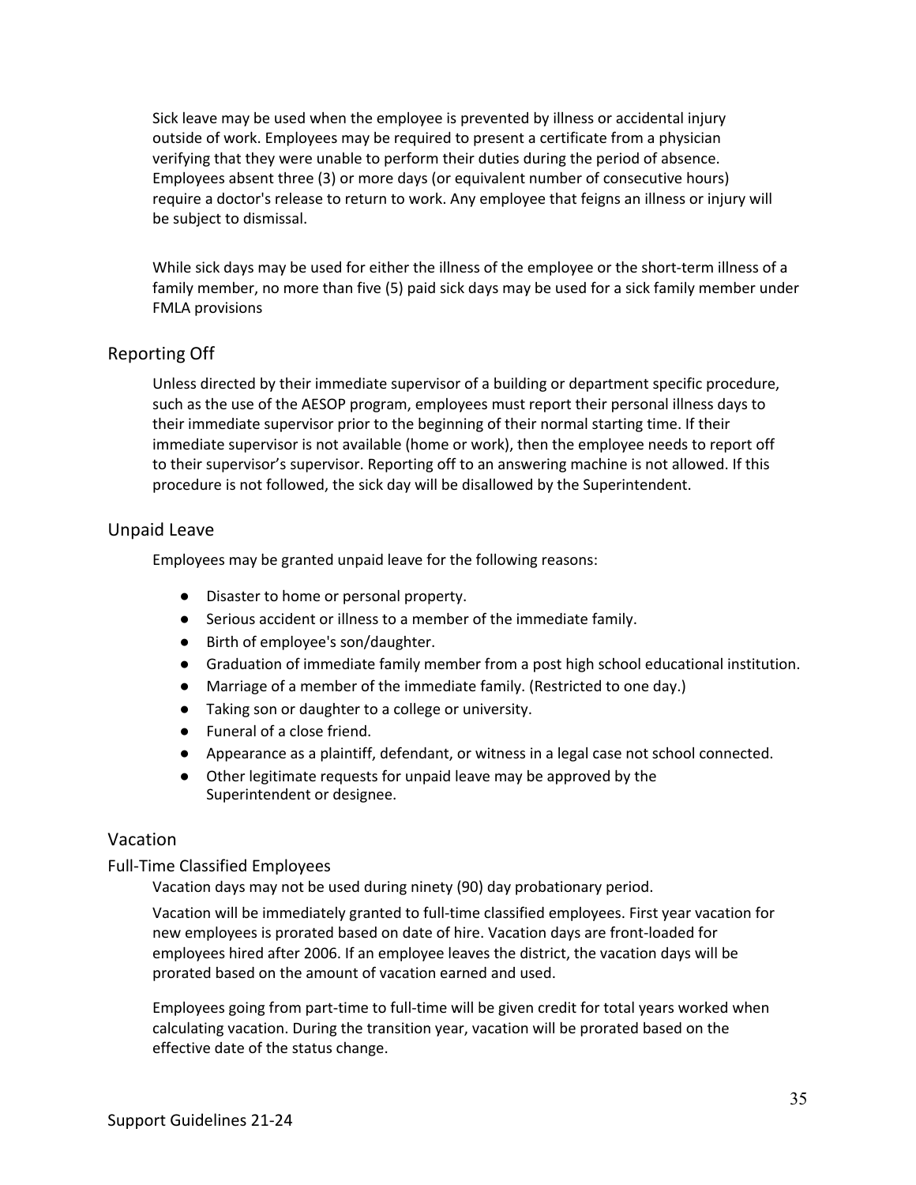Sick leave may be used when the employee is prevented by illness or accidental injury outside of work. Employees may be required to present a certificate from a physician verifying that they were unable to perform their duties during the period of absence. Employees absent three (3) or more days (or equivalent number of consecutive hours) require a doctor's release to return to work. Any employee that feigns an illness or injury will be subject to dismissal.

While sick days may be used for either the illness of the employee or the short-term illness of a family member, no more than five (5) paid sick days may be used for a sick family member under FMLA provisions

## Reporting Off

Unless directed by their immediate supervisor of a building or department specific procedure, such as the use of the AESOP program, employees must report their personal illness days to their immediate supervisor prior to the beginning of their normal starting time. If their immediate supervisor is not available (home or work), then the employee needs to report off to their supervisor's supervisor. Reporting off to an answering machine is not allowed. If this procedure is not followed, the sick day will be disallowed by the Superintendent.

## Unpaid Leave

Employees may be granted unpaid leave for the following reasons:

- Disaster to home or personal property.
- Serious accident or illness to a member of the immediate family.
- Birth of employee's son/daughter.
- Graduation of immediate family member from a post high school educational institution.
- Marriage of a member of the immediate family. (Restricted to one day.)
- Taking son or daughter to a college or university.
- Funeral of a close friend.
- Appearance as a plaintiff, defendant, or witness in a legal case not school connected.
- Other legitimate requests for unpaid leave may be approved by the Superintendent or designee.

## Vacation

### Full-Time Classified Employees

Vacation days may not be used during ninety (90) day probationary period.

Vacation will be immediately granted to full-time classified employees. First year vacation for new employees is prorated based on date of hire. Vacation days are front-loaded for employees hired after 2006. If an employee leaves the district, the vacation days will be prorated based on the amount of vacation earned and used.

Employees going from part-time to full-time will be given credit for total years worked when calculating vacation. During the transition year, vacation will be prorated based on the effective date of the status change.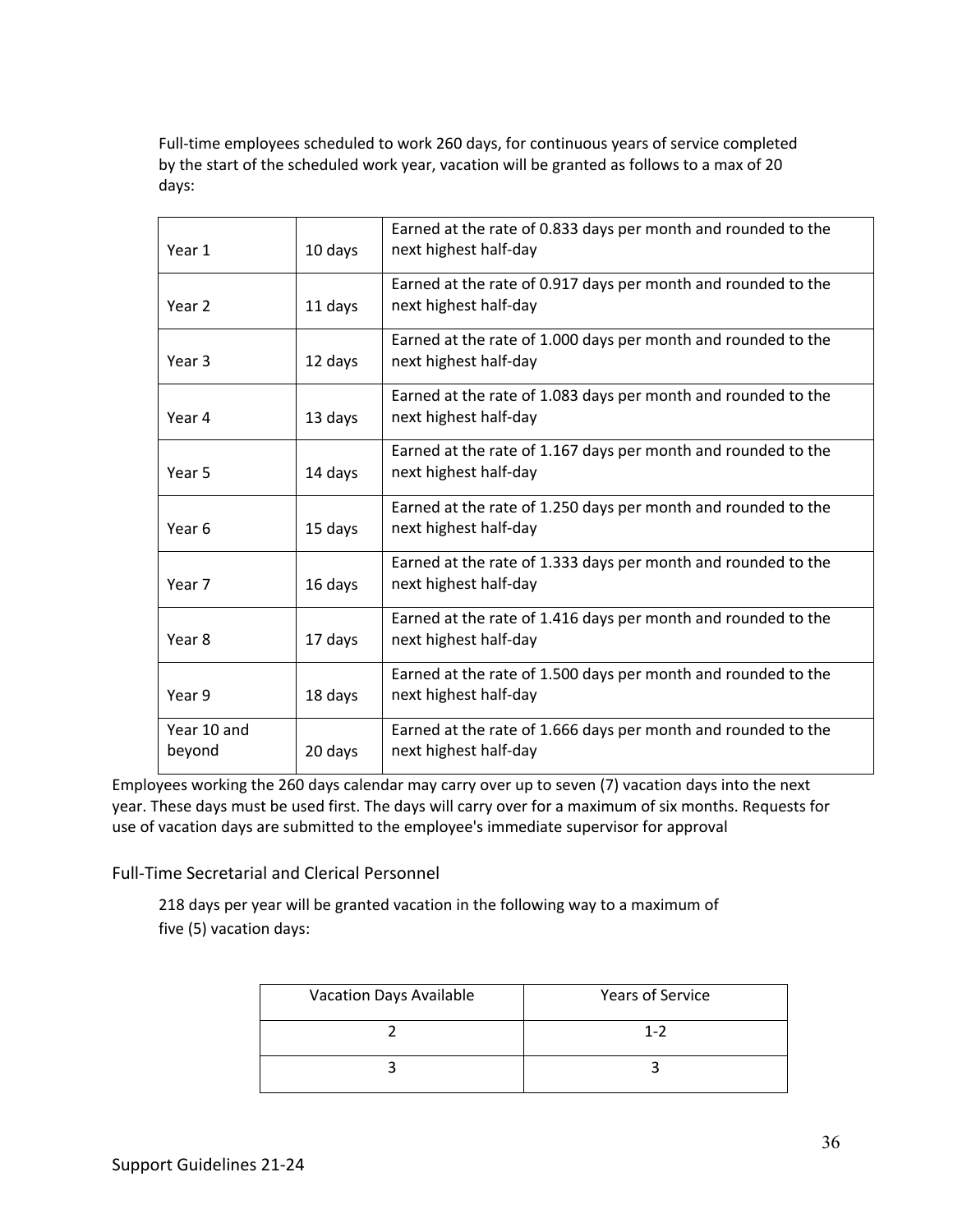Full-time employees scheduled to work 260 days, for continuous years of service completed by the start of the scheduled work year, vacation will be granted as follows to a max of 20 days:

| | | |
|---|---|---|
| Year 1 | 10 days | Earned at the rate of 0.833 days per month and rounded to the next highest half-day |
| Year 2 | 11 days | Earned at the rate of 0.917 days per month and rounded to the next highest half-day |
| Year 3 | 12 days | Earned at the rate of 1.000 days per month and rounded to the next highest half-day |
| Year 4 | 13 days | Earned at the rate of 1.083 days per month and rounded to the next highest half-day |
| Year 5 | 14 days | Earned at the rate of 1.167 days per month and rounded to the next highest half-day |
| Year 6 | 15 days | Earned at the rate of 1.250 days per month and rounded to the next highest half-day |
| Year 7 | 16 days | Earned at the rate of 1.333 days per month and rounded to the next highest half-day |
| Year 8 | 17 days | Earned at the rate of 1.416 days per month and rounded to the next highest half-day |
| Year 9 | 18 days | Earned at the rate of 1.500 days per month and rounded to the next highest half-day |
| Year 10 and beyond | 20 days | Earned at the rate of 1.666 days per month and rounded to the next highest half-day |

Employees working the 260 days calendar may carry over up to seven (7) vacation days into the next year. These days must be used first. The days will carry over for a maximum of six months. Requests for use of vacation days are submitted to the employee's immediate supervisor for approval

## Full-Time Secretarial and Clerical Personnel

218 days per year will be granted vacation in the following way to a maximum of five (5) vacation days:

| Vacation Days Available | Years of Service |
|---|---|
| 2 | 1-2 |
| 3 | 3 |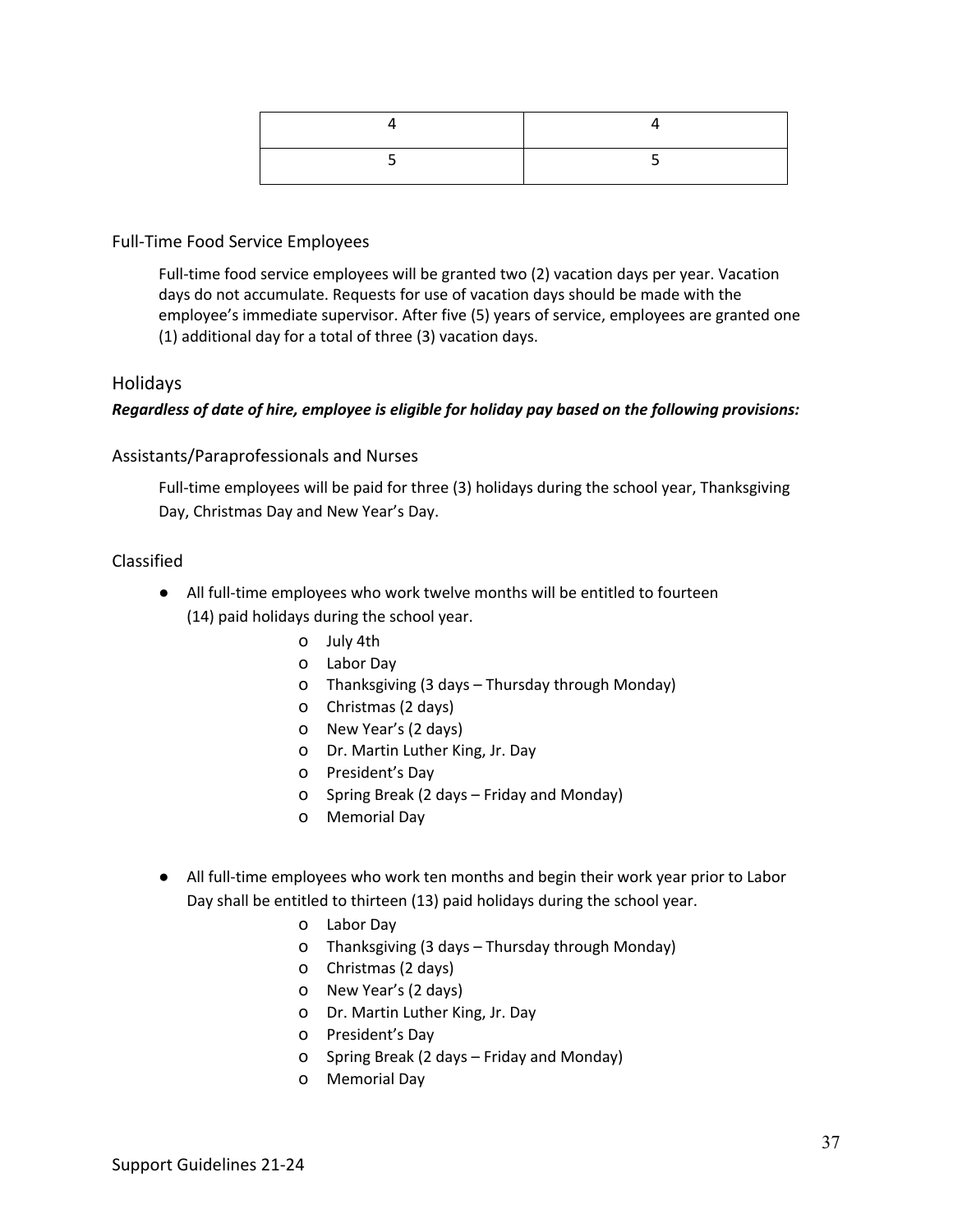| | |
|---|---|
| 4 | 4 |
| 5 | 5 |

### Full-Time Food Service Employees

Full-time food service employees will be granted two (2) vacation days per year. Vacation days do not accumulate. Requests for use of vacation days should be made with the employee's immediate supervisor. After five (5) years of service, employees are granted one (1) additional day for a total of three (3) vacation days.

## Holidays

***Regardless of date of hire, employee is eligible for holiday pay based on the following provisions:***

### Assistants/Paraprofessionals and Nurses

Full-time employees will be paid for three (3) holidays during the school year, Thanksgiving Day, Christmas Day and New Year's Day.

### Classified

- All full-time employees who work twelve months will be entitled to fourteen (14) paid holidays during the school year.
  - July 4th
  - Labor Day
  - Thanksgiving (3 days – Thursday through Monday)
  - Christmas (2 days)
  - New Year's (2 days)
  - Dr. Martin Luther King, Jr. Day
  - President's Day
  - Spring Break (2 days – Friday and Monday)
  - Memorial Day

- All full-time employees who work ten months and begin their work year prior to Labor Day shall be entitled to thirteen (13) paid holidays during the school year.
  - Labor Day
  - Thanksgiving (3 days – Thursday through Monday)
  - Christmas (2 days)
  - New Year's (2 days)
  - Dr. Martin Luther King, Jr. Day
  - President's Day
  - Spring Break (2 days – Friday and Monday)
  - Memorial Day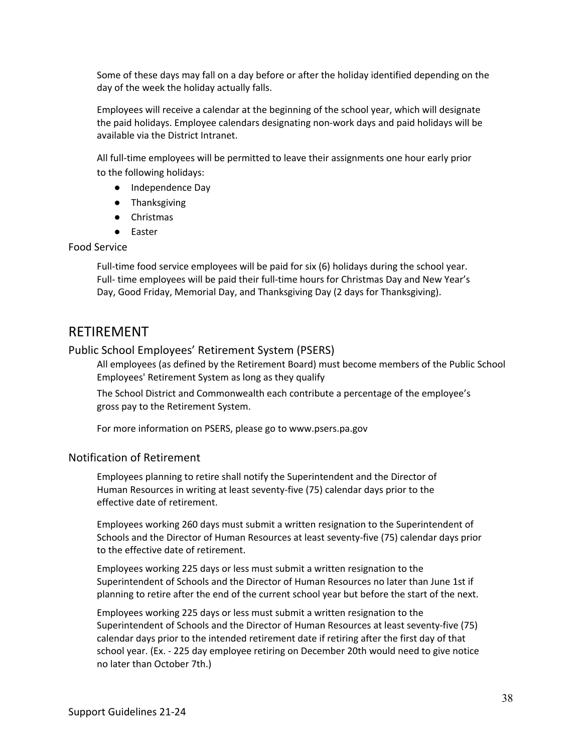Some of these days may fall on a day before or after the holiday identified depending on the day of the week the holiday actually falls.

Employees will receive a calendar at the beginning of the school year, which will designate the paid holidays. Employee calendars designating non-work days and paid holidays will be available via the District Intranet.

All full-time employees will be permitted to leave their assignments one hour early prior to the following holidays:

- Independence Day
- Thanksgiving
- Christmas
- Easter

### Food Service

Full-time food service employees will be paid for six (6) holidays during the school year. Full- time employees will be paid their full-time hours for Christmas Day and New Year's Day, Good Friday, Memorial Day, and Thanksgiving Day (2 days for Thanksgiving).

## RETIREMENT

### Public School Employees' Retirement System (PSERS)

All employees (as defined by the Retirement Board) must become members of the Public School Employees' Retirement System as long as they qualify

The School District and Commonwealth each contribute a percentage of the employee's gross pay to the Retirement System.

For more information on PSERS, please go to www.psers.pa.gov

### Notification of Retirement

Employees planning to retire shall notify the Superintendent and the Director of Human Resources in writing at least seventy-five (75) calendar days prior to the effective date of retirement.

Employees working 260 days must submit a written resignation to the Superintendent of Schools and the Director of Human Resources at least seventy-five (75) calendar days prior to the effective date of retirement.

Employees working 225 days or less must submit a written resignation to the Superintendent of Schools and the Director of Human Resources no later than June 1st if planning to retire after the end of the current school year but before the start of the next.

Employees working 225 days or less must submit a written resignation to the Superintendent of Schools and the Director of Human Resources at least seventy-five (75) calendar days prior to the intended retirement date if retiring after the first day of that school year. (Ex. - 225 day employee retiring on December 20th would need to give notice no later than October 7th.)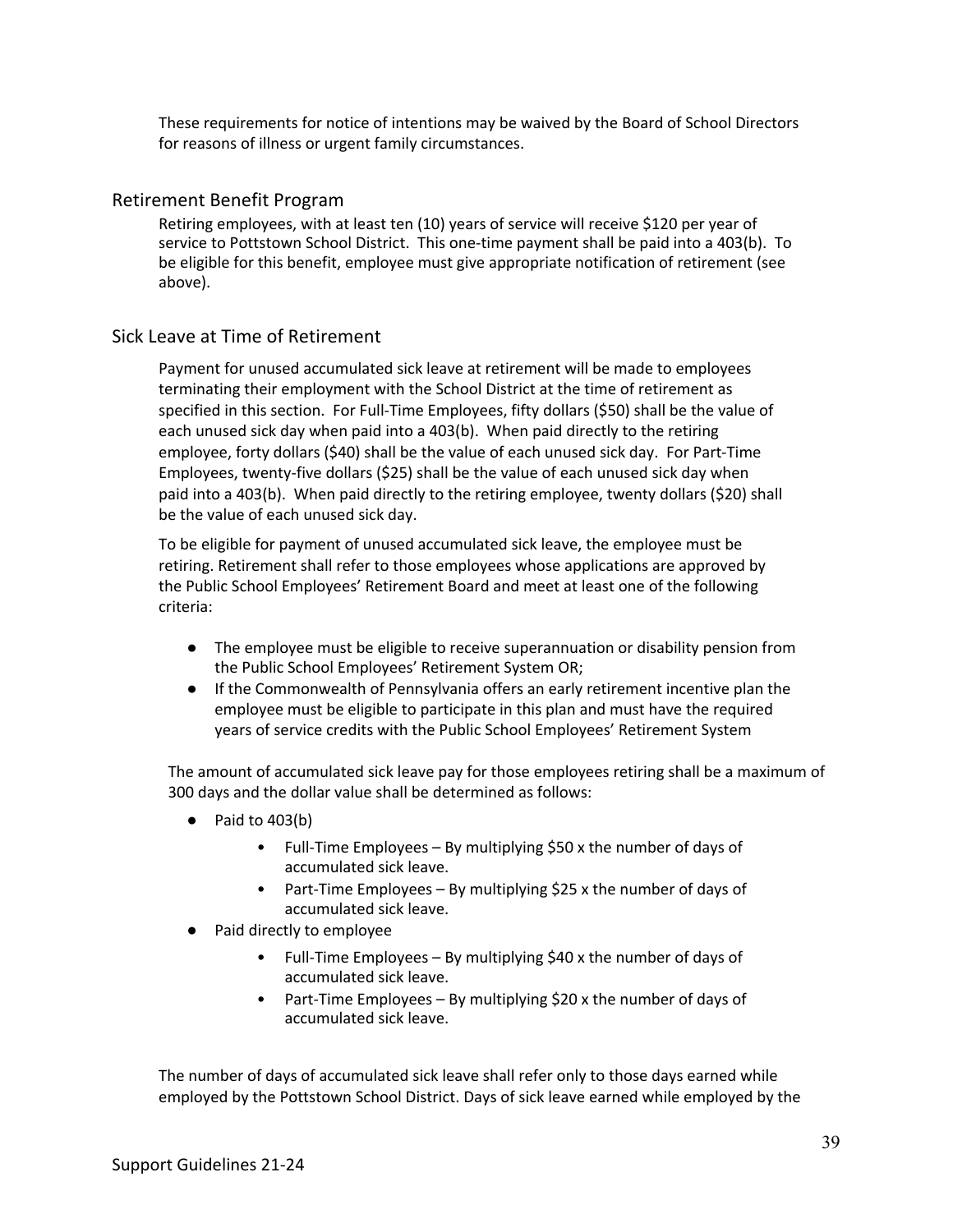These requirements for notice of intentions may be waived by the Board of School Directors for reasons of illness or urgent family circumstances.

## Retirement Benefit Program

Retiring employees, with at least ten (10) years of service will receive $120 per year of service to Pottstown School District. This one-time payment shall be paid into a 403(b). To be eligible for this benefit, employee must give appropriate notification of retirement (see above).

## Sick Leave at Time of Retirement

Payment for unused accumulated sick leave at retirement will be made to employees terminating their employment with the School District at the time of retirement as specified in this section. For Full-Time Employees, fifty dollars ($50) shall be the value of each unused sick day when paid into a 403(b). When paid directly to the retiring employee, forty dollars ($40) shall be the value of each unused sick day. For Part-Time Employees, twenty-five dollars ($25) shall be the value of each unused sick day when paid into a 403(b). When paid directly to the retiring employee, twenty dollars ($20) shall be the value of each unused sick day.

To be eligible for payment of unused accumulated sick leave, the employee must be retiring. Retirement shall refer to those employees whose applications are approved by the Public School Employees' Retirement Board and meet at least one of the following criteria:

- The employee must be eligible to receive superannuation or disability pension from the Public School Employees' Retirement System OR;
- If the Commonwealth of Pennsylvania offers an early retirement incentive plan the employee must be eligible to participate in this plan and must have the required years of service credits with the Public School Employees' Retirement System

The amount of accumulated sick leave pay for those employees retiring shall be a maximum of 300 days and the dollar value shall be determined as follows:

- Paid to 403(b)
    - Full-Time Employees – By multiplying $50 x the number of days of accumulated sick leave.
    - Part-Time Employees – By multiplying $25 x the number of days of accumulated sick leave.
- Paid directly to employee
    - Full-Time Employees – By multiplying $40 x the number of days of accumulated sick leave.
    - Part-Time Employees – By multiplying $20 x the number of days of accumulated sick leave.

The number of days of accumulated sick leave shall refer only to those days earned while employed by the Pottstown School District. Days of sick leave earned while employed by the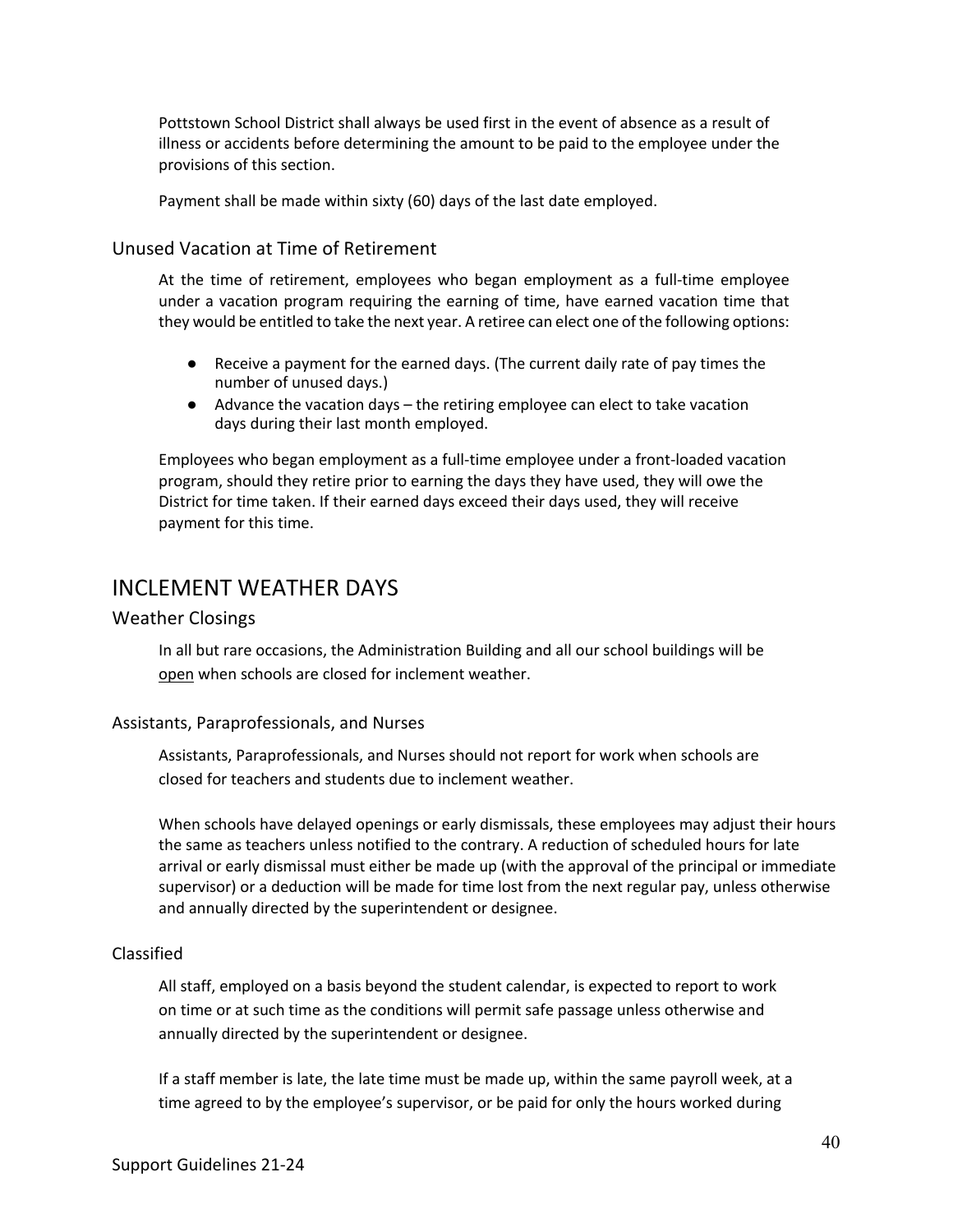Pottstown School District shall always be used first in the event of absence as a result of illness or accidents before determining the amount to be paid to the employee under the provisions of this section.

Payment shall be made within sixty (60) days of the last date employed.

### Unused Vacation at Time of Retirement

At the time of retirement, employees who began employment as a full-time employee under a vacation program requiring the earning of time, have earned vacation time that they would be entitled to take the next year. A retiree can elect one of the following options:

- Receive a payment for the earned days. (The current daily rate of pay times the number of unused days.)
- Advance the vacation days – the retiring employee can elect to take vacation days during their last month employed.

Employees who began employment as a full-time employee under a front-loaded vacation program, should they retire prior to earning the days they have used, they will owe the District for time taken. If their earned days exceed their days used, they will receive payment for this time.

## INCLEMENT WEATHER DAYS

### Weather Closings

In all but rare occasions, the Administration Building and all our school buildings will be open when schools are closed for inclement weather.

#### Assistants, Paraprofessionals, and Nurses

Assistants, Paraprofessionals, and Nurses should not report for work when schools are closed for teachers and students due to inclement weather.

When schools have delayed openings or early dismissals, these employees may adjust their hours the same as teachers unless notified to the contrary. A reduction of scheduled hours for late arrival or early dismissal must either be made up (with the approval of the principal or immediate supervisor) or a deduction will be made for time lost from the next regular pay, unless otherwise and annually directed by the superintendent or designee.

#### Classified

All staff, employed on a basis beyond the student calendar, is expected to report to work on time or at such time as the conditions will permit safe passage unless otherwise and annually directed by the superintendent or designee.

If a staff member is late, the late time must be made up, within the same payroll week, at a time agreed to by the employee's supervisor, or be paid for only the hours worked during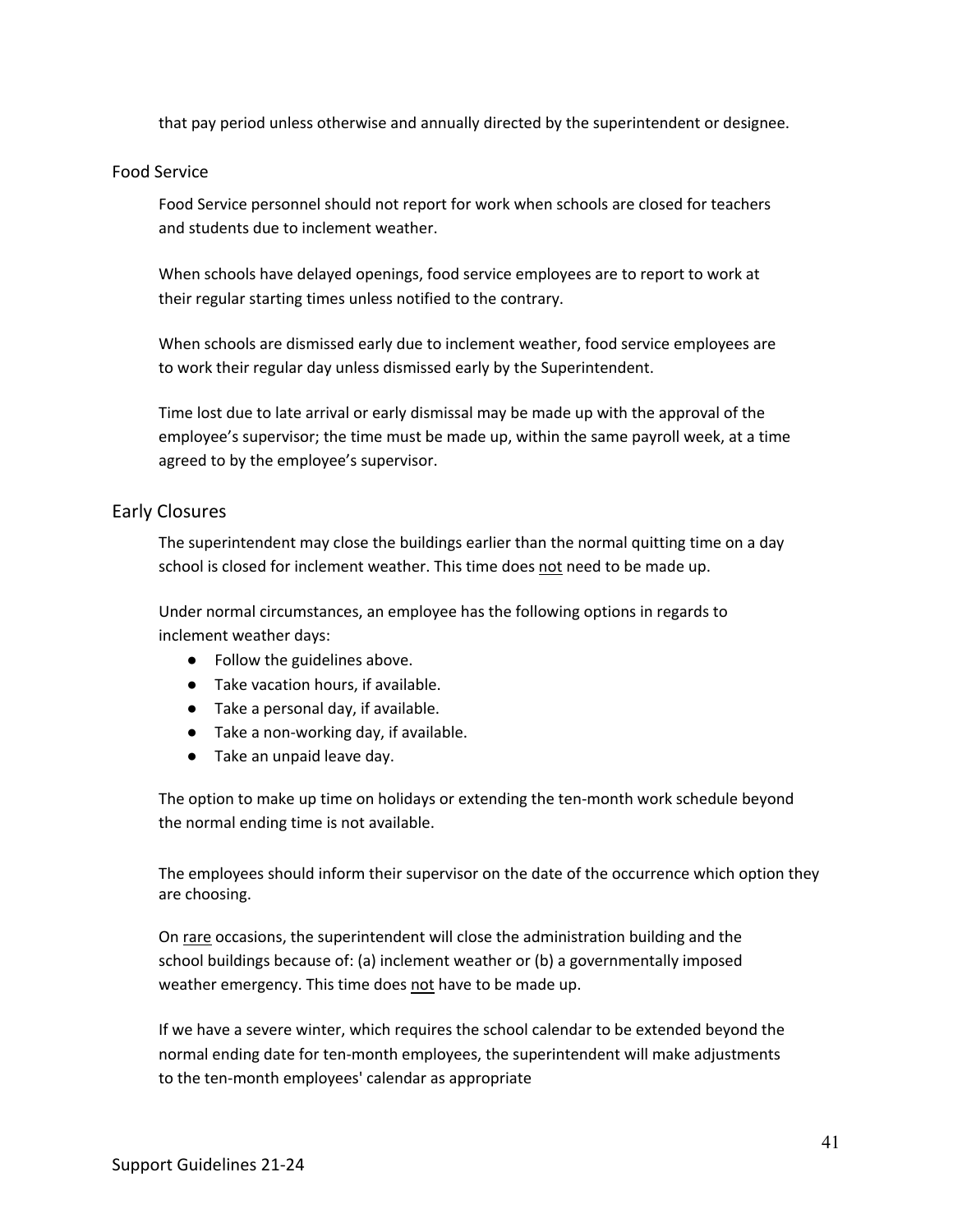that pay period unless otherwise and annually directed by the superintendent or designee.

## Food Service

Food Service personnel should not report for work when schools are closed for teachers and students due to inclement weather.

When schools have delayed openings, food service employees are to report to work at their regular starting times unless notified to the contrary.

When schools are dismissed early due to inclement weather, food service employees are to work their regular day unless dismissed early by the Superintendent.

Time lost due to late arrival or early dismissal may be made up with the approval of the employee's supervisor; the time must be made up, within the same payroll week, at a time agreed to by the employee's supervisor.

## Early Closures

The superintendent may close the buildings earlier than the normal quitting time on a day school is closed for inclement weather. This time does <u>not</u> need to be made up.

Under normal circumstances, an employee has the following options in regards to inclement weather days:

- Follow the guidelines above.
- Take vacation hours, if available.
- Take a personal day, if available.
- Take a non-working day, if available.
- Take an unpaid leave day.

The option to make up time on holidays or extending the ten-month work schedule beyond the normal ending time is not available.

The employees should inform their supervisor on the date of the occurrence which option they are choosing.

On <u>rare</u> occasions, the superintendent will close the administration building and the school buildings because of: (a) inclement weather or (b) a governmentally imposed weather emergency. This time does <u>not</u> have to be made up.

If we have a severe winter, which requires the school calendar to be extended beyond the normal ending date for ten-month employees, the superintendent will make adjustments to the ten-month employees' calendar as appropriate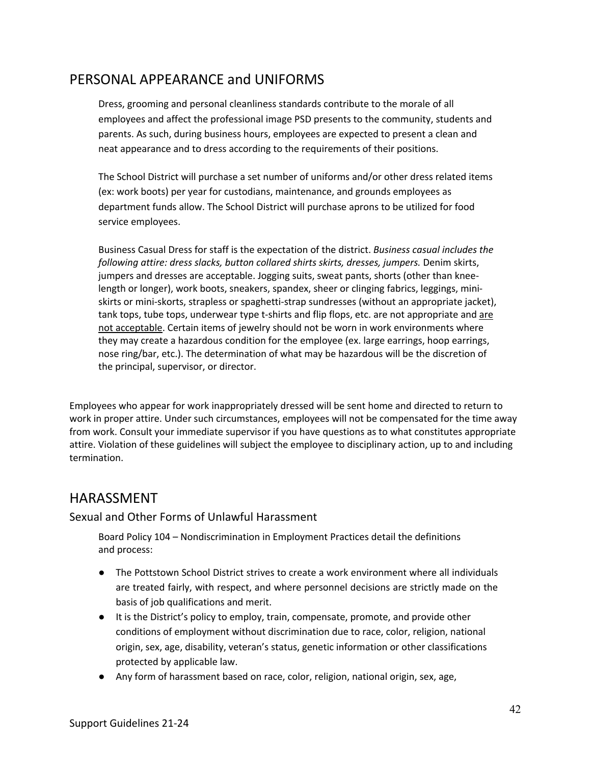## PERSONAL APPEARANCE and UNIFORMS

Dress, grooming and personal cleanliness standards contribute to the morale of all employees and affect the professional image PSD presents to the community, students and parents. As such, during business hours, employees are expected to present a clean and neat appearance and to dress according to the requirements of their positions.

The School District will purchase a set number of uniforms and/or other dress related items (ex: work boots) per year for custodians, maintenance, and grounds employees as department funds allow. The School District will purchase aprons to be utilized for food service employees.

Business Casual Dress for staff is the expectation of the district. *Business casual includes the following attire: dress slacks, button collared shirts skirts, dresses, jumpers.* Denim skirts, jumpers and dresses are acceptable. Jogging suits, sweat pants, shorts (other than knee-length or longer), work boots, sneakers, spandex, sheer or clinging fabrics, leggings, mini-skirts or mini-skorts, strapless or spaghetti-strap sundresses (without an appropriate jacket), tank tops, tube tops, underwear type t-shirts and flip flops, etc. are not appropriate and <u>are not acceptable</u>. Certain items of jewelry should not be worn in work environments where they may create a hazardous condition for the employee (ex. large earrings, hoop earrings, nose ring/bar, etc.). The determination of what may be hazardous will be the discretion of the principal, supervisor, or director.

Employees who appear for work inappropriately dressed will be sent home and directed to return to work in proper attire. Under such circumstances, employees will not be compensated for the time away from work. Consult your immediate supervisor if you have questions as to what constitutes appropriate attire. Violation of these guidelines will subject the employee to disciplinary action, up to and including termination.

## HARASSMENT

### Sexual and Other Forms of Unlawful Harassment

Board Policy 104 – Nondiscrimination in Employment Practices detail the definitions and process:

- The Pottstown School District strives to create a work environment where all individuals are treated fairly, with respect, and where personnel decisions are strictly made on the basis of job qualifications and merit.
- It is the District's policy to employ, train, compensate, promote, and provide other conditions of employment without discrimination due to race, color, religion, national origin, sex, age, disability, veteran's status, genetic information or other classifications protected by applicable law.
- Any form of harassment based on race, color, religion, national origin, sex, age,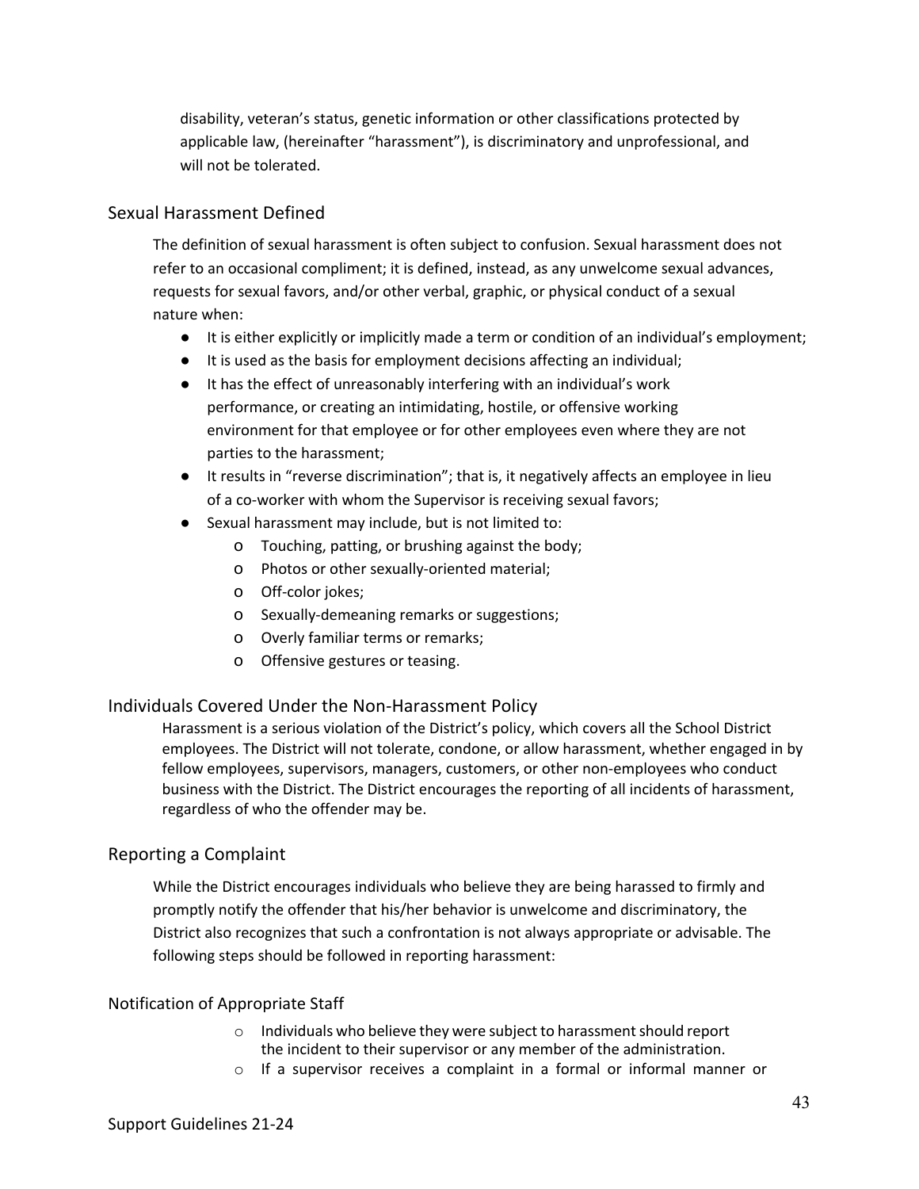disability, veteran's status, genetic information or other classifications protected by applicable law, (hereinafter "harassment"), is discriminatory and unprofessional, and will not be tolerated.

## Sexual Harassment Defined

The definition of sexual harassment is often subject to confusion. Sexual harassment does not refer to an occasional compliment; it is defined, instead, as any unwelcome sexual advances, requests for sexual favors, and/or other verbal, graphic, or physical conduct of a sexual nature when:

- It is either explicitly or implicitly made a term or condition of an individual's employment;
- It is used as the basis for employment decisions affecting an individual;
- It has the effect of unreasonably interfering with an individual's work performance, or creating an intimidating, hostile, or offensive working environment for that employee or for other employees even where they are not parties to the harassment;
- It results in "reverse discrimination"; that is, it negatively affects an employee in lieu of a co-worker with whom the Supervisor is receiving sexual favors;
- Sexual harassment may include, but is not limited to:
  - Touching, patting, or brushing against the body;
  - Photos or other sexually-oriented material;
  - Off-color jokes;
  - Sexually-demeaning remarks or suggestions;
  - Overly familiar terms or remarks;
  - Offensive gestures or teasing.

## Individuals Covered Under the Non-Harassment Policy

Harassment is a serious violation of the District's policy, which covers all the School District employees. The District will not tolerate, condone, or allow harassment, whether engaged in by fellow employees, supervisors, managers, customers, or other non-employees who conduct business with the District. The District encourages the reporting of all incidents of harassment, regardless of who the offender may be.

## Reporting a Complaint

While the District encourages individuals who believe they are being harassed to firmly and promptly notify the offender that his/her behavior is unwelcome and discriminatory, the District also recognizes that such a confrontation is not always appropriate or advisable. The following steps should be followed in reporting harassment:

### Notification of Appropriate Staff

- Individuals who believe they were subject to harassment should report the incident to their supervisor or any member of the administration.
- If a supervisor receives a complaint in a formal or informal manner or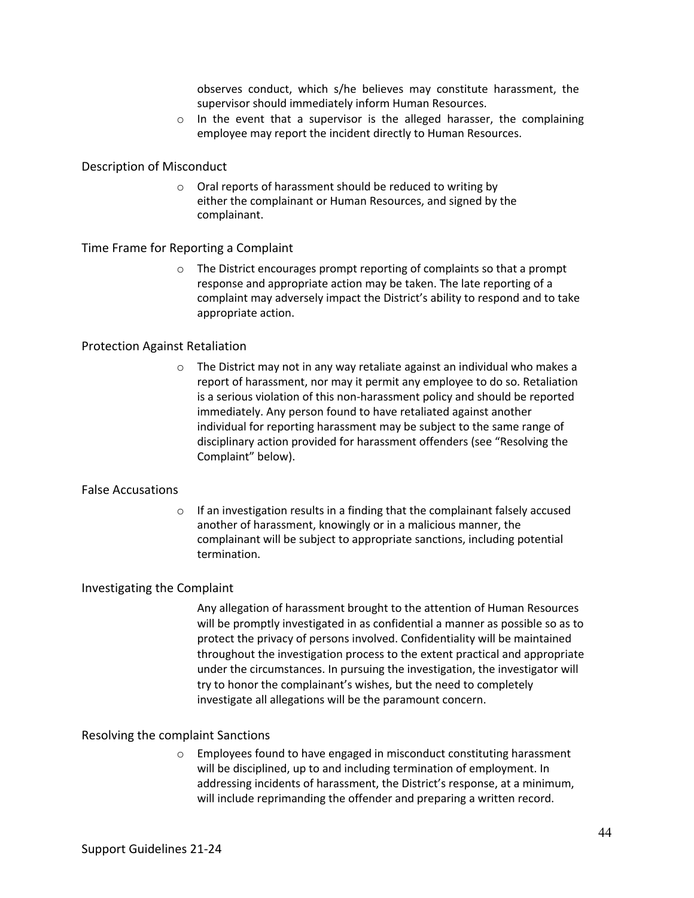observes conduct, which s/he believes may constitute harassment, the supervisor should immediately inform Human Resources.

- In the event that a supervisor is the alleged harasser, the complaining employee may report the incident directly to Human Resources.

## Description of Misconduct

- Oral reports of harassment should be reduced to writing by either the complainant or Human Resources, and signed by the complainant.

## Time Frame for Reporting a Complaint

- The District encourages prompt reporting of complaints so that a prompt response and appropriate action may be taken. The late reporting of a complaint may adversely impact the District's ability to respond and to take appropriate action.

## Protection Against Retaliation

- The District may not in any way retaliate against an individual who makes a report of harassment, nor may it permit any employee to do so. Retaliation is a serious violation of this non-harassment policy and should be reported immediately. Any person found to have retaliated against another individual for reporting harassment may be subject to the same range of disciplinary action provided for harassment offenders (see "Resolving the Complaint" below).

## False Accusations

- If an investigation results in a finding that the complainant falsely accused another of harassment, knowingly or in a malicious manner, the complainant will be subject to appropriate sanctions, including potential termination.

## Investigating the Complaint

Any allegation of harassment brought to the attention of Human Resources will be promptly investigated in as confidential a manner as possible so as to protect the privacy of persons involved. Confidentiality will be maintained throughout the investigation process to the extent practical and appropriate under the circumstances. In pursuing the investigation, the investigator will try to honor the complainant's wishes, but the need to completely investigate all allegations will be the paramount concern.

## Resolving the complaint Sanctions

- Employees found to have engaged in misconduct constituting harassment will be disciplined, up to and including termination of employment. In addressing incidents of harassment, the District's response, at a minimum, will include reprimanding the offender and preparing a written record.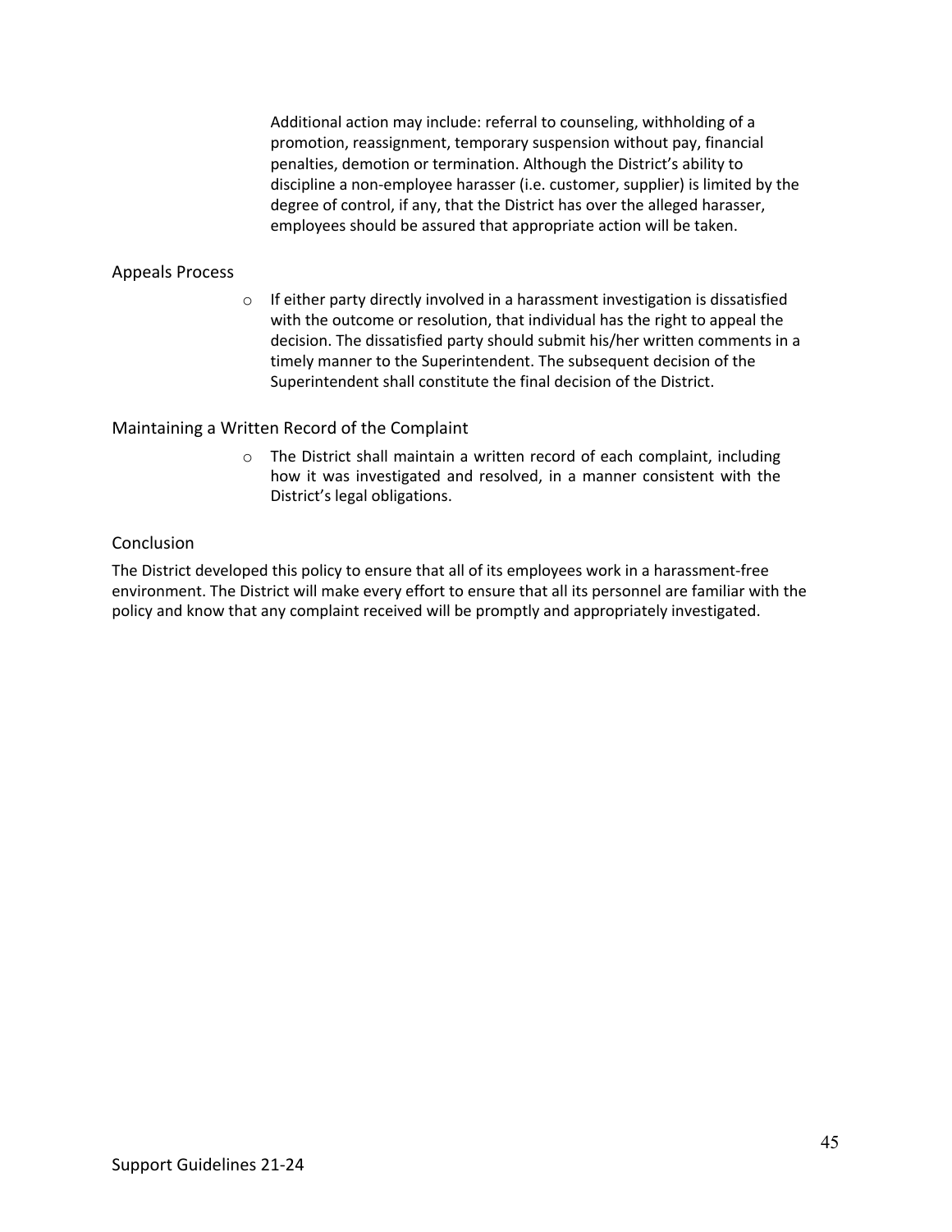Additional action may include: referral to counseling, withholding of a promotion, reassignment, temporary suspension without pay, financial penalties, demotion or termination. Although the District's ability to discipline a non-employee harasser (i.e. customer, supplier) is limited by the degree of control, if any, that the District has over the alleged harasser, employees should be assured that appropriate action will be taken.

## Appeals Process

- If either party directly involved in a harassment investigation is dissatisfied with the outcome or resolution, that individual has the right to appeal the decision. The dissatisfied party should submit his/her written comments in a timely manner to the Superintendent. The subsequent decision of the Superintendent shall constitute the final decision of the District.

## Maintaining a Written Record of the Complaint

- The District shall maintain a written record of each complaint, including how it was investigated and resolved, in a manner consistent with the District's legal obligations.

## Conclusion

The District developed this policy to ensure that all of its employees work in a harassment-free environment. The District will make every effort to ensure that all its personnel are familiar with the policy and know that any complaint received will be promptly and appropriately investigated.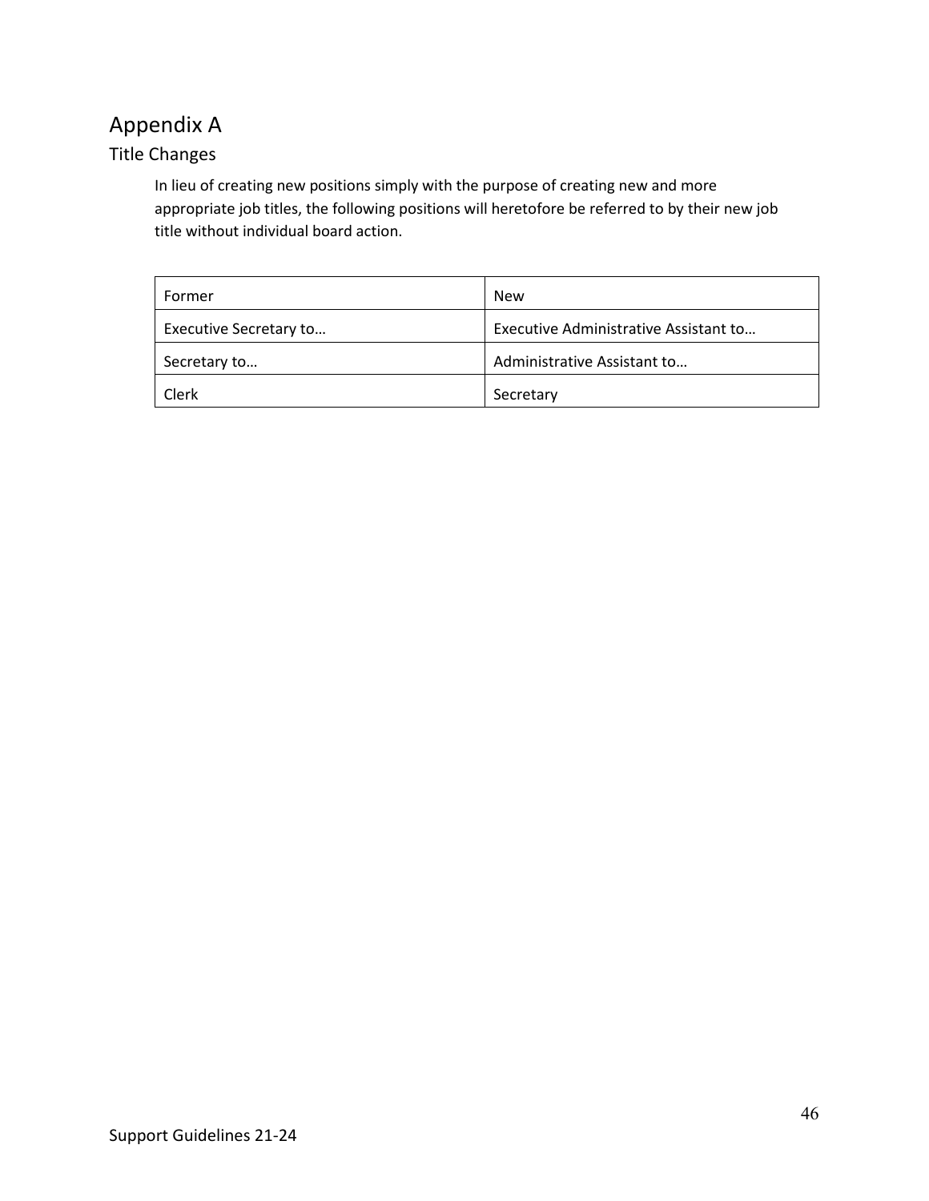# Appendix A

## Title Changes

In lieu of creating new positions simply with the purpose of creating new and more appropriate job titles, the following positions will heretofore be referred to by their new job title without individual board action.

| Former | New |
|---|---|
| Executive Secretary to… | Executive Administrative Assistant to… |
| Secretary to… | Administrative Assistant to… |
| Clerk | Secretary |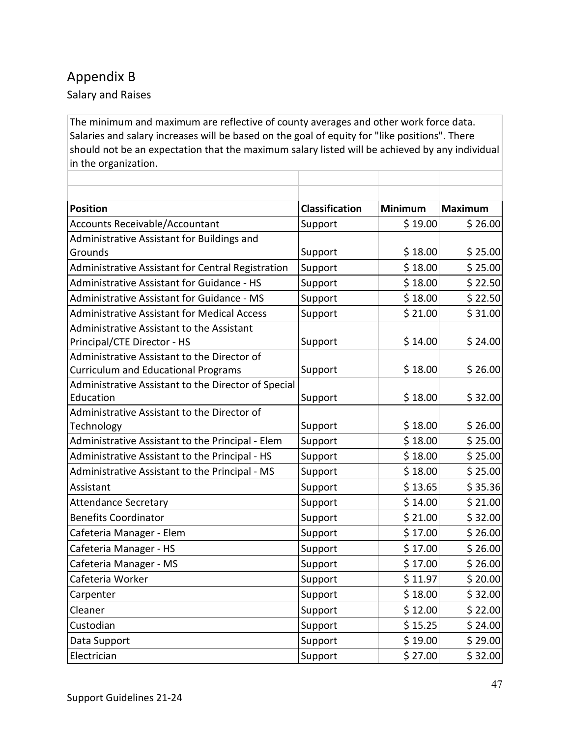# Appendix B

## Salary and Raises

The minimum and maximum are reflective of county averages and other work force data. Salaries and salary increases will be based on the goal of equity for "like positions". There should not be an expectation that the maximum salary listed will be achieved by any individual in the organization.

| Position | Classification | Minimum | Maximum |
|---|---|---|---|
| Accounts Receivable/Accountant | Support | $ 19.00 | $ 26.00 |
| Administrative Assistant for Buildings and Grounds | Support | $ 18.00 | $ 25.00 |
| Administrative Assistant for Central Registration | Support | $ 18.00 | $ 25.00 |
| Administrative Assistant for Guidance - HS | Support | $ 18.00 | $ 22.50 |
| Administrative Assistant for Guidance - MS | Support | $ 18.00 | $ 22.50 |
| Administrative Assistant for Medical Access | Support | $ 21.00 | $ 31.00 |
| Administrative Assistant to the Assistant Principal/CTE Director - HS | Support | $ 14.00 | $ 24.00 |
| Administrative Assistant to the Director of Curriculum and Educational Programs | Support | $ 18.00 | $ 26.00 |
| Administrative Assistant to the Director of Special Education | Support | $ 18.00 | $ 32.00 |
| Administrative Assistant to the Director of Technology | Support | $ 18.00 | $ 26.00 |
| Administrative Assistant to the Principal - Elem | Support | $ 18.00 | $ 25.00 |
| Administrative Assistant to the Principal - HS | Support | $ 18.00 | $ 25.00 |
| Administrative Assistant to the Principal - MS | Support | $ 18.00 | $ 25.00 |
| Assistant | Support | $ 13.65 | $ 35.36 |
| Attendance Secretary | Support | $ 14.00 | $ 21.00 |
| Benefits Coordinator | Support | $ 21.00 | $ 32.00 |
| Cafeteria Manager - Elem | Support | $ 17.00 | $ 26.00 |
| Cafeteria Manager - HS | Support | $ 17.00 | $ 26.00 |
| Cafeteria Manager - MS | Support | $ 17.00 | $ 26.00 |
| Cafeteria Worker | Support | $ 11.97 | $ 20.00 |
| Carpenter | Support | $ 18.00 | $ 32.00 |
| Cleaner | Support | $ 12.00 | $ 22.00 |
| Custodian | Support | $ 15.25 | $ 24.00 |
| Data Support | Support | $ 19.00 | $ 29.00 |
| Electrician | Support | $ 27.00 | $ 32.00 |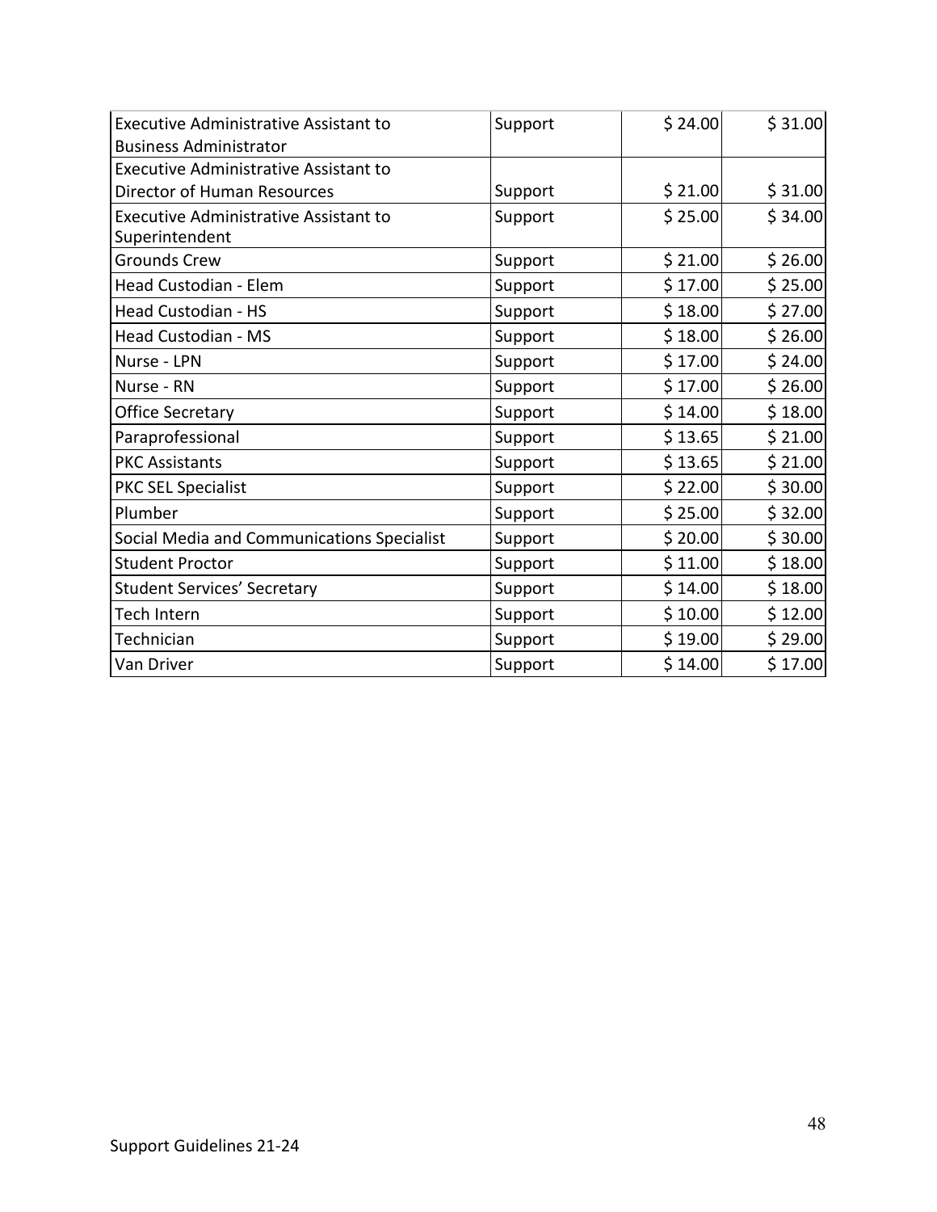| | | | |
|---|---|---|---|
| Executive Administrative Assistant to Business Administrator | Support | $ 24.00 | $ 31.00 |
| Executive Administrative Assistant to Director of Human Resources | Support | $ 21.00 | $ 31.00 |
| Executive Administrative Assistant to Superintendent | Support | $ 25.00 | $ 34.00 |
| Grounds Crew | Support | $ 21.00 | $ 26.00 |
| Head Custodian - Elem | Support | $ 17.00 | $ 25.00 |
| Head Custodian - HS | Support | $ 18.00 | $ 27.00 |
| Head Custodian - MS | Support | $ 18.00 | $ 26.00 |
| Nurse - LPN | Support | $ 17.00 | $ 24.00 |
| Nurse - RN | Support | $ 17.00 | $ 26.00 |
| Office Secretary | Support | $ 14.00 | $ 18.00 |
| Paraprofessional | Support | $ 13.65 | $ 21.00 |
| PKC Assistants | Support | $ 13.65 | $ 21.00 |
| PKC SEL Specialist | Support | $ 22.00 | $ 30.00 |
| Plumber | Support | $ 25.00 | $ 32.00 |
| Social Media and Communications Specialist | Support | $ 20.00 | $ 30.00 |
| Student Proctor | Support | $ 11.00 | $ 18.00 |
| Student Services' Secretary | Support | $ 14.00 | $ 18.00 |
| Tech Intern | Support | $ 10.00 | $ 12.00 |
| Technician | Support | $ 19.00 | $ 29.00 |
| Van Driver | Support | $ 14.00 | $ 17.00 |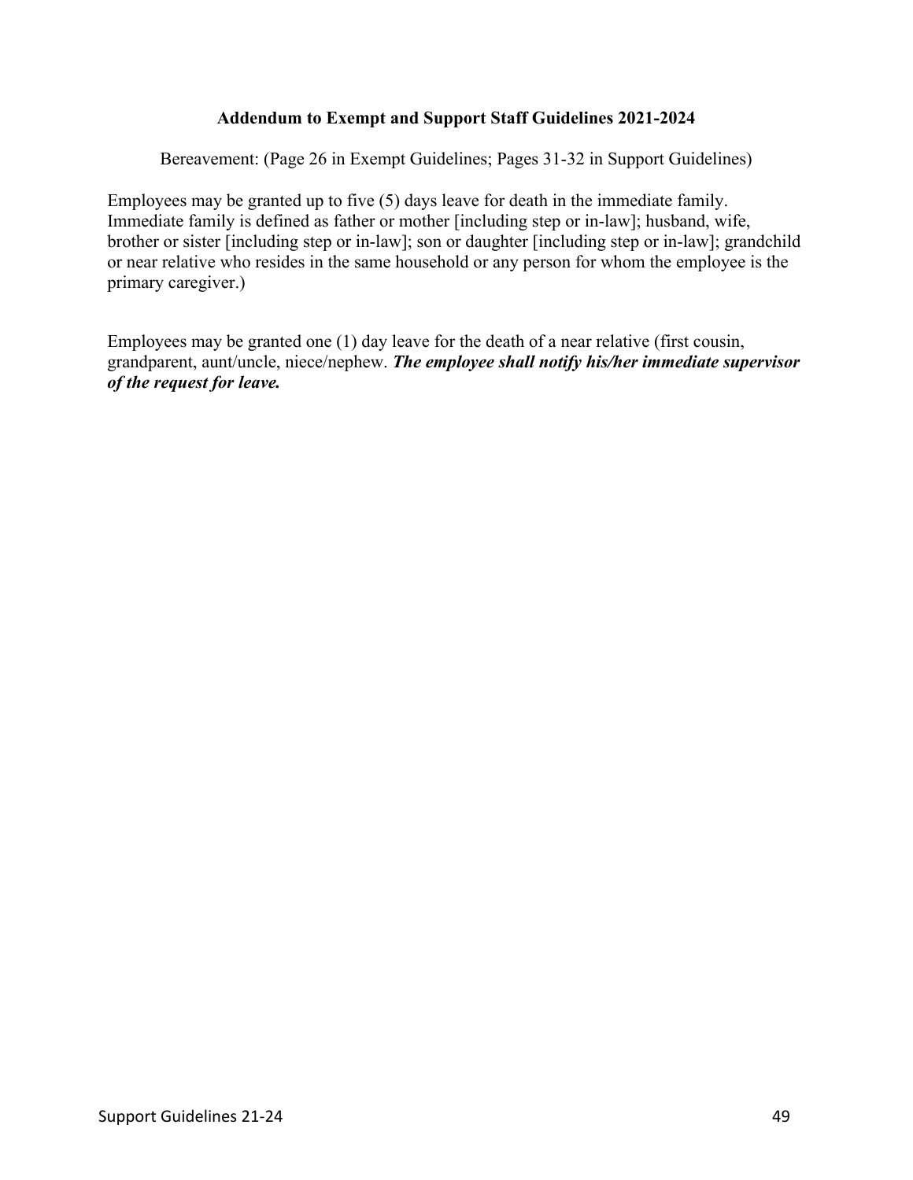**Addendum to Exempt and Support Staff Guidelines 2021-2024**

Bereavement: (Page 26 in Exempt Guidelines; Pages 31-32 in Support Guidelines)

Employees may be granted up to five (5) days leave for death in the immediate family. Immediate family is defined as father or mother [including step or in-law]; husband, wife, brother or sister [including step or in-law]; son or daughter [including step or in-law]; grandchild or near relative who resides in the same household or any person for whom the employee is the primary caregiver.)

Employees may be granted one (1) day leave for the death of a near relative (first cousin, grandparent, aunt/uncle, niece/nephew. ***The employee shall notify his/her immediate supervisor of the request for leave.***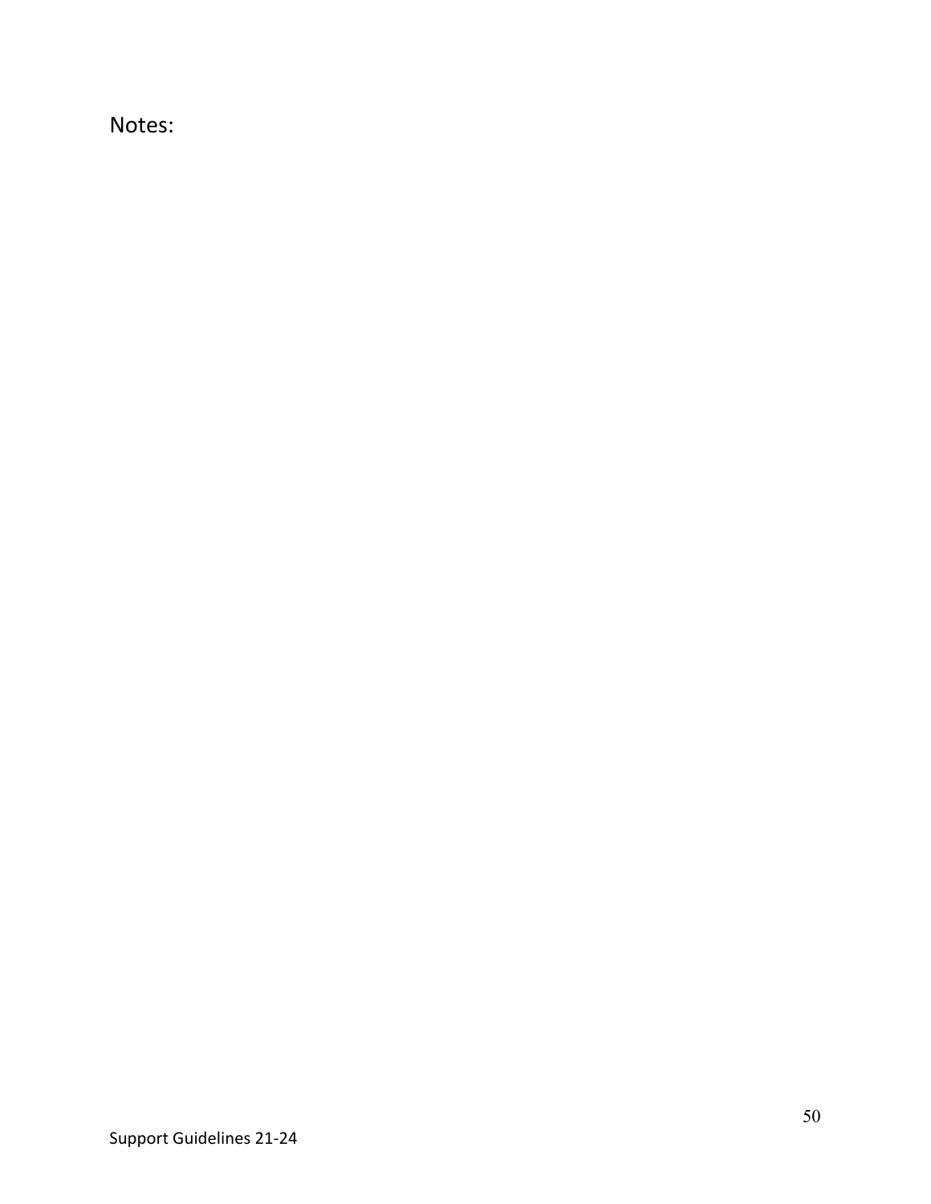Notes: